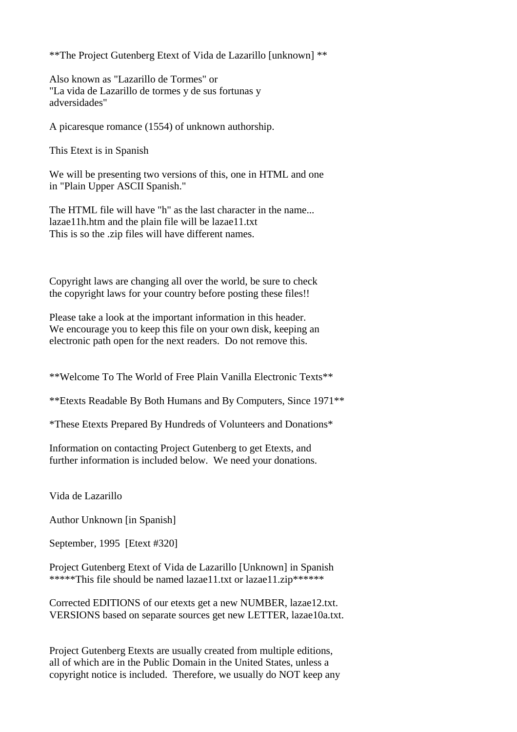**The Project Gutenberg Etext of Vida de Lazarillo [unknown] **

Also known as "Lazarillo de Tormes" or
"La vida de Lazarillo de tormes y de sus fortunas y
adversidades"

A picaresque romance (1554) of unknown authorship.

This Etext is in Spanish

We will be presenting two versions of this, one in HTML and one
in "Plain Upper ASCII Spanish."

The HTML file will have "h" as the last character in the name...
lazae11h.htm and the plain file will be lazae11.txt
This is so the .zip files will have different names.

Copyright laws are changing all over the world, be sure to check
the copyright laws for your country before posting these files!!

Please take a look at the important information in this header.
We encourage you to keep this file on your own disk, keeping an
electronic path open for the next readers. Do not remove this.

**Welcome To The World of Free Plain Vanilla Electronic Texts**

**Etexts Readable By Both Humans and By Computers, Since 1971**

*These Etexts Prepared By Hundreds of Volunteers and Donations*

Information on contacting Project Gutenberg to get Etexts, and
further information is included below. We need your donations.

Vida de Lazarillo

Author Unknown [in Spanish]

September, 1995 [Etext #320]

Project Gutenberg Etext of Vida de Lazarillo [Unknown] in Spanish
*****This file should be named lazae11.txt or lazae11.zip******

Corrected EDITIONS of our etexts get a new NUMBER, lazae12.txt.
VERSIONS based on separate sources get new LETTER, lazae10a.txt.

Project Gutenberg Etexts are usually created from multiple editions,
all of which are in the Public Domain in the United States, unless a
copyright notice is included. Therefore, we usually do NOT keep any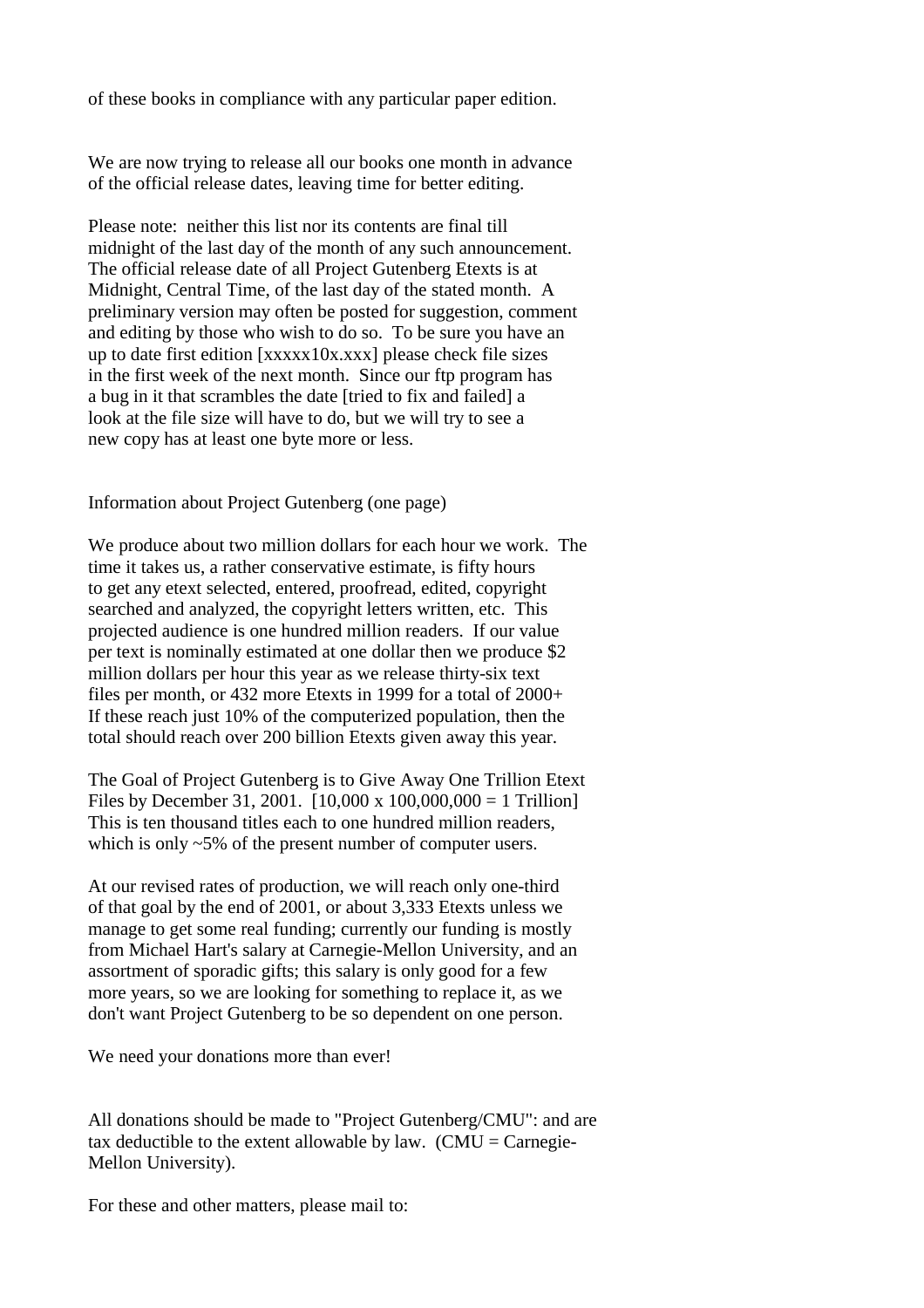of these books in compliance with any particular paper edition.

We are now trying to release all our books one month in advance of the official release dates, leaving time for better editing.

Please note: neither this list nor its contents are final till midnight of the last day of the month of any such announcement. The official release date of all Project Gutenberg Etexts is at Midnight, Central Time, of the last day of the stated month. A preliminary version may often be posted for suggestion, comment and editing by those who wish to do so. To be sure you have an up to date first edition [xxxxx10x.xxx] please check file sizes in the first week of the next month. Since our ftp program has a bug in it that scrambles the date [tried to fix and failed] a look at the file size will have to do, but we will try to see a new copy has at least one byte more or less.

Information about Project Gutenberg (one page)

We produce about two million dollars for each hour we work. The time it takes us, a rather conservative estimate, is fifty hours to get any etext selected, entered, proofread, edited, copyright searched and analyzed, the copyright letters written, etc. This projected audience is one hundred million readers. If our value per text is nominally estimated at one dollar then we produce $2 million dollars per hour this year as we release thirty-six text files per month, or 432 more Etexts in 1999 for a total of 2000+ If these reach just 10% of the computerized population, then the total should reach over 200 billion Etexts given away this year.

The Goal of Project Gutenberg is to Give Away One Trillion Etext Files by December 31, 2001. [10,000 x 100,000,000 = 1 Trillion] This is ten thousand titles each to one hundred million readers, which is only ~5% of the present number of computer users.

At our revised rates of production, we will reach only one-third of that goal by the end of 2001, or about 3,333 Etexts unless we manage to get some real funding; currently our funding is mostly from Michael Hart's salary at Carnegie-Mellon University, and an assortment of sporadic gifts; this salary is only good for a few more years, so we are looking for something to replace it, as we don't want Project Gutenberg to be so dependent on one person.

We need your donations more than ever!

All donations should be made to "Project Gutenberg/CMU": and are tax deductible to the extent allowable by law. (CMU = Carnegie-Mellon University).

For these and other matters, please mail to: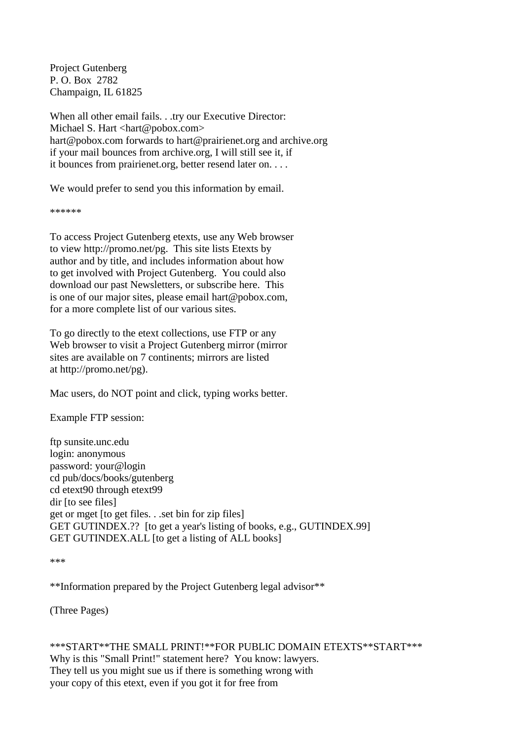Project Gutenberg
P. O. Box 2782
Champaign, IL 61825

When all other email fails. . .try our Executive Director:
Michael S. Hart <hart@pobox.com>
hart@pobox.com forwards to hart@prairienet.org and archive.org
if your mail bounces from archive.org, I will still see it, if
it bounces from prairienet.org, better resend later on. . . .

We would prefer to send you this information by email.

******

To access Project Gutenberg etexts, use any Web browser
to view http://promo.net/pg. This site lists Etexts by
author and by title, and includes information about how
to get involved with Project Gutenberg. You could also
download our past Newsletters, or subscribe here. This
is one of our major sites, please email hart@pobox.com,
for a more complete list of our various sites.

To go directly to the etext collections, use FTP or any
Web browser to visit a Project Gutenberg mirror (mirror
sites are available on 7 continents; mirrors are listed
at http://promo.net/pg).

Mac users, do NOT point and click, typing works better.

Example FTP session:

```
ftp sunsite.unc.edu
login: anonymous
password: your@login
cd pub/docs/books/gutenberg
cd etext90 through etext99
dir [to see files]
get or mget [to get files. . .set bin for zip files]
GET GUTINDEX.?? [to get a year's listing of books, e.g., GUTINDEX.99]
GET GUTINDEX.ALL [to get a listing of ALL books]
```

***

**Information prepared by the Project Gutenberg legal advisor**

(Three Pages)

***START**THE SMALL PRINT!**FOR PUBLIC DOMAIN ETEXTS**START***
Why is this "Small Print!" statement here? You know: lawyers.
They tell us you might sue us if there is something wrong with
your copy of this etext, even if you got it for free from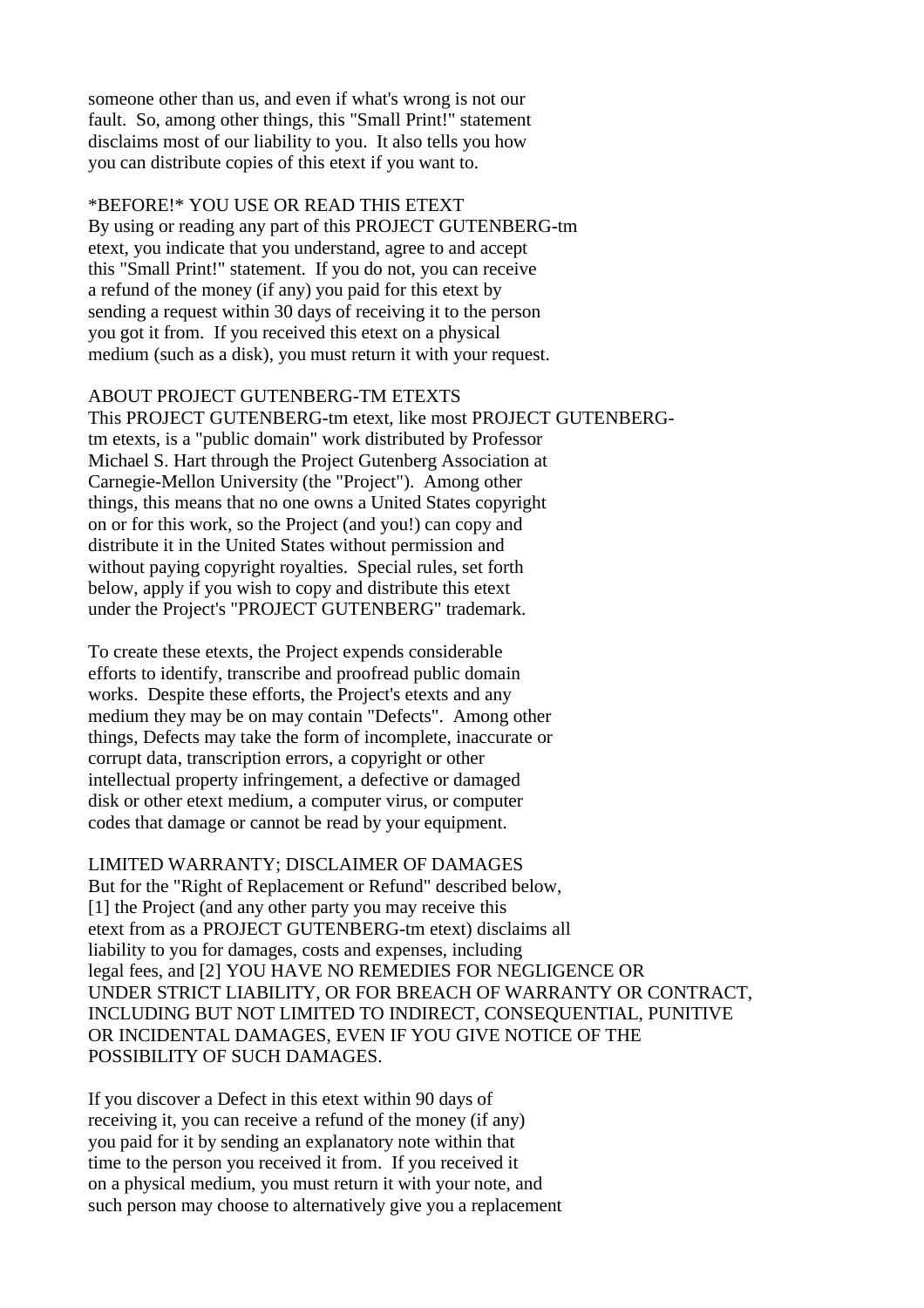someone other than us, and even if what's wrong is not our fault. So, among other things, this "Small Print!" statement disclaims most of our liability to you. It also tells you how you can distribute copies of this etext if you want to.

*BEFORE!* YOU USE OR READ THIS ETEXT
By using or reading any part of this PROJECT GUTENBERG-tm etext, you indicate that you understand, agree to and accept this "Small Print!" statement. If you do not, you can receive a refund of the money (if any) you paid for this etext by sending a request within 30 days of receiving it to the person you got it from. If you received this etext on a physical medium (such as a disk), you must return it with your request.

ABOUT PROJECT GUTENBERG-TM ETEXTS
This PROJECT GUTENBERG-tm etext, like most PROJECT GUTENBERG-tm etexts, is a "public domain" work distributed by Professor Michael S. Hart through the Project Gutenberg Association at Carnegie-Mellon University (the "Project"). Among other things, this means that no one owns a United States copyright on or for this work, so the Project (and you!) can copy and distribute it in the United States without permission and without paying copyright royalties. Special rules, set forth below, apply if you wish to copy and distribute this etext under the Project's "PROJECT GUTENBERG" trademark.

To create these etexts, the Project expends considerable efforts to identify, transcribe and proofread public domain works. Despite these efforts, the Project's etexts and any medium they may be on may contain "Defects". Among other things, Defects may take the form of incomplete, inaccurate or corrupt data, transcription errors, a copyright or other intellectual property infringement, a defective or damaged disk or other etext medium, a computer virus, or computer codes that damage or cannot be read by your equipment.

LIMITED WARRANTY; DISCLAIMER OF DAMAGES
But for the "Right of Replacement or Refund" described below, [1] the Project (and any other party you may receive this etext from as a PROJECT GUTENBERG-tm etext) disclaims all liability to you for damages, costs and expenses, including legal fees, and [2] YOU HAVE NO REMEDIES FOR NEGLIGENCE OR UNDER STRICT LIABILITY, OR FOR BREACH OF WARRANTY OR CONTRACT, INCLUDING BUT NOT LIMITED TO INDIRECT, CONSEQUENTIAL, PUNITIVE OR INCIDENTAL DAMAGES, EVEN IF YOU GIVE NOTICE OF THE POSSIBILITY OF SUCH DAMAGES.

If you discover a Defect in this etext within 90 days of receiving it, you can receive a refund of the money (if any) you paid for it by sending an explanatory note within that time to the person you received it from. If you received it on a physical medium, you must return it with your note, and such person may choose to alternatively give you a replacement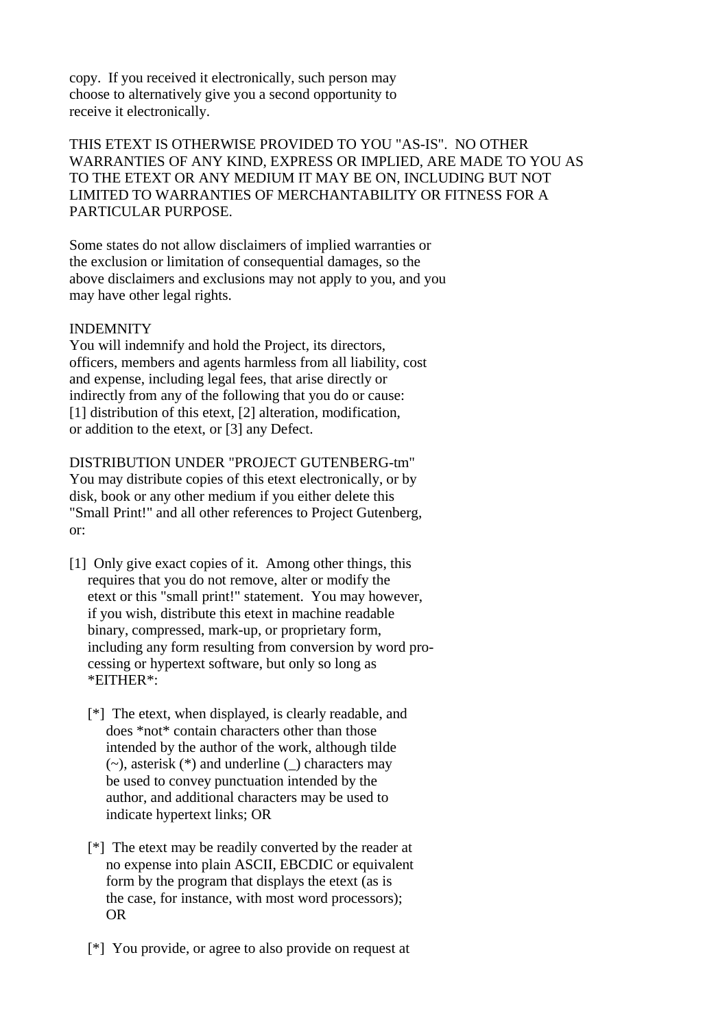copy. If you received it electronically, such person may choose to alternatively give you a second opportunity to receive it electronically.

THIS ETEXT IS OTHERWISE PROVIDED TO YOU "AS-IS". NO OTHER WARRANTIES OF ANY KIND, EXPRESS OR IMPLIED, ARE MADE TO YOU AS TO THE ETEXT OR ANY MEDIUM IT MAY BE ON, INCLUDING BUT NOT LIMITED TO WARRANTIES OF MERCHANTABILITY OR FITNESS FOR A PARTICULAR PURPOSE.

Some states do not allow disclaimers of implied warranties or the exclusion or limitation of consequential damages, so the above disclaimers and exclusions may not apply to you, and you may have other legal rights.

INDEMNITY
You will indemnify and hold the Project, its directors, officers, members and agents harmless from all liability, cost and expense, including legal fees, that arise directly or indirectly from any of the following that you do or cause: [1] distribution of this etext, [2] alteration, modification, or addition to the etext, or [3] any Defect.

DISTRIBUTION UNDER "PROJECT GUTENBERG-tm"
You may distribute copies of this etext electronically, or by disk, book or any other medium if you either delete this "Small Print!" and all other references to Project Gutenberg, or:

[1] Only give exact copies of it. Among other things, this requires that you do not remove, alter or modify the etext or this "small print!" statement. You may however, if you wish, distribute this etext in machine readable binary, compressed, mark-up, or proprietary form, including any form resulting from conversion by word processing or hypertext software, but only so long as *EITHER*:

    [*] The etext, when displayed, is clearly readable, and does *not* contain characters other than those intended by the author of the work, although tilde (~), asterisk (*) and underline (_) characters may be used to convey punctuation intended by the author, and additional characters may be used to indicate hypertext links; OR

    [*] The etext may be readily converted by the reader at no expense into plain ASCII, EBCDIC or equivalent form by the program that displays the etext (as is the case, for instance, with most word processors); OR

    [*] You provide, or agree to also provide on request at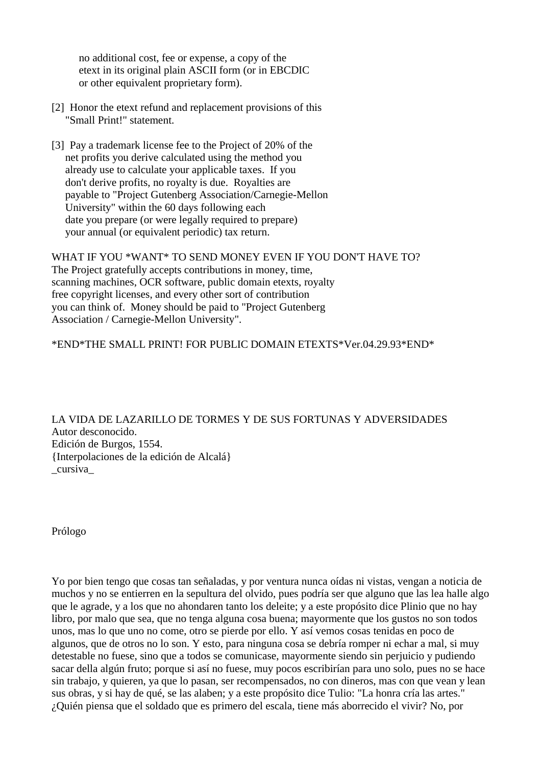no additional cost, fee or expense, a copy of the
etext in its original plain ASCII form (or in EBCDIC
or other equivalent proprietary form).

[2]  Honor the etext refund and replacement provisions of this
"Small Print!" statement.

[3]  Pay a trademark license fee to the Project of 20% of the
net profits you derive calculated using the method you
already use to calculate your applicable taxes.  If you
don't derive profits, no royalty is due.  Royalties are
payable to "Project Gutenberg Association/Carnegie-Mellon
University" within the 60 days following each
date you prepare (or were legally required to prepare)
your annual (or equivalent periodic) tax return.

WHAT IF YOU *WANT* TO SEND MONEY EVEN IF YOU DON'T HAVE TO?
The Project gratefully accepts contributions in money, time,
scanning machines, OCR software, public domain etexts, royalty
free copyright licenses, and every other sort of contribution
you can think of.  Money should be paid to "Project Gutenberg
Association / Carnegie-Mellon University".

*END*THE SMALL PRINT! FOR PUBLIC DOMAIN ETEXTS*Ver.04.29.93*END*

LA VIDA DE LAZARILLO DE TORMES Y DE SUS FORTUNAS Y ADVERSIDADES
Autor desconocido.
Edición de Burgos, 1554.
{Interpolaciones de la edición de Alcalá}
_cursiva_

Prólogo

Yo por bien tengo que cosas tan señaladas, y por ventura nunca oídas ni vistas, vengan a noticia de muchos y no se entierren en la sepultura del olvido, pues podría ser que alguno que las lea halle algo que le agrade, y a los que no ahondaren tanto los deleite; y a este propósito dice Plinio que no hay libro, por malo que sea, que no tenga alguna cosa buena; mayormente que los gustos no son todos unos, mas lo que uno no come, otro se pierde por ello. Y así vemos cosas tenidas en poco de algunos, que de otros no lo son. Y esto, para ninguna cosa se debría romper ni echar a mal, si muy detestable no fuese, sino que a todos se comunicase, mayormente siendo sin perjuicio y pudiendo sacar della algún fruto; porque si así no fuese, muy pocos escribirían para uno solo, pues no se hace sin trabajo, y quieren, ya que lo pasan, ser recompensados, no con dineros, mas con que vean y lean sus obras, y si hay de qué, se las alaben; y a este propósito dice Tulio: "La honra cría las artes." ¿Quién piensa que el soldado que es primero del escala, tiene más aborrecido el vivir? No, por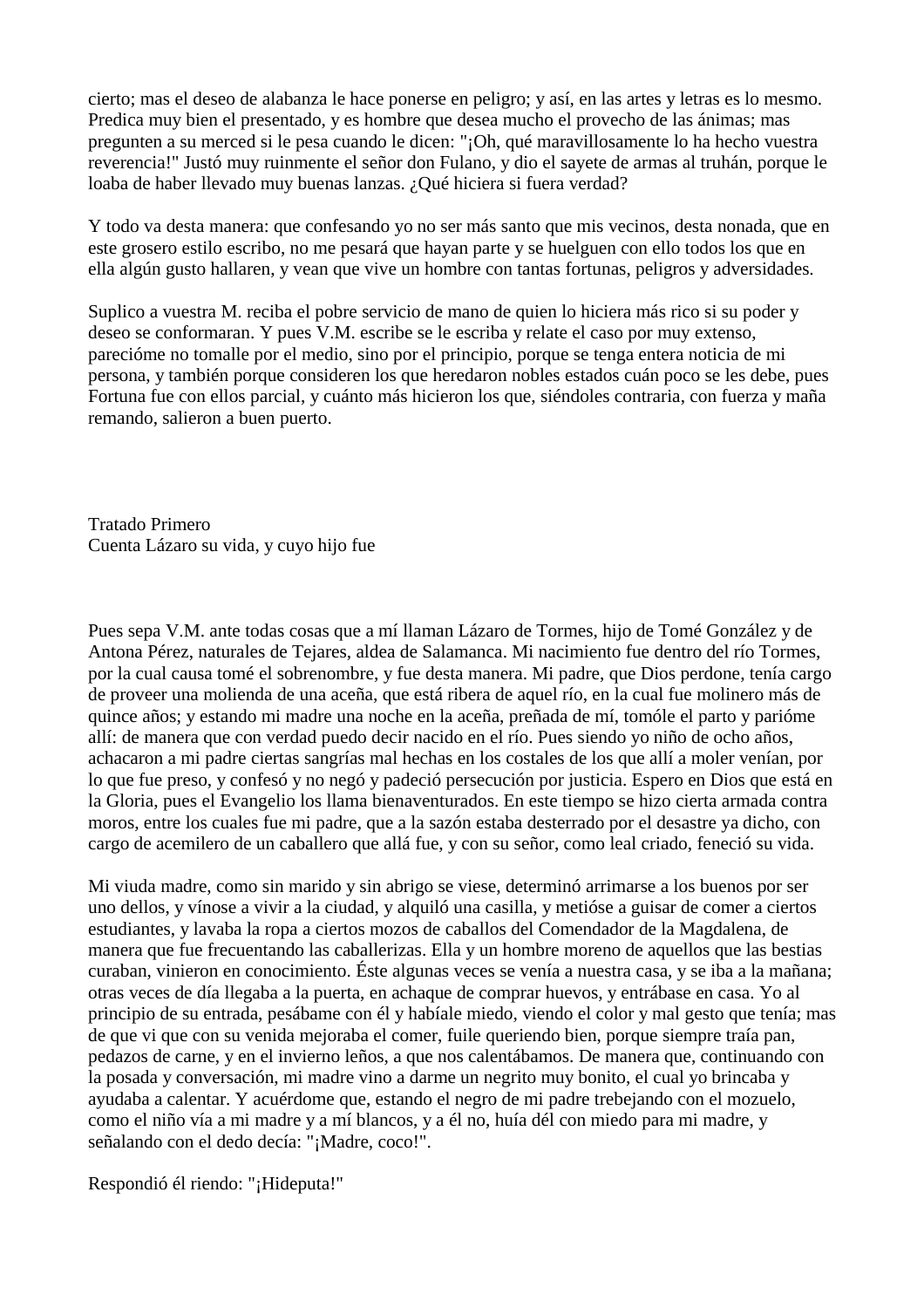cierto; mas el deseo de alabanza le hace ponerse en peligro; y así, en las artes y letras es lo mesmo. Predica muy bien el presentado, y es hombre que desea mucho el provecho de las ánimas; mas pregunten a su merced si le pesa cuando le dicen: "¡Oh, qué maravillosamente lo ha hecho vuestra reverencia!" Justó muy ruinmente el señor don Fulano, y dio el sayete de armas al truhán, porque le loaba de haber llevado muy buenas lanzas. ¿Qué hiciera si fuera verdad?

Y todo va desta manera: que confesando yo no ser más santo que mis vecinos, desta nonada, que en este grosero estilo escribo, no me pesará que hayan parte y se huelguen con ello todos los que en ella algún gusto hallaren, y vean que vive un hombre con tantas fortunas, peligros y adversidades.

Suplico a vuestra M. reciba el pobre servicio de mano de quien lo hiciera más rico si su poder y deseo se conformaran. Y pues V.M. escribe se le escriba y relate el caso por muy extenso, parecióme no tomalle por el medio, sino por el principio, porque se tenga entera noticia de mi persona, y también porque consideren los que heredaron nobles estados cuán poco se les debe, pues Fortuna fue con ellos parcial, y cuánto más hicieron los que, siéndoles contraria, con fuerza y maña remando, salieron a buen puerto.

## Tratado Primero
## Cuenta Lázaro su vida, y cuyo hijo fue

Pues sepa V.M. ante todas cosas que a mí llaman Lázaro de Tormes, hijo de Tomé González y de Antona Pérez, naturales de Tejares, aldea de Salamanca. Mi nacimiento fue dentro del río Tormes, por la cual causa tomé el sobrenombre, y fue desta manera. Mi padre, que Dios perdone, tenía cargo de proveer una molienda de una aceña, que está ribera de aquel río, en la cual fue molinero más de quince años; y estando mi madre una noche en la aceña, preñada de mí, tomóle el parto y parióme allí: de manera que con verdad puedo decir nacido en el río. Pues siendo yo niño de ocho años, achacaron a mi padre ciertas sangrías mal hechas en los costales de los que allí a moler venían, por lo que fue preso, y confesó y no negó y padeció persecución por justicia. Espero en Dios que está en la Gloria, pues el Evangelio los llama bienaventurados. En este tiempo se hizo cierta armada contra moros, entre los cuales fue mi padre, que a la sazón estaba desterrado por el desastre ya dicho, con cargo de acemilero de un caballero que allá fue, y con su señor, como leal criado, feneció su vida.

Mi viuda madre, como sin marido y sin abrigo se viese, determinó arrimarse a los buenos por ser uno dellos, y vínose a vivir a la ciudad, y alquiló una casilla, y metióse a guisar de comer a ciertos estudiantes, y lavaba la ropa a ciertos mozos de caballos del Comendador de la Magdalena, de manera que fue frecuentando las caballerizas. Ella y un hombre moreno de aquellos que las bestias curaban, vinieron en conocimiento. Éste algunas veces se venía a nuestra casa, y se iba a la mañana; otras veces de día llegaba a la puerta, en achaque de comprar huevos, y entrábase en casa. Yo al principio de su entrada, pesábame con él y habíale miedo, viendo el color y mal gesto que tenía; mas de que vi que con su venida mejoraba el comer, fuile queriendo bien, porque siempre traía pan, pedazos de carne, y en el invierno leños, a que nos calentábamos. De manera que, continuando con la posada y conversación, mi madre vino a darme un negrito muy bonito, el cual yo brincaba y ayudaba a calentar. Y acuérdome que, estando el negro de mi padre trebejando con el mozuelo, como el niño vía a mi madre y a mí blancos, y a él no, huía dél con miedo para mi madre, y señalando con el dedo decía: "¡Madre, coco!".

Respondió él riendo: "¡Hideputa!"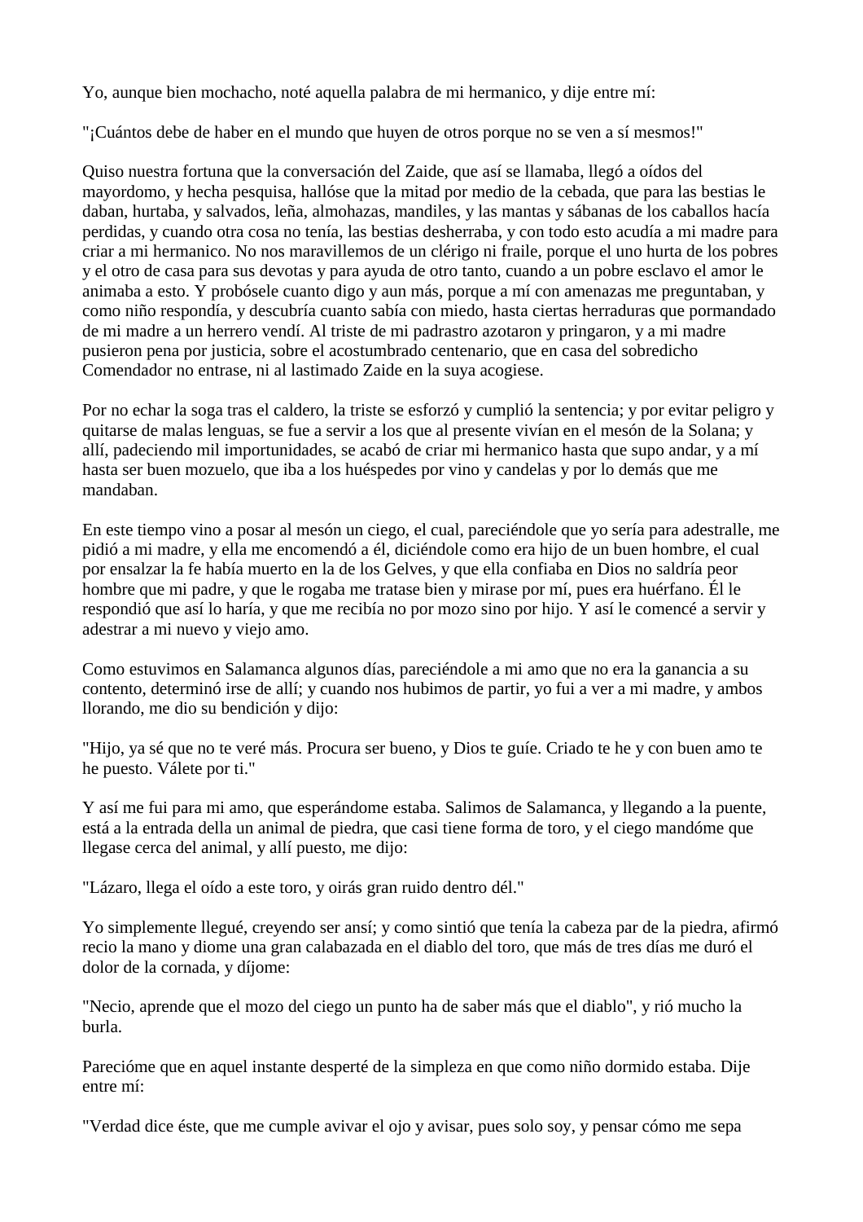Yo, aunque bien mochacho, noté aquella palabra de mi hermanico, y dije entre mí:

"¡Cuántos debe de haber en el mundo que huyen de otros porque no se ven a sí mesmos!"

Quiso nuestra fortuna que la conversación del Zaide, que así se llamaba, llegó a oídos del mayordomo, y hecha pesquisa, hallóse que la mitad por medio de la cebada, que para las bestias le daban, hurtaba, y salvados, leña, almohazas, mandiles, y las mantas y sábanas de los caballos hacía perdidas, y cuando otra cosa no tenía, las bestias desherraba, y con todo esto acudía a mi madre para criar a mi hermanico. No nos maravillemos de un clérigo ni fraile, porque el uno hurta de los pobres y el otro de casa para sus devotas y para ayuda de otro tanto, cuando a un pobre esclavo el amor le animaba a esto. Y probósele cuanto digo y aun más, porque a mí con amenazas me preguntaban, y como niño respondía, y descubría cuanto sabía con miedo, hasta ciertas herraduras que pormandado de mi madre a un herrero vendí. Al triste de mi padrastro azotaron y pringaron, y a mi madre pusieron pena por justicia, sobre el acostumbrado centenario, que en casa del sobredicho Comendador no entrase, ni al lastimado Zaide en la suya acogiese.

Por no echar la soga tras el caldero, la triste se esforzó y cumplió la sentencia; y por evitar peligro y quitarse de malas lenguas, se fue a servir a los que al presente vivían en el mesón de la Solana; y allí, padeciendo mil importunidades, se acabó de criar mi hermanico hasta que supo andar, y a mí hasta ser buen mozuelo, que iba a los huéspedes por vino y candelas y por lo demás que me mandaban.

En este tiempo vino a posar al mesón un ciego, el cual, pareciéndole que yo sería para adestralle, me pidió a mi madre, y ella me encomendó a él, diciéndole como era hijo de un buen hombre, el cual por ensalzar la fe había muerto en la de los Gelves, y que ella confiaba en Dios no saldría peor hombre que mi padre, y que le rogaba me tratase bien y mirase por mí, pues era huérfano. Él le respondió que así lo haría, y que me recibía no por mozo sino por hijo. Y así le comencé a servir y adestrar a mi nuevo y viejo amo.

Como estuvimos en Salamanca algunos días, pareciéndole a mi amo que no era la ganancia a su contento, determinó irse de allí; y cuando nos hubimos de partir, yo fui a ver a mi madre, y ambos llorando, me dio su bendición y dijo:

"Hijo, ya sé que no te veré más. Procura ser bueno, y Dios te guíe. Criado te he y con buen amo te he puesto. Válete por ti."

Y así me fui para mi amo, que esperándome estaba. Salimos de Salamanca, y llegando a la puente, está a la entrada della un animal de piedra, que casi tiene forma de toro, y el ciego mandóme que llegase cerca del animal, y allí puesto, me dijo:

"Lázaro, llega el oído a este toro, y oirás gran ruido dentro dél."

Yo simplemente llegué, creyendo ser ansí; y como sintió que tenía la cabeza par de la piedra, afirmó recio la mano y diome una gran calabazada en el diablo del toro, que más de tres días me duró el dolor de la cornada, y díjome:

"Necio, aprende que el mozo del ciego un punto ha de saber más que el diablo", y rió mucho la burla.

Parecióme que en aquel instante desperté de la simpleza en que como niño dormido estaba. Dije entre mí:

"Verdad dice éste, que me cumple avivar el ojo y avisar, pues solo soy, y pensar cómo me sepa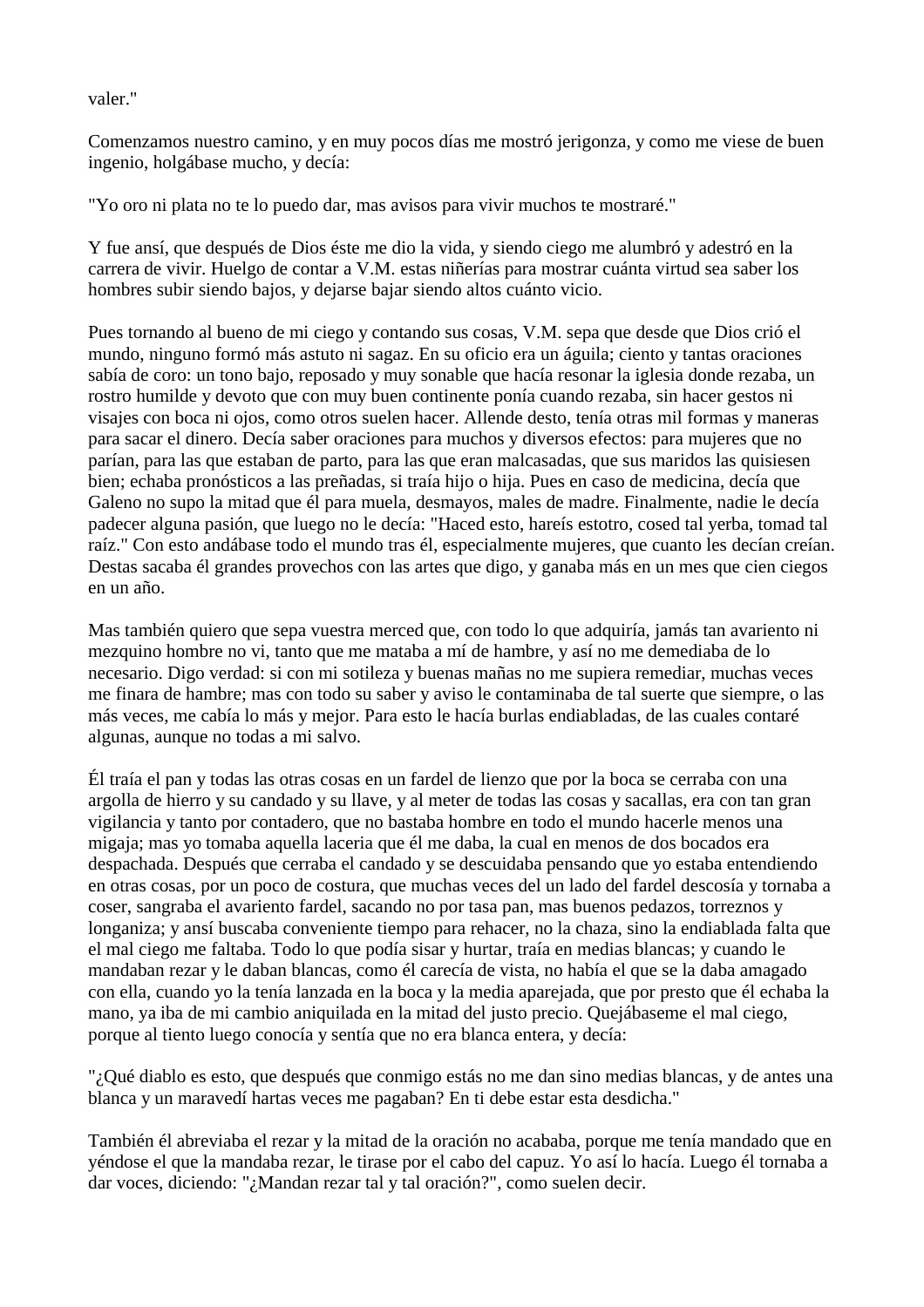valer."

Comenzamos nuestro camino, y en muy pocos días me mostró jerigonza, y como me viese de buen ingenio, holgábase mucho, y decía:

"Yo oro ni plata no te lo puedo dar, mas avisos para vivir muchos te mostraré."

Y fue ansí, que después de Dios éste me dio la vida, y siendo ciego me alumbró y adestró en la carrera de vivir. Huelgo de contar a V.M. estas niñerías para mostrar cuánta virtud sea saber los hombres subir siendo bajos, y dejarse bajar siendo altos cuánto vicio.

Pues tornando al bueno de mi ciego y contando sus cosas, V.M. sepa que desde que Dios crió el mundo, ninguno formó más astuto ni sagaz. En su oficio era un águila; ciento y tantas oraciones sabía de coro: un tono bajo, reposado y muy sonable que hacía resonar la iglesia donde rezaba, un rostro humilde y devoto que con muy buen continente ponía cuando rezaba, sin hacer gestos ni visajes con boca ni ojos, como otros suelen hacer. Allende desto, tenía otras mil formas y maneras para sacar el dinero. Decía saber oraciones para muchos y diversos efectos: para mujeres que no parían, para las que estaban de parto, para las que eran malcasadas, que sus maridos las quisiesen bien; echaba pronósticos a las preñadas, si traía hijo o hija. Pues en caso de medicina, decía que Galeno no supo la mitad que él para muela, desmayos, males de madre. Finalmente, nadie le decía padecer alguna pasión, que luego no le decía: "Haced esto, haréis estotro, cosed tal yerba, tomad tal raíz." Con esto andábase todo el mundo tras él, especialmente mujeres, que cuanto les decían creían. Destas sacaba él grandes provechos con las artes que digo, y ganaba más en un mes que cien ciegos en un año.

Mas también quiero que sepa vuestra merced que, con todo lo que adquiría, jamás tan avariento ni mezquino hombre no vi, tanto que me mataba a mí de hambre, y así no me demediaba de lo necesario. Digo verdad: si con mi sotileza y buenas mañas no me supiera remediar, muchas veces me finara de hambre; mas con todo su saber y aviso le contaminaba de tal suerte que siempre, o las más veces, me cabía lo más y mejor. Para esto le hacía burlas endiabladas, de las cuales contaré algunas, aunque no todas a mi salvo.

Él traía el pan y todas las otras cosas en un fardel de lienzo que por la boca se cerraba con una argolla de hierro y su candado y su llave, y al meter de todas las cosas y sacallas, era con tan gran vigilancia y tanto por contadero, que no bastaba hombre en todo el mundo hacerle menos una migaja; mas yo tomaba aquella laceria que él me daba, la cual en menos de dos bocados era despachada. Después que cerraba el candado y se descuidaba pensando que yo estaba entendiendo en otras cosas, por un poco de costura, que muchas veces del un lado del fardel descosía y tornaba a coser, sangraba el avariento fardel, sacando no por tasa pan, mas buenos pedazos, torreznos y longaniza; y ansí buscaba conveniente tiempo para rehacer, no la chaza, sino la endiablada falta que el mal ciego me faltaba. Todo lo que podía sisar y hurtar, traía en medias blancas; y cuando le mandaban rezar y le daban blancas, como él carecía de vista, no había el que se la daba amagado con ella, cuando yo la tenía lanzada en la boca y la media aparejada, que por presto que él echaba la mano, ya iba de mi cambio aniquilada en la mitad del justo precio. Quejábaseme el mal ciego, porque al tiento luego conocía y sentía que no era blanca entera, y decía:

"¿Qué diablo es esto, que después que conmigo estás no me dan sino medias blancas, y de antes una blanca y un maravedí hartas veces me pagaban? En ti debe estar esta desdicha."

También él abreviaba el rezar y la mitad de la oración no acababa, porque me tenía mandado que en yéndose el que la mandaba rezar, le tirase por el cabo del capuz. Yo así lo hacía. Luego él tornaba a dar voces, diciendo: "¿Mandan rezar tal y tal oración?", como suelen decir.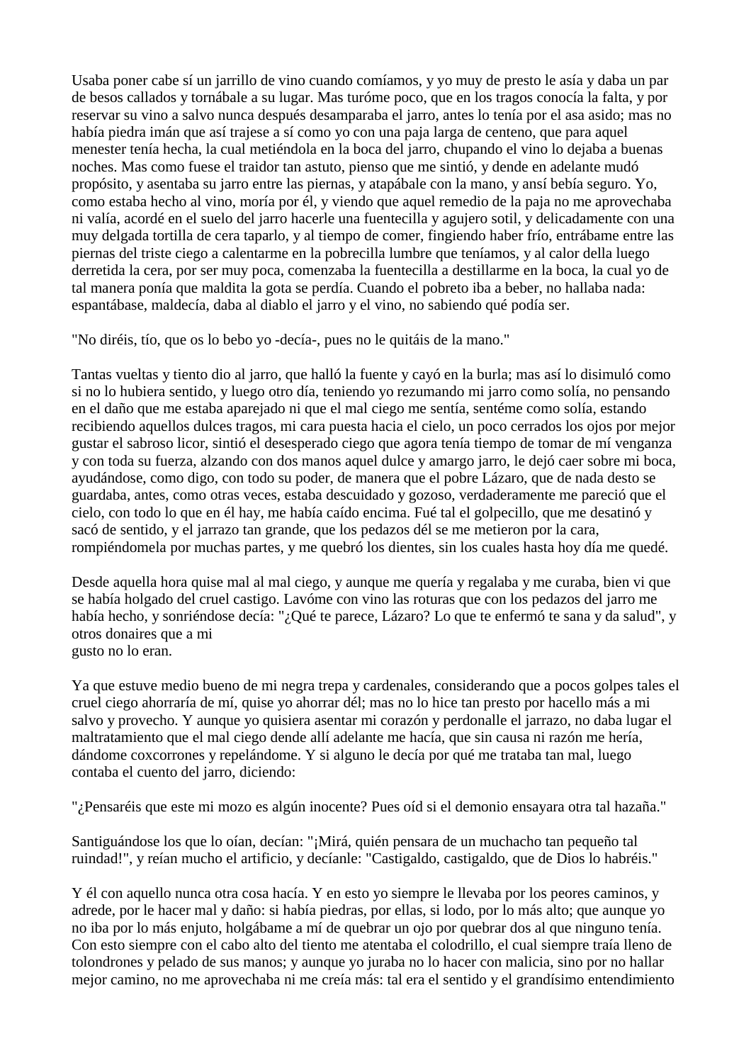Usaba poner cabe sí un jarrillo de vino cuando comíamos, y yo muy de presto le asía y daba un par de besos callados y tornábale a su lugar. Mas turóme poco, que en los tragos conocía la falta, y por reservar su vino a salvo nunca después desamparaba el jarro, antes lo tenía por el asa asido; mas no había piedra imán que así trajese a sí como yo con una paja larga de centeno, que para aquel menester tenía hecha, la cual metiéndola en la boca del jarro, chupando el vino lo dejaba a buenas noches. Mas como fuese el traidor tan astuto, pienso que me sintió, y dende en adelante mudó propósito, y asentaba su jarro entre las piernas, y atapábale con la mano, y ansí bebía seguro. Yo, como estaba hecho al vino, moría por él, y viendo que aquel remedio de la paja no me aprovechaba ni valía, acordé en el suelo del jarro hacerle una fuentecilla y agujero sotil, y delicadamente con una muy delgada tortilla de cera taparlo, y al tiempo de comer, fingiendo haber frío, entrábame entre las piernas del triste ciego a calentarme en la pobrecilla lumbre que teníamos, y al calor della luego derretida la cera, por ser muy poca, comenzaba la fuentecilla a destillarme en la boca, la cual yo de tal manera ponía que maldita la gota se perdía. Cuando el pobreto iba a beber, no hallaba nada: espantábase, maldecía, daba al diablo el jarro y el vino, no sabiendo qué podía ser.

"No diréis, tío, que os lo bebo yo -decía-, pues no le quitáis de la mano."

Tantas vueltas y tiento dio al jarro, que halló la fuente y cayó en la burla; mas así lo disimuló como si no lo hubiera sentido, y luego otro día, teniendo yo rezumando mi jarro como solía, no pensando en el daño que me estaba aparejado ni que el mal ciego me sentía, sentéme como solía, estando recibiendo aquellos dulces tragos, mi cara puesta hacia el cielo, un poco cerrados los ojos por mejor gustar el sabroso licor, sintió el desesperado ciego que agora tenía tiempo de tomar de mí venganza y con toda su fuerza, alzando con dos manos aquel dulce y amargo jarro, le dejó caer sobre mi boca, ayudándose, como digo, con todo su poder, de manera que el pobre Lázaro, que de nada desto se guardaba, antes, como otras veces, estaba descuidado y gozoso, verdaderamente me pareció que el cielo, con todo lo que en él hay, me había caído encima. Fué tal el golpecillo, que me desatinó y sacó de sentido, y el jarrazo tan grande, que los pedazos dél se me metieron por la cara, rompiéndomela por muchas partes, y me quebró los dientes, sin los cuales hasta hoy día me quedé.

Desde aquella hora quise mal al mal ciego, y aunque me quería y regalaba y me curaba, bien vi que se había holgado del cruel castigo. Lavóme con vino las roturas que con los pedazos del jarro me había hecho, y sonriéndose decía: "¿Qué te parece, Lázaro? Lo que te enfermó te sana y da salud", y otros donaires que a mi gusto no lo eran.

Ya que estuve medio bueno de mi negra trepa y cardenales, considerando que a pocos golpes tales el cruel ciego ahorraría de mí, quise yo ahorrar dél; mas no lo hice tan presto por hacello más a mi salvo y provecho. Y aunque yo quisiera asentar mi corazón y perdonalle el jarrazo, no daba lugar el maltratamiento que el mal ciego dende allí adelante me hacía, que sin causa ni razón me hería, dándome coxcorrones y repelándome. Y si alguno le decía por qué me trataba tan mal, luego contaba el cuento del jarro, diciendo:

"¿Pensaréis que este mi mozo es algún inocente? Pues oíd si el demonio ensayara otra tal hazaña."

Santiguándose los que lo oían, decían: "¡Mirá, quién pensara de un muchacho tan pequeño tal ruindad!", y reían mucho el artificio, y decíanle: "Castigaldo, castigaldo, que de Dios lo habréis."

Y él con aquello nunca otra cosa hacía. Y en esto yo siempre le llevaba por los peores caminos, y adrede, por le hacer mal y daño: si había piedras, por ellas, si lodo, por lo más alto; que aunque yo no iba por lo más enjuto, holgábame a mí de quebrar un ojo por quebrar dos al que ninguno tenía. Con esto siempre con el cabo alto del tiento me atentaba el colodrillo, el cual siempre traía lleno de tolondrones y pelado de sus manos; y aunque yo juraba no lo hacer con malicia, sino por no hallar mejor camino, no me aprovechaba ni me creía más: tal era el sentido y el grandísimo entendimiento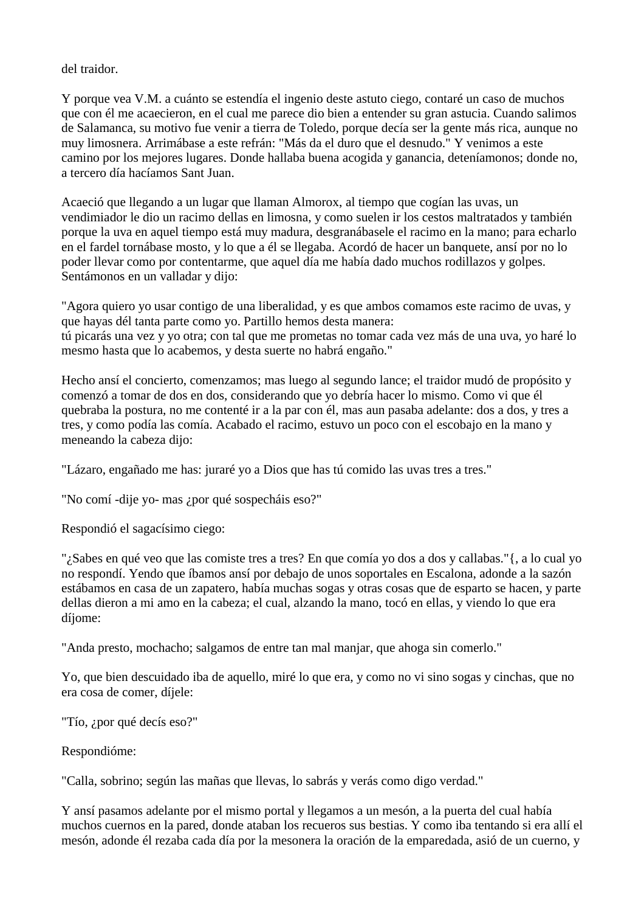del traidor.

Y porque vea V.M. a cuánto se estendía el ingenio deste astuto ciego, contaré un caso de muchos que con él me acaecieron, en el cual me parece dio bien a entender su gran astucia. Cuando salimos de Salamanca, su motivo fue venir a tierra de Toledo, porque decía ser la gente más rica, aunque no muy limosnera. Arrimábase a este refrán: "Más da el duro que el desnudo." Y venimos a este camino por los mejores lugares. Donde hallaba buena acogida y ganancia, deteníamonos; donde no, a tercero día hacíamos Sant Juan.

Acaeció que llegando a un lugar que llaman Almorox, al tiempo que cogían las uvas, un vendimiador le dio un racimo dellas en limosna, y como suelen ir los cestos maltratados y también porque la uva en aquel tiempo está muy madura, desgranábasele el racimo en la mano; para echarlo en el fardel tornábase mosto, y lo que a él se llegaba. Acordó de hacer un banquete, ansí por no lo poder llevar como por contentarme, que aquel día me había dado muchos rodillazos y golpes. Sentámonos en un valladar y dijo:

"Agora quiero yo usar contigo de una liberalidad, y es que ambos comamos este racimo de uvas, y que hayas dél tanta parte como yo. Partillo hemos desta manera:
tú picarás una vez y yo otra; con tal que me prometas no tomar cada vez más de una uva, yo haré lo mesmo hasta que lo acabemos, y desta suerte no habrá engaño."

Hecho ansí el concierto, comenzamos; mas luego al segundo lance; el traidor mudó de propósito y comenzó a tomar de dos en dos, considerando que yo debría hacer lo mismo. Como vi que él quebraba la postura, no me contenté ir a la par con él, mas aun pasaba adelante: dos a dos, y tres a tres, y como podía las comía. Acabado el racimo, estuvo un poco con el escobajo en la mano y meneando la cabeza dijo:

"Lázaro, engañado me has: juraré yo a Dios que has tú comido las uvas tres a tres."

"No comí -dije yo- mas ¿por qué sospecháis eso?"

Respondió el sagacísimo ciego:

"¿Sabes en qué veo que las comiste tres a tres? En que comía yo dos a dos y callabas."{, a lo cual yo no respondí. Yendo que íbamos ansí por debajo de unos soportales en Escalona, adonde a la sazón estábamos en casa de un zapatero, había muchas sogas y otras cosas que de esparto se hacen, y parte dellas dieron a mi amo en la cabeza; el cual, alzando la mano, tocó en ellas, y viendo lo que era díjome:

"Anda presto, mochacho; salgamos de entre tan mal manjar, que ahoga sin comerlo."

Yo, que bien descuidado iba de aquello, miré lo que era, y como no vi sino sogas y cinchas, que no era cosa de comer, díjele:

"Tío, ¿por qué decís eso?"

Respondióme:

"Calla, sobrino; según las mañas que llevas, lo sabrás y verás como digo verdad."

Y ansí pasamos adelante por el mismo portal y llegamos a un mesón, a la puerta del cual había muchos cuernos en la pared, donde ataban los recueros sus bestias. Y como iba tentando si era allí el mesón, adonde él rezaba cada día por la mesonera la oración de la emparedada, asió de un cuerno, y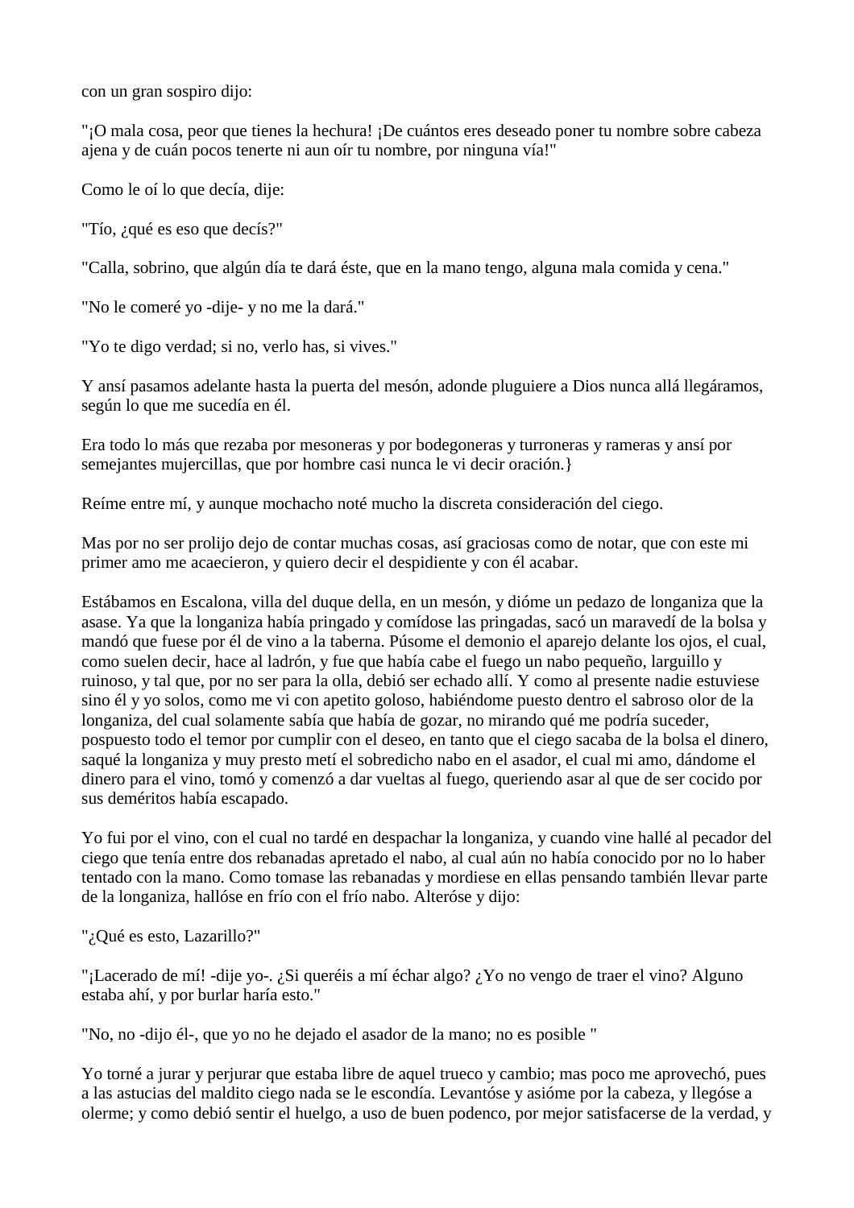con un gran sospiro dijo:

"¡O mala cosa, peor que tienes la hechura! ¡De cuántos eres deseado poner tu nombre sobre cabeza ajena y de cuán pocos tenerte ni aun oír tu nombre, por ninguna vía!"

Como le oí lo que decía, dije:

"Tío, ¿qué es eso que decís?"

"Calla, sobrino, que algún día te dará éste, que en la mano tengo, alguna mala comida y cena."

"No le comeré yo -dije- y no me la dará."

"Yo te digo verdad; si no, verlo has, si vives."

Y ansí pasamos adelante hasta la puerta del mesón, adonde pluguiere a Dios nunca allá llegáramos, según lo que me sucedía en él.

Era todo lo más que rezaba por mesoneras y por bodegoneras y turroneras y rameras y ansí por semejantes mujercillas, que por hombre casi nunca le vi decir oración.}

Reíme entre mí, y aunque mochacho noté mucho la discreta consideración del ciego.

Mas por no ser prolijo dejo de contar muchas cosas, así graciosas como de notar, que con este mi primer amo me acaecieron, y quiero decir el despidiente y con él acabar.

Estábamos en Escalona, villa del duque della, en un mesón, y dióme un pedazo de longaniza que la asase. Ya que la longaniza había pringado y comídose las pringadas, sacó un maravedí de la bolsa y mandó que fuese por él de vino a la taberna. Púsome el demonio el aparejo delante los ojos, el cual, como suelen decir, hace al ladrón, y fue que había cabe el fuego un nabo pequeño, larguillo y ruinoso, y tal que, por no ser para la olla, debió ser echado allí. Y como al presente nadie estuviese sino él y yo solos, como me vi con apetito goloso, habiéndome puesto dentro el sabroso olor de la longaniza, del cual solamente sabía que había de gozar, no mirando qué me podría suceder, pospuesto todo el temor por cumplir con el deseo, en tanto que el ciego sacaba de la bolsa el dinero, saqué la longaniza y muy presto metí el sobredicho nabo en el asador, el cual mi amo, dándome el dinero para el vino, tomó y comenzó a dar vueltas al fuego, queriendo asar al que de ser cocido por sus deméritos había escapado.

Yo fui por el vino, con el cual no tardé en despachar la longaniza, y cuando vine hallé al pecador del ciego que tenía entre dos rebanadas apretado el nabo, al cual aún no había conocido por no lo haber tentado con la mano. Como tomase las rebanadas y mordiese en ellas pensando también llevar parte de la longaniza, hallóse en frío con el frío nabo. Alteróse y dijo:

"¿Qué es esto, Lazarillo?"

"¡Lacerado de mí! -dije yo-. ¿Si queréis a mí échar algo? ¿Yo no vengo de traer el vino? Alguno estaba ahí, y por burlar haría esto."

"No, no -dijo él-, que yo no he dejado el asador de la mano; no es posible "

Yo torné a jurar y perjurar que estaba libre de aquel trueco y cambio; mas poco me aprovechó, pues a las astucias del maldito ciego nada se le escondía. Levantóse y asióme por la cabeza, y llegóse a olerme; y como debió sentir el huelgo, a uso de buen podenco, por mejor satisfacerse de la verdad, y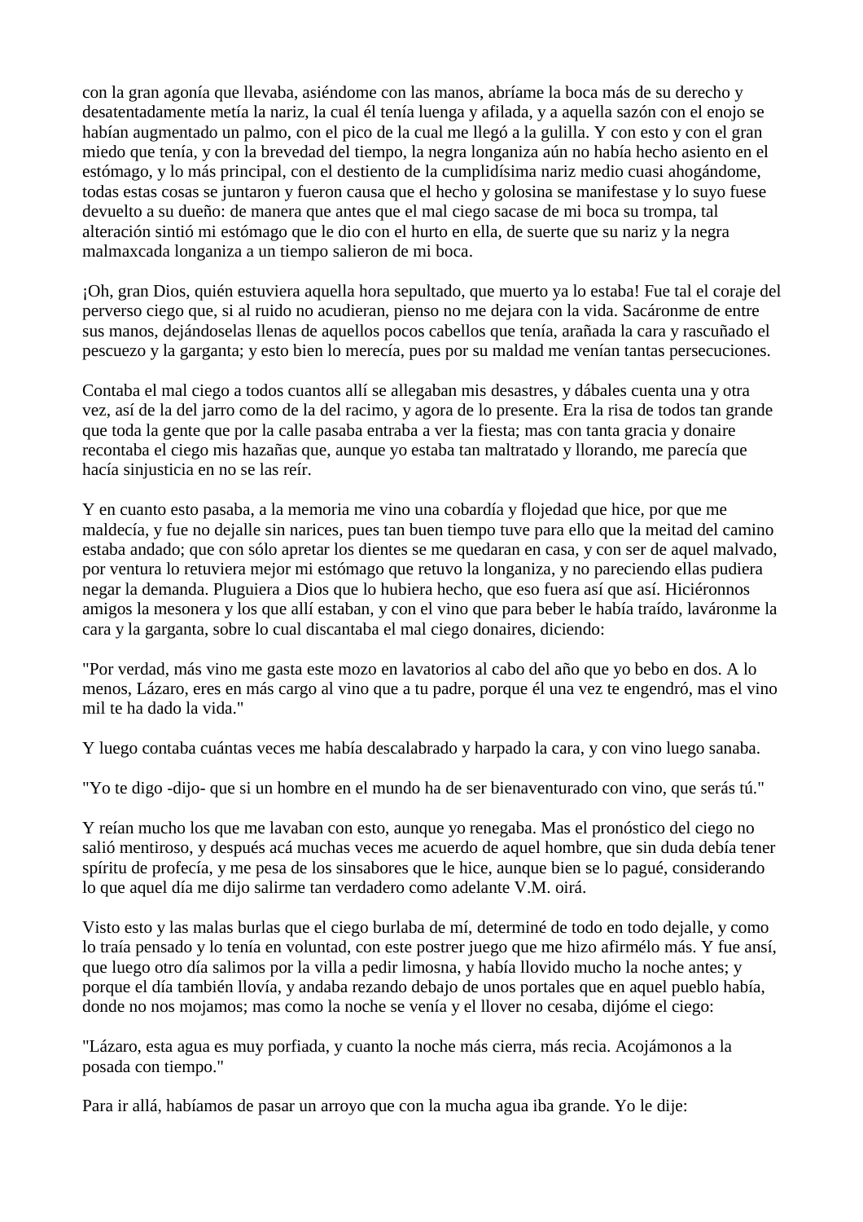con la gran agonía que llevaba, asiéndome con las manos, abríame la boca más de su derecho y desatentadamente metía la nariz, la cual él tenía luenga y afilada, y a aquella sazón con el enojo se habían augmentado un palmo, con el pico de la cual me llegó a la gulilla. Y con esto y con el gran miedo que tenía, y con la brevedad del tiempo, la negra longaniza aún no había hecho asiento en el estómago, y lo más principal, con el destiento de la cumplidísima nariz medio cuasi ahogándome, todas estas cosas se juntaron y fueron causa que el hecho y golosina se manifestase y lo suyo fuese devuelto a su dueño: de manera que antes que el mal ciego sacase de mi boca su trompa, tal alteración sintió mi estómago que le dio con el hurto en ella, de suerte que su nariz y la negra malmaxcada longaniza a un tiempo salieron de mi boca.

¡Oh, gran Dios, quién estuviera aquella hora sepultado, que muerto ya lo estaba! Fue tal el coraje del perverso ciego que, si al ruido no acudieran, pienso no me dejara con la vida. Sacáronme de entre sus manos, dejándoselas llenas de aquellos pocos cabellos que tenía, arañada la cara y rascuñado el pescuezo y la garganta; y esto bien lo merecía, pues por su maldad me venían tantas persecuciones.

Contaba el mal ciego a todos cuantos allí se allegaban mis desastres, y dábales cuenta una y otra vez, así de la del jarro como de la del racimo, y agora de lo presente. Era la risa de todos tan grande que toda la gente que por la calle pasaba entraba a ver la fiesta; mas con tanta gracia y donaire recontaba el ciego mis hazañas que, aunque yo estaba tan maltratado y llorando, me parecía que hacía sinjusticia en no se las reír.

Y en cuanto esto pasaba, a la memoria me vino una cobardía y flojedad que hice, por que me maldecía, y fue no dejalle sin narices, pues tan buen tiempo tuve para ello que la meitad del camino estaba andado; que con sólo apretar los dientes se me quedaran en casa, y con ser de aquel malvado, por ventura lo retuviera mejor mi estómago que retuvo la longaniza, y no pareciendo ellas pudiera negar la demanda. Pluguiera a Dios que lo hubiera hecho, que eso fuera así que así. Hiciéronnos amigos la mesonera y los que allí estaban, y con el vino que para beber le había traído, laváronme la cara y la garganta, sobre lo cual discantaba el mal ciego donaires, diciendo:

"Por verdad, más vino me gasta este mozo en lavatorios al cabo del año que yo bebo en dos. A lo menos, Lázaro, eres en más cargo al vino que a tu padre, porque él una vez te engendró, mas el vino mil te ha dado la vida."

Y luego contaba cuántas veces me había descalabrado y harpado la cara, y con vino luego sanaba.

"Yo te digo -dijo- que si un hombre en el mundo ha de ser bienaventurado con vino, que serás tú."

Y reían mucho los que me lavaban con esto, aunque yo renegaba. Mas el pronóstico del ciego no salió mentiroso, y después acá muchas veces me acuerdo de aquel hombre, que sin duda debía tener spíritu de profecía, y me pesa de los sinsabores que le hice, aunque bien se lo pagué, considerando lo que aquel día me dijo salirme tan verdadero como adelante V.M. oirá.

Visto esto y las malas burlas que el ciego burlaba de mí, determiné de todo en todo dejalle, y como lo traía pensado y lo tenía en voluntad, con este postrer juego que me hizo afirmélo más. Y fue ansí, que luego otro día salimos por la villa a pedir limosna, y había llovido mucho la noche antes; y porque el día también llovía, y andaba rezando debajo de unos portales que en aquel pueblo había, donde no nos mojamos; mas como la noche se venía y el llover no cesaba, dijóme el ciego:

"Lázaro, esta agua es muy porfiada, y cuanto la noche más cierra, más recia. Acojámonos a la posada con tiempo."

Para ir allá, habíamos de pasar un arroyo que con la mucha agua iba grande. Yo le dije: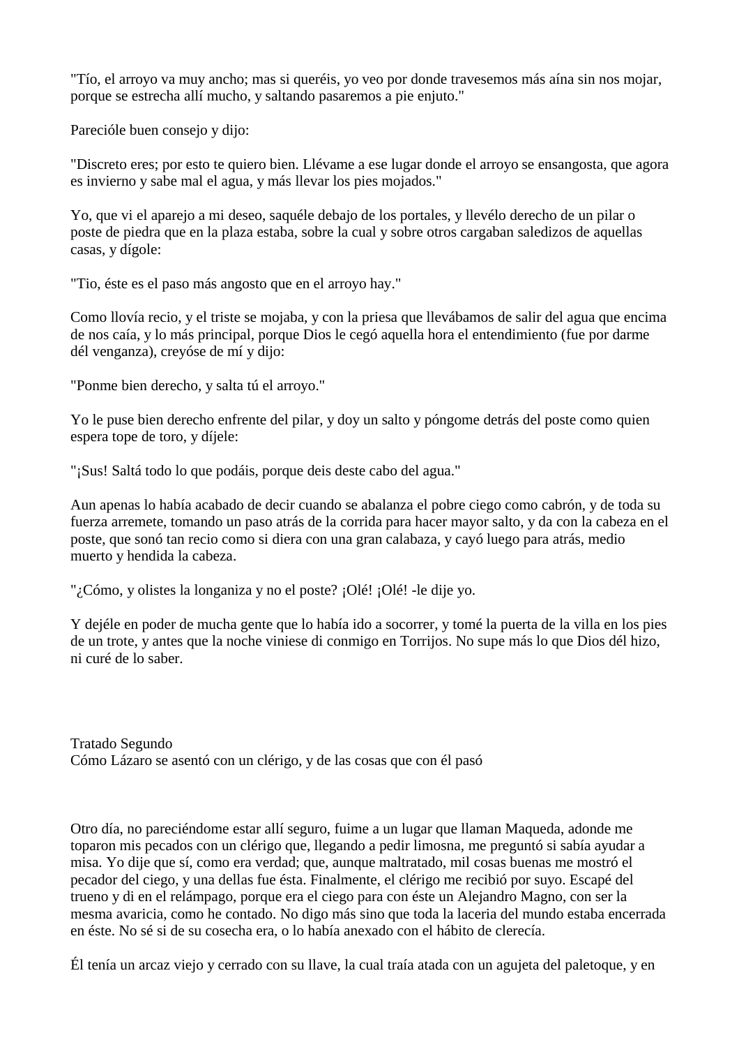"Tío, el arroyo va muy ancho; mas si queréis, yo veo por donde travesemos más aína sin nos mojar, porque se estrecha allí mucho, y saltando pasaremos a pie enjuto."

Parecióle buen consejo y dijo:

"Discreto eres; por esto te quiero bien. Llévame a ese lugar donde el arroyo se ensangosta, que agora es invierno y sabe mal el agua, y más llevar los pies mojados."

Yo, que vi el aparejo a mi deseo, saquéle debajo de los portales, y llevélo derecho de un pilar o poste de piedra que en la plaza estaba, sobre la cual y sobre otros cargaban saledizos de aquellas casas, y dígole:

"Tio, éste es el paso más angosto que en el arroyo hay."

Como llovía recio, y el triste se mojaba, y con la priesa que llevábamos de salir del agua que encima de nos caía, y lo más principal, porque Dios le cegó aquella hora el entendimiento (fue por darme dél venganza), creyóse de mí y dijo:

"Ponme bien derecho, y salta tú el arroyo."

Yo le puse bien derecho enfrente del pilar, y doy un salto y póngome detrás del poste como quien espera tope de toro, y díjele:

"¡Sus! Saltá todo lo que podáis, porque deis deste cabo del agua."

Aun apenas lo había acabado de decir cuando se abalanza el pobre ciego como cabrón, y de toda su fuerza arremete, tomando un paso atrás de la corrida para hacer mayor salto, y da con la cabeza en el poste, que sonó tan recio como si diera con una gran calabaza, y cayó luego para atrás, medio muerto y hendida la cabeza.

"¿Cómo, y olistes la longaniza y no el poste? ¡Olé! ¡Olé! -le dije yo.

Y dejéle en poder de mucha gente que lo había ido a socorrer, y tomé la puerta de la villa en los pies de un trote, y antes que la noche viniese di conmigo en Torrijos. No supe más lo que Dios dél hizo, ni curé de lo saber.

## Tratado Segundo
## Cómo Lázaro se asentó con un clérigo, y de las cosas que con él pasó

Otro día, no pareciéndome estar allí seguro, fuime a un lugar que llaman Maqueda, adonde me toparon mis pecados con un clérigo que, llegando a pedir limosna, me preguntó si sabía ayudar a misa. Yo dije que sí, como era verdad; que, aunque maltratado, mil cosas buenas me mostró el pecador del ciego, y una dellas fue ésta. Finalmente, el clérigo me recibió por suyo. Escapé del trueno y di en el relámpago, porque era el ciego para con éste un Alejandro Magno, con ser la mesma avaricia, como he contado. No digo más sino que toda la laceria del mundo estaba encerrada en éste. No sé si de su cosecha era, o lo había anexado con el hábito de clerecía.

Él tenía un arcaz viejo y cerrado con su llave, la cual traía atada con un agujeta del paletoque, y en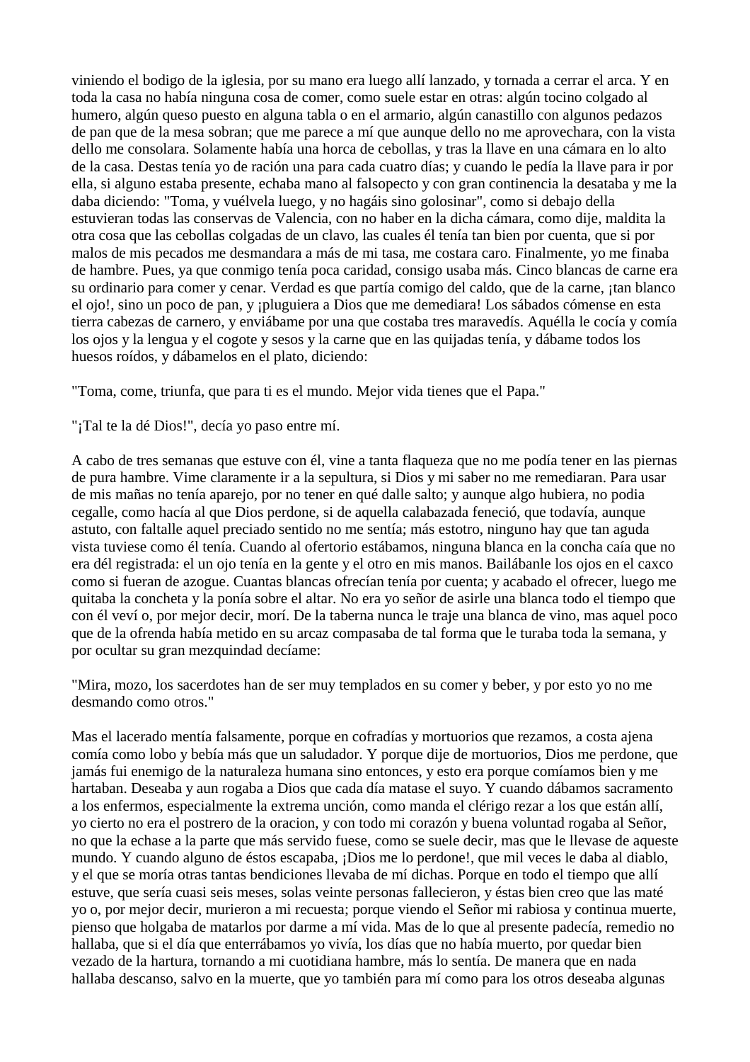viniendo el bodigo de la iglesia, por su mano era luego allí lanzado, y tornada a cerrar el arca. Y en toda la casa no había ninguna cosa de comer, como suele estar en otras: algún tocino colgado al humero, algún queso puesto en alguna tabla o en el armario, algún canastillo con algunos pedazos de pan que de la mesa sobran; que me parece a mí que aunque dello no me aprovechara, con la vista dello me consolara. Solamente había una horca de cebollas, y tras la llave en una cámara en lo alto de la casa. Destas tenía yo de ración una para cada cuatro días; y cuando le pedía la llave para ir por ella, si alguno estaba presente, echaba mano al falsopecto y con gran continencia la desataba y me la daba diciendo: "Toma, y vuélvela luego, y no hagáis sino golosinar", como si debajo della estuvieran todas las conservas de Valencia, con no haber en la dicha cámara, como dije, maldita la otra cosa que las cebollas colgadas de un clavo, las cuales él tenía tan bien por cuenta, que si por malos de mis pecados me desmandara a más de mi tasa, me costara caro. Finalmente, yo me finaba de hambre. Pues, ya que conmigo tenía poca caridad, consigo usaba más. Cinco blancas de carne era su ordinario para comer y cenar. Verdad es que partía comigo del caldo, que de la carne, ¡tan blanco el ojo!, sino un poco de pan, y ¡pluguiera a Dios que me demediara! Los sábados cómense en esta tierra cabezas de carnero, y enviábame por una que costaba tres maravedís. Aquélla le cocía y comía los ojos y la lengua y el cogote y sesos y la carne que en las quijadas tenía, y dábame todos los huesos roídos, y dábamelos en el plato, diciendo:

"Toma, come, triunfa, que para ti es el mundo. Mejor vida tienes que el Papa."

"¡Tal te la dé Dios!", decía yo paso entre mí.

A cabo de tres semanas que estuve con él, vine a tanta flaqueza que no me podía tener en las piernas de pura hambre. Vime claramente ir a la sepultura, si Dios y mi saber no me remediaran. Para usar de mis mañas no tenía aparejo, por no tener en qué dalle salto; y aunque algo hubiera, no podia cegalle, como hacía al que Dios perdone, si de aquella calabazada feneció, que todavía, aunque astuto, con faltalle aquel preciado sentido no me sentía; más estotro, ninguno hay que tan aguda vista tuviese como él tenía. Cuando al ofertorio estábamos, ninguna blanca en la concha caía que no era dél registrada: el un ojo tenía en la gente y el otro en mis manos. Bailábanle los ojos en el caxco como si fueran de azogue. Cuantas blancas ofrecían tenía por cuenta; y acabado el ofrecer, luego me quitaba la concheta y la ponía sobre el altar. No era yo señor de asirle una blanca todo el tiempo que con él viví o, por mejor decir, morí. De la taberna nunca le traje una blanca de vino, mas aquel poco que de la ofrenda había metido en su arcaz compasaba de tal forma que le turaba toda la semana, y por ocultar su gran mezquindad decíame:

"Mira, mozo, los sacerdotes han de ser muy templados en su comer y beber, y por esto yo no me desmando como otros."

Mas el lacerado mentía falsamente, porque en cofradías y mortuorios que rezamos, a costa ajena comía como lobo y bebía más que un saludador. Y porque dije de mortuorios, Dios me perdone, que jamás fui enemigo de la naturaleza humana sino entonces, y esto era porque comíamos bien y me hartaban. Deseaba y aun rogaba a Dios que cada día matase el suyo. Y cuando dábamos sacramento a los enfermos, especialmente la extrema unción, como manda el clérigo rezar a los que están allí, yo cierto no era el postrero de la oracion, y con todo mi corazón y buena voluntad rogaba al Señor, no que la echase a la parte que más servido fuese, como se suele decir, mas que le llevase de aqueste mundo. Y cuando alguno de éstos escapaba, ¡Dios me lo perdone!, que mil veces le daba al diablo, y el que se moría otras tantas bendiciones llevaba de mí dichas. Porque en todo el tiempo que allí estuve, que sería cuasi seis meses, solas veinte personas fallecieron, y éstas bien creo que las maté yo o, por mejor decir, murieron a mi recuesta; porque viendo el Señor mi rabiosa y continua muerte, pienso que holgaba de matarlos por darme a mí vida. Mas de lo que al presente padecía, remedio no hallaba, que si el día que enterrábamos yo vivía, los días que no había muerto, por quedar bien vezado de la hartura, tornando a mi cuotidiana hambre, más lo sentía. De manera que en nada hallaba descanso, salvo en la muerte, que yo también para mí como para los otros deseaba algunas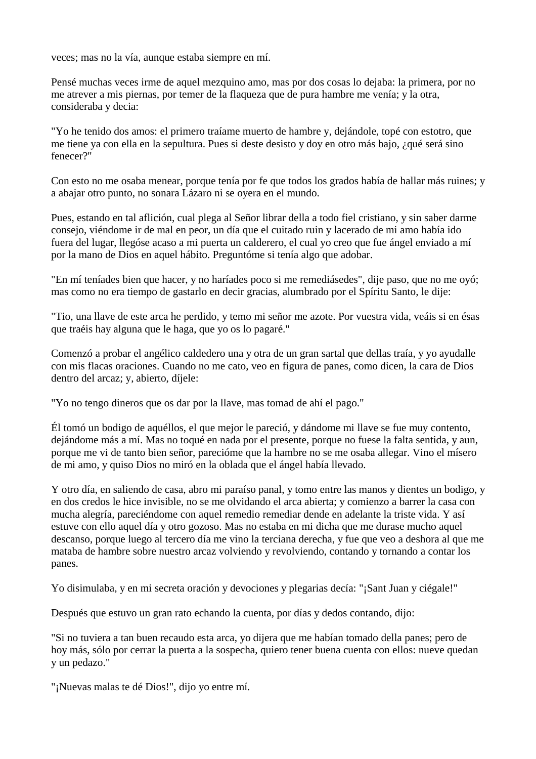veces; mas no la vía, aunque estaba siempre en mí.

Pensé muchas veces irme de aquel mezquino amo, mas por dos cosas lo dejaba: la primera, por no me atrever a mis piernas, por temer de la flaqueza que de pura hambre me venía; y la otra, consideraba y decia:

"Yo he tenido dos amos: el primero traíame muerto de hambre y, dejándole, topé con estotro, que me tiene ya con ella en la sepultura. Pues si deste desisto y doy en otro más bajo, ¿qué será sino fenecer?"

Con esto no me osaba menear, porque tenía por fe que todos los grados había de hallar más ruines; y a abajar otro punto, no sonara Lázaro ni se oyera en el mundo.

Pues, estando en tal aflición, cual plega al Señor librar della a todo fiel cristiano, y sin saber darme consejo, viéndome ir de mal en peor, un día que el cuitado ruin y lacerado de mi amo había ido fuera del lugar, llegóse acaso a mi puerta un calderero, el cual yo creo que fue ángel enviado a mí por la mano de Dios en aquel hábito. Preguntóme si tenía algo que adobar.

"En mí teníades bien que hacer, y no haríades poco si me remediásedes", dije paso, que no me oyó; mas como no era tiempo de gastarlo en decir gracias, alumbrado por el Spíritu Santo, le dije:

"Tio, una llave de este arca he perdido, y temo mi señor me azote. Por vuestra vida, veáis si en ésas que traéis hay alguna que le haga, que yo os lo pagaré."

Comenzó a probar el angélico caldedero una y otra de un gran sartal que dellas traía, y yo ayudalle con mis flacas oraciones. Cuando no me cato, veo en figura de panes, como dicen, la cara de Dios dentro del arcaz; y, abierto, díjele:

"Yo no tengo dineros que os dar por la llave, mas tomad de ahí el pago."

Él tomó un bodigo de aquéllos, el que mejor le pareció, y dándome mi llave se fue muy contento, dejándome más a mí. Mas no toqué en nada por el presente, porque no fuese la falta sentida, y aun, porque me vi de tanto bien señor, parecióme que la hambre no se me osaba allegar. Vino el mísero de mi amo, y quiso Dios no miró en la oblada que el ángel había llevado.

Y otro día, en saliendo de casa, abro mi paraíso panal, y tomo entre las manos y dientes un bodigo, y en dos credos le hice invisible, no se me olvidando el arca abierta; y comienzo a barrer la casa con mucha alegría, pareciéndome con aquel remedio remediar dende en adelante la triste vida. Y así estuve con ello aquel día y otro gozoso. Mas no estaba en mi dicha que me durase mucho aquel descanso, porque luego al tercero día me vino la terciana derecha, y fue que veo a deshora al que me mataba de hambre sobre nuestro arcaz volviendo y revolviendo, contando y tornando a contar los panes.

Yo disimulaba, y en mi secreta oración y devociones y plegarias decía: "¡Sant Juan y ciégale!"

Después que estuvo un gran rato echando la cuenta, por días y dedos contando, dijo:

"Si no tuviera a tan buen recaudo esta arca, yo dijera que me habían tomado della panes; pero de hoy más, sólo por cerrar la puerta a la sospecha, quiero tener buena cuenta con ellos: nueve quedan y un pedazo."

"¡Nuevas malas te dé Dios!", dijo yo entre mí.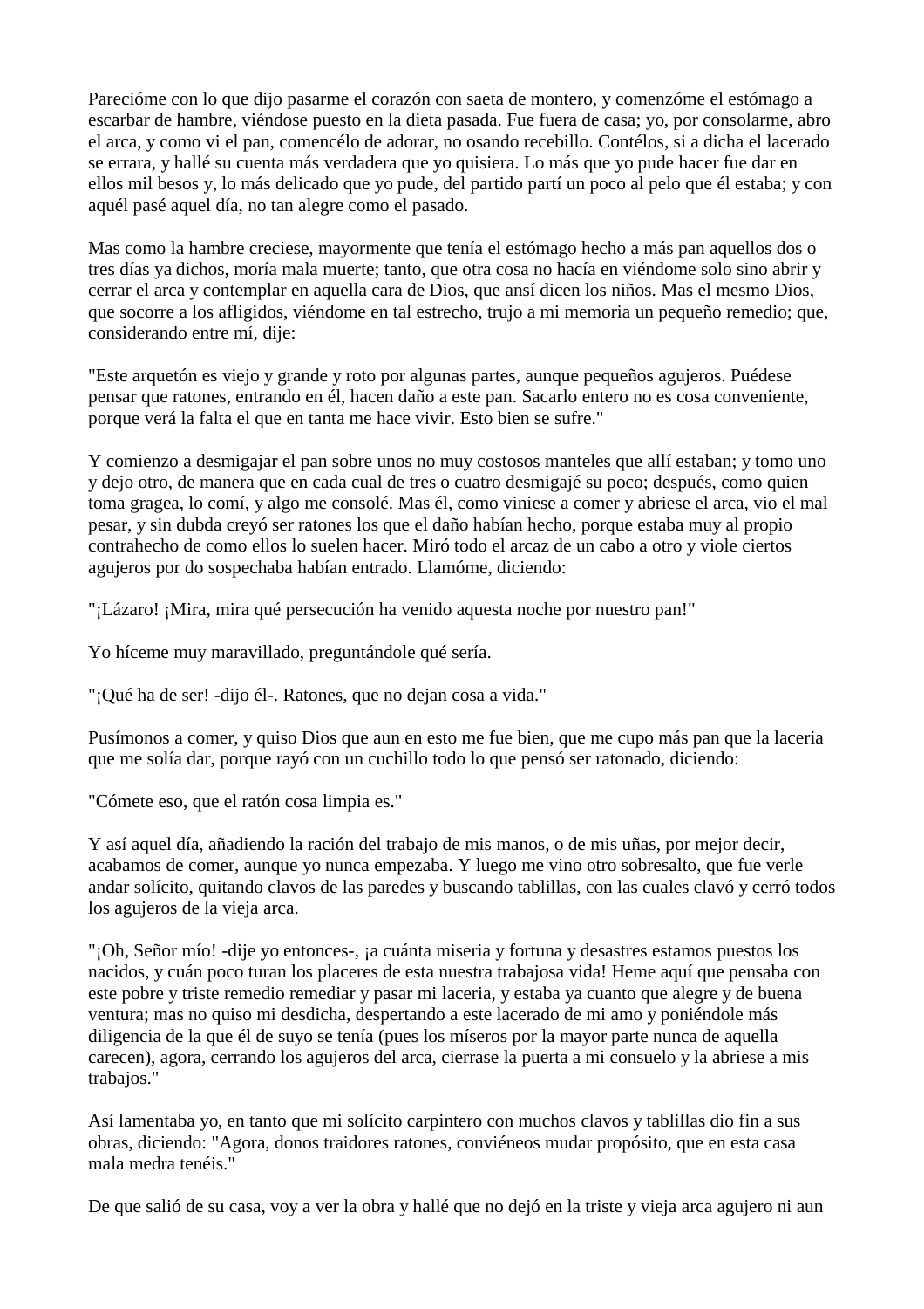Parecióme con lo que dijo pasarme el corazón con saeta de montero, y comenzóme el estómago a escarbar de hambre, viéndose puesto en la dieta pasada. Fue fuera de casa; yo, por consolarme, abro el arca, y como vi el pan, comencélo de adorar, no osando recebillo. Contélos, si a dicha el lacerado se errara, y hallé su cuenta más verdadera que yo quisiera. Lo más que yo pude hacer fue dar en ellos mil besos y, lo más delicado que yo pude, del partido partí un poco al pelo que él estaba; y con aquél pasé aquel día, no tan alegre como el pasado.

Mas como la hambre creciese, mayormente que tenía el estómago hecho a más pan aquellos dos o tres días ya dichos, moría mala muerte; tanto, que otra cosa no hacía en viéndome solo sino abrir y cerrar el arca y contemplar en aquella cara de Dios, que ansí dicen los niños. Mas el mesmo Dios, que socorre a los afligidos, viéndome en tal estrecho, trujo a mi memoria un pequeño remedio; que, considerando entre mí, dije:

"Este arquetón es viejo y grande y roto por algunas partes, aunque pequeños agujeros. Puédese pensar que ratones, entrando en él, hacen daño a este pan. Sacarlo entero no es cosa conveniente, porque verá la falta el que en tanta me hace vivir. Esto bien se sufre."

Y comienzo a desmigajar el pan sobre unos no muy costosos manteles que allí estaban; y tomo uno y dejo otro, de manera que en cada cual de tres o cuatro desmigajé su poco; después, como quien toma gragea, lo comí, y algo me consolé. Mas él, como viniese a comer y abriese el arca, vio el mal pesar, y sin dubda creyó ser ratones los que el daño habían hecho, porque estaba muy al propio contrahecho de como ellos lo suelen hacer. Miró todo el arcaz de un cabo a otro y viole ciertos agujeros por do sospechaba habían entrado. Llamóme, diciendo:

"¡Lázaro! ¡Mira, mira qué persecución ha venido aquesta noche por nuestro pan!"

Yo híceme muy maravillado, preguntándole qué sería.

"¡Qué ha de ser! -dijo él-. Ratones, que no dejan cosa a vida."

Pusímonos a comer, y quiso Dios que aun en esto me fue bien, que me cupo más pan que la laceria que me solía dar, porque rayó con un cuchillo todo lo que pensó ser ratonado, diciendo:

"Cómete eso, que el ratón cosa limpia es."

Y así aquel día, añadiendo la ración del trabajo de mis manos, o de mis uñas, por mejor decir, acabamos de comer, aunque yo nunca empezaba. Y luego me vino otro sobresalto, que fue verle andar solícito, quitando clavos de las paredes y buscando tablillas, con las cuales clavó y cerró todos los agujeros de la vieja arca.

"¡Oh, Señor mío! -dije yo entonces-, ¡a cuánta miseria y fortuna y desastres estamos puestos los nacidos, y cuán poco turan los placeres de esta nuestra trabajosa vida! Heme aquí que pensaba con este pobre y triste remedio remediar y pasar mi laceria, y estaba ya cuanto que alegre y de buena ventura; mas no quiso mi desdicha, despertando a este lacerado de mi amo y poniéndole más diligencia de la que él de suyo se tenía (pues los míseros por la mayor parte nunca de aquella carecen), agora, cerrando los agujeros del arca, cierrase la puerta a mi consuelo y la abriese a mis trabajos."

Así lamentaba yo, en tanto que mi solícito carpintero con muchos clavos y tablillas dio fin a sus obras, diciendo: "Agora, donos traidores ratones, conviéneos mudar propósito, que en esta casa mala medra tenéis."

De que salió de su casa, voy a ver la obra y hallé que no dejó en la triste y vieja arca agujero ni aun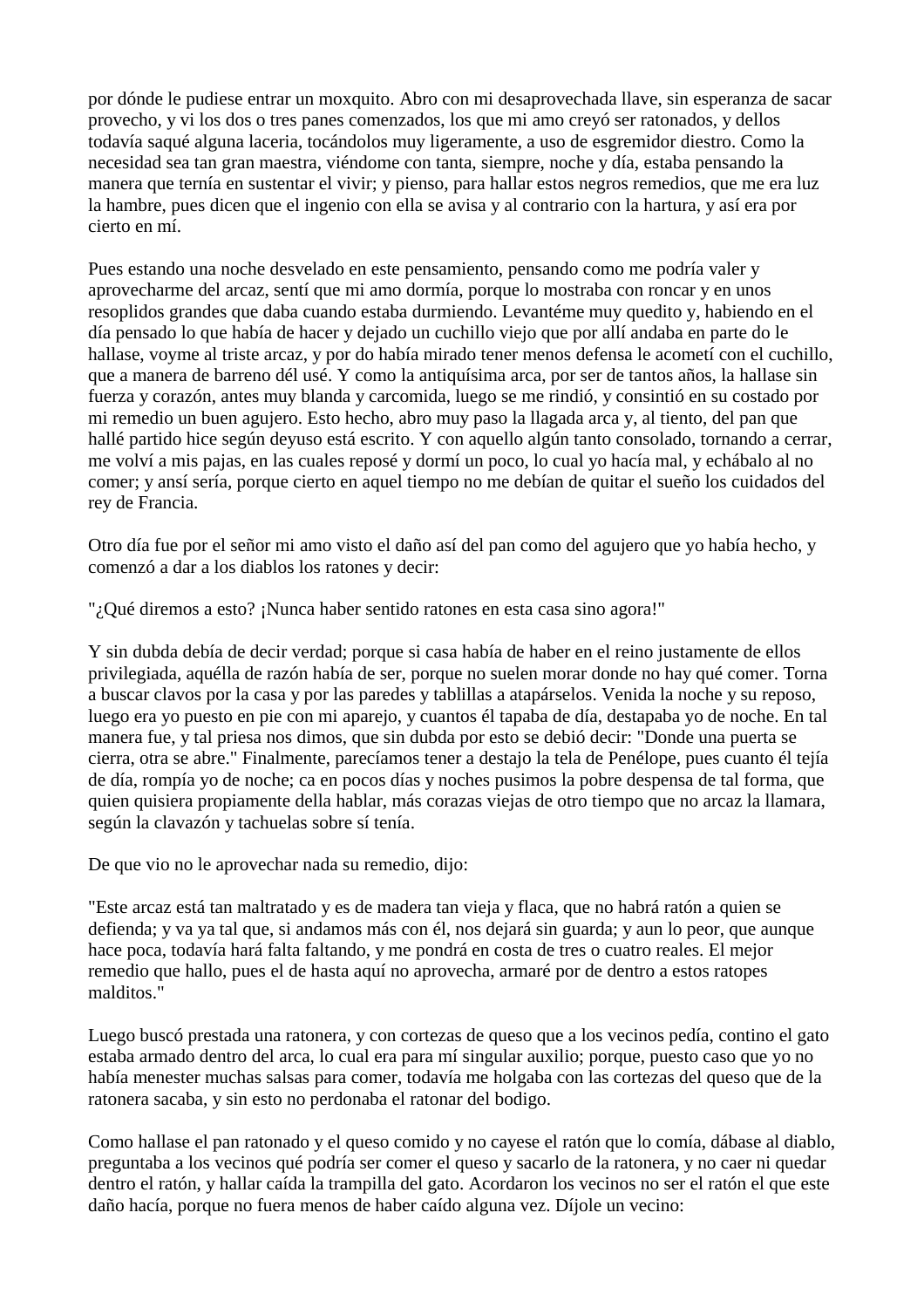por dónde le pudiese entrar un moxquito. Abro con mi desaprovechada llave, sin esperanza de sacar provecho, y vi los dos o tres panes comenzados, los que mi amo creyó ser ratonados, y dellos todavía saqué alguna laceria, tocándolos muy ligeramente, a uso de esgremidor diestro. Como la necesidad sea tan gran maestra, viéndome con tanta, siempre, noche y día, estaba pensando la manera que ternía en sustentar el vivir; y pienso, para hallar estos negros remedios, que me era luz la hambre, pues dicen que el ingenio con ella se avisa y al contrario con la hartura, y así era por cierto en mí.

Pues estando una noche desvelado en este pensamiento, pensando como me podría valer y aprovecharme del arcaz, sentí que mi amo dormía, porque lo mostraba con roncar y en unos resoplidos grandes que daba cuando estaba durmiendo. Levantéme muy quedito y, habiendo en el día pensado lo que había de hacer y dejado un cuchillo viejo que por allí andaba en parte do le hallase, voyme al triste arcaz, y por do había mirado tener menos defensa le acometí con el cuchillo, que a manera de barreno dél usé. Y como la antiquísima arca, por ser de tantos años, la hallase sin fuerza y corazón, antes muy blanda y carcomida, luego se me rindió, y consintió en su costado por mi remedio un buen agujero. Esto hecho, abro muy paso la llagada arca y, al tiento, del pan que hallé partido hice según deyuso está escrito. Y con aquello algún tanto consolado, tornando a cerrar, me volví a mis pajas, en las cuales reposé y dormí un poco, lo cual yo hacía mal, y echábalo al no comer; y ansí sería, porque cierto en aquel tiempo no me debían de quitar el sueño los cuidados del rey de Francia.

Otro día fue por el señor mi amo visto el daño así del pan como del agujero que yo había hecho, y comenzó a dar a los diablos los ratones y decir:

"¿Qué diremos a esto? ¡Nunca haber sentido ratones en esta casa sino agora!"

Y sin dubda debía de decir verdad; porque si casa había de haber en el reino justamente de ellos privilegiada, aquélla de razón había de ser, porque no suelen morar donde no hay qué comer. Torna a buscar clavos por la casa y por las paredes y tablillas a atapárselos. Venida la noche y su reposo, luego era yo puesto en pie con mi aparejo, y cuantos él tapaba de día, destapaba yo de noche. En tal manera fue, y tal priesa nos dimos, que sin dubda por esto se debió decir: "Donde una puerta se cierra, otra se abre." Finalmente, parecíamos tener a destajo la tela de Penélope, pues cuanto él tejía de día, rompía yo de noche; ca en pocos días y noches pusimos la pobre despensa de tal forma, que quien quisiera propiamente della hablar, más corazas viejas de otro tiempo que no arcaz la llamara, según la clavazón y tachuelas sobre sí tenía.

De que vio no le aprovechar nada su remedio, dijo:

"Este arcaz está tan maltratado y es de madera tan vieja y flaca, que no habrá ratón a quien se defienda; y va ya tal que, si andamos más con él, nos dejará sin guarda; y aun lo peor, que aunque hace poca, todavía hará falta faltando, y me pondrá en costa de tres o cuatro reales. El mejor remedio que hallo, pues el de hasta aquí no aprovecha, armaré por de dentro a estos ratopes malditos."

Luego buscó prestada una ratonera, y con cortezas de queso que a los vecinos pedía, contino el gato estaba armado dentro del arca, lo cual era para mí singular auxilio; porque, puesto caso que yo no había menester muchas salsas para comer, todavía me holgaba con las cortezas del queso que de la ratonera sacaba, y sin esto no perdonaba el ratonar del bodigo.

Como hallase el pan ratonado y el queso comido y no cayese el ratón que lo comía, dábase al diablo, preguntaba a los vecinos qué podría ser comer el queso y sacarlo de la ratonera, y no caer ni quedar dentro el ratón, y hallar caída la trampilla del gato. Acordaron los vecinos no ser el ratón el que este daño hacía, porque no fuera menos de haber caído alguna vez. Díjole un vecino: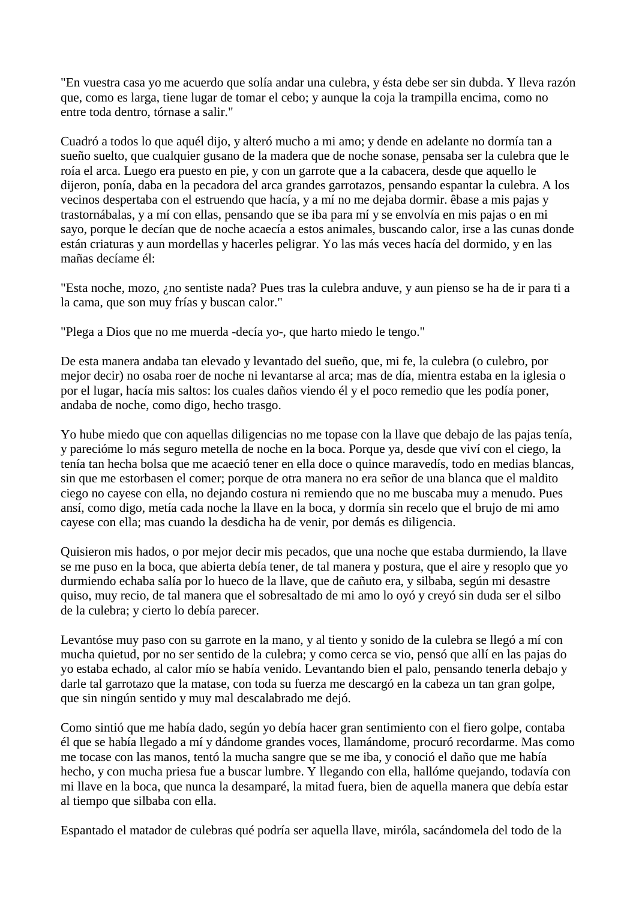"En vuestra casa yo me acuerdo que solía andar una culebra, y ésta debe ser sin dubda. Y lleva razón que, como es larga, tiene lugar de tomar el cebo; y aunque la coja la trampilla encima, como no entre toda dentro, tórnase a salir."

Cuadró a todos lo que aquél dijo, y alteró mucho a mi amo; y dende en adelante no dormía tan a sueño suelto, que cualquier gusano de la madera que de noche sonase, pensaba ser la culebra que le roía el arca. Luego era puesto en pie, y con un garrote que a la cabacera, desde que aquello le dijeron, ponía, daba en la pecadora del arca grandes garrotazos, pensando espantar la culebra. A los vecinos despertaba con el estruendo que hacía, y a mí no me dejaba dormir. êbase a mis pajas y trastornábalas, y a mí con ellas, pensando que se iba para mí y se envolvía en mis pajas o en mi sayo, porque le decían que de noche acaecía a estos animales, buscando calor, irse a las cunas donde están criaturas y aun mordellas y hacerles peligrar. Yo las más veces hacía del dormido, y en las mañas decíame él:

"Esta noche, mozo, ¿no sentiste nada? Pues tras la culebra anduve, y aun pienso se ha de ir para ti a la cama, que son muy frías y buscan calor."

"Plega a Dios que no me muerda -decía yo-, que harto miedo le tengo."

De esta manera andaba tan elevado y levantado del sueño, que, mi fe, la culebra (o culebro, por mejor decir) no osaba roer de noche ni levantarse al arca; mas de día, mientra estaba en la iglesia o por el lugar, hacía mis saltos: los cuales daños viendo él y el poco remedio que les podía poner, andaba de noche, como digo, hecho trasgo.

Yo hube miedo que con aquellas diligencias no me topase con la llave que debajo de las pajas tenía, y parecióme lo más seguro metella de noche en la boca. Porque ya, desde que viví con el ciego, la tenía tan hecha bolsa que me acaeció tener en ella doce o quince maravedís, todo en medias blancas, sin que me estorbasen el comer; porque de otra manera no era señor de una blanca que el maldito ciego no cayese con ella, no dejando costura ni remiendo que no me buscaba muy a menudo. Pues ansí, como digo, metía cada noche la llave en la boca, y dormía sin recelo que el brujo de mi amo cayese con ella; mas cuando la desdicha ha de venir, por demás es diligencia.

Quisieron mis hados, o por mejor decir mis pecados, que una noche que estaba durmiendo, la llave se me puso en la boca, que abierta debía tener, de tal manera y postura, que el aire y resoplo que yo durmiendo echaba salía por lo hueco de la llave, que de cañuto era, y silbaba, según mi desastre quiso, muy recio, de tal manera que el sobresaltado de mi amo lo oyó y creyó sin duda ser el silbo de la culebra; y cierto lo debía parecer.

Levantóse muy paso con su garrote en la mano, y al tiento y sonido de la culebra se llegó a mí con mucha quietud, por no ser sentido de la culebra; y como cerca se vio, pensó que allí en las pajas do yo estaba echado, al calor mío se había venido. Levantando bien el palo, pensando tenerla debajo y darle tal garrotazo que la matase, con toda su fuerza me descargó en la cabeza un tan gran golpe, que sin ningún sentido y muy mal descalabrado me dejó.

Como sintió que me había dado, según yo debía hacer gran sentimiento con el fiero golpe, contaba él que se había llegado a mí y dándome grandes voces, llamándome, procuró recordarme. Mas como me tocase con las manos, tentó la mucha sangre que se me iba, y conoció el daño que me había hecho, y con mucha priesa fue a buscar lumbre. Y llegando con ella, hallóme quejando, todavía con mi llave en la boca, que nunca la desamparé, la mitad fuera, bien de aquella manera que debía estar al tiempo que silbaba con ella.

Espantado el matador de culebras qué podría ser aquella llave, miróla, sacándomela del todo de la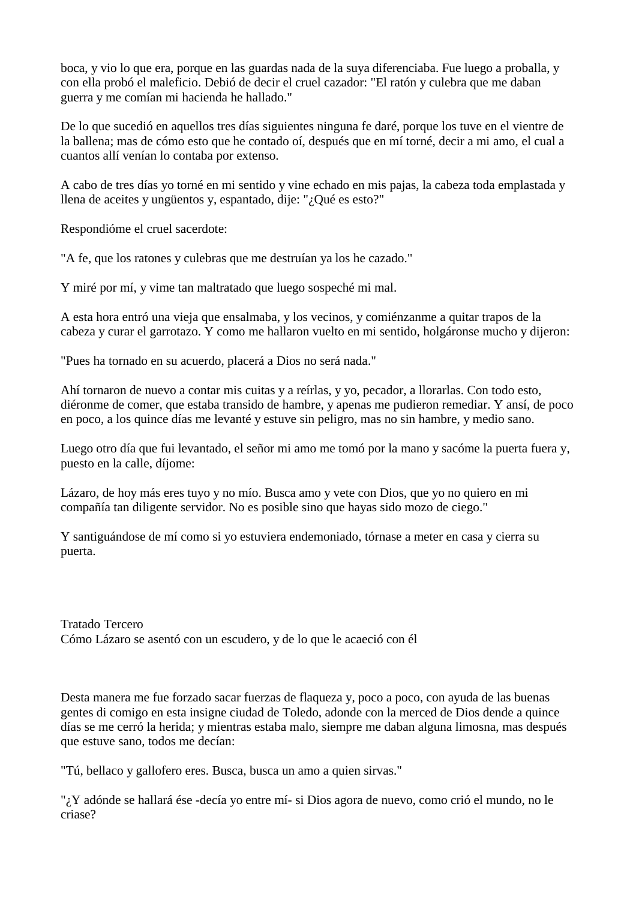boca, y vio lo que era, porque en las guardas nada de la suya diferenciaba. Fue luego a proballa, y con ella probó el maleficio. Debió de decir el cruel cazador: "El ratón y culebra que me daban guerra y me comían mi hacienda he hallado."

De lo que sucedió en aquellos tres días siguientes ninguna fe daré, porque los tuve en el vientre de la ballena; mas de cómo esto que he contado oí, después que en mí torné, decir a mi amo, el cual a cuantos allí venían lo contaba por extenso.

A cabo de tres días yo torné en mi sentido y vine echado en mis pajas, la cabeza toda emplastada y llena de aceites y ungüentos y, espantado, dije: "¿Qué es esto?"

Respondióme el cruel sacerdote:

"A fe, que los ratones y culebras que me destruían ya los he cazado."

Y miré por mí, y vime tan maltratado que luego sospeché mi mal.

A esta hora entró una vieja que ensalmaba, y los vecinos, y comiénzanme a quitar trapos de la cabeza y curar el garrotazo. Y como me hallaron vuelto en mi sentido, holgáronse mucho y dijeron:

"Pues ha tornado en su acuerdo, placerá a Dios no será nada."

Ahí tornaron de nuevo a contar mis cuitas y a reírlas, y yo, pecador, a llorarlas. Con todo esto, diéronme de comer, que estaba transido de hambre, y apenas me pudieron remediar. Y ansí, de poco en poco, a los quince días me levanté y estuve sin peligro, mas no sin hambre, y medio sano.

Luego otro día que fui levantado, el señor mi amo me tomó por la mano y sacóme la puerta fuera y, puesto en la calle, díjome:

Lázaro, de hoy más eres tuyo y no mío. Busca amo y vete con Dios, que yo no quiero en mi compañía tan diligente servidor. No es posible sino que hayas sido mozo de ciego."

Y santiguándose de mí como si yo estuviera endemoniado, tórnase a meter en casa y cierra su puerta.

## Tratado Tercero
## Cómo Lázaro se asentó con un escudero, y de lo que le acaeció con él

Desta manera me fue forzado sacar fuerzas de flaqueza y, poco a poco, con ayuda de las buenas gentes di comigo en esta insigne ciudad de Toledo, adonde con la merced de Dios dende a quince días se me cerró la herida; y mientras estaba malo, siempre me daban alguna limosna, mas después que estuve sano, todos me decían:

"Tú, bellaco y gallofero eres. Busca, busca un amo a quien sirvas."

"¿Y adónde se hallará ése -decía yo entre mí- si Dios agora de nuevo, como crió el mundo, no le criase?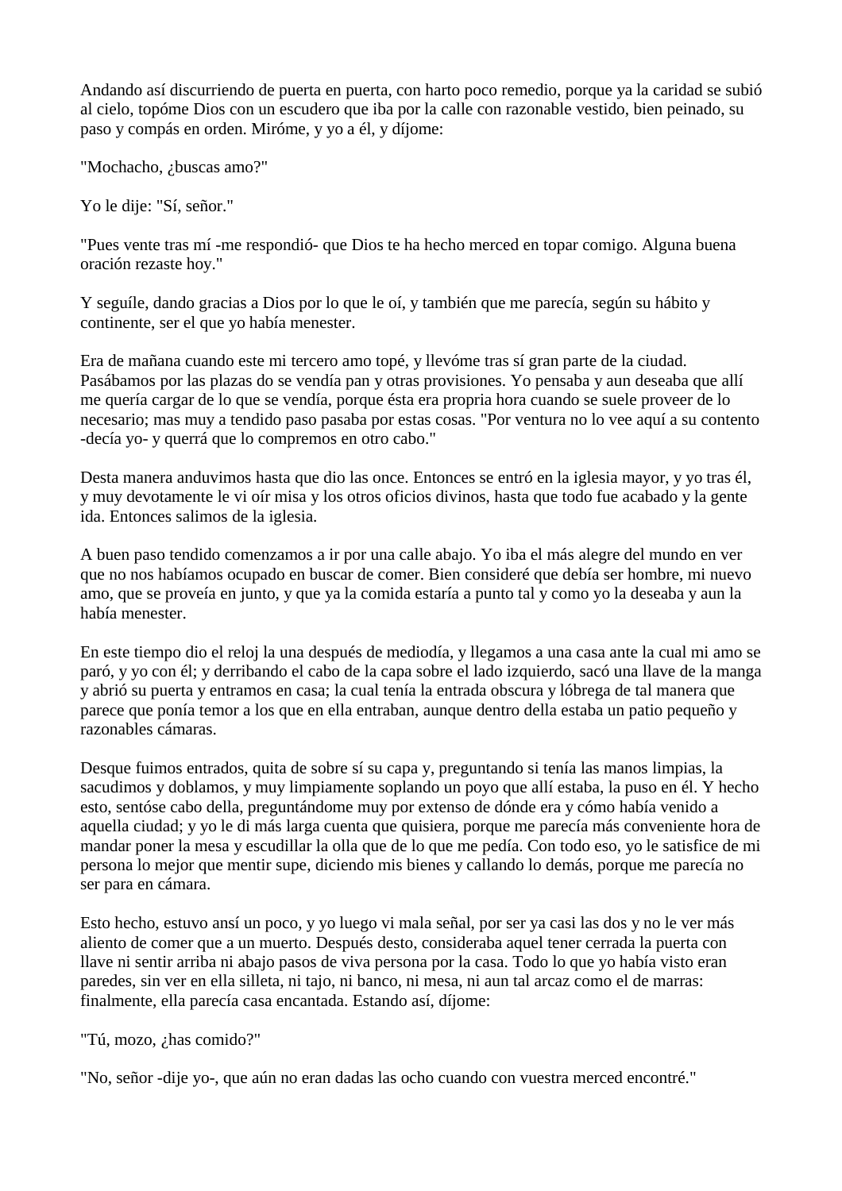Andando así discurriendo de puerta en puerta, con harto poco remedio, porque ya la caridad se subió al cielo, topóme Dios con un escudero que iba por la calle con razonable vestido, bien peinado, su paso y compás en orden. Miróme, y yo a él, y díjome:

"Mochacho, ¿buscas amo?"

Yo le dije: "Sí, señor."

"Pues vente tras mí -me respondió- que Dios te ha hecho merced en topar comigo. Alguna buena oración rezaste hoy."

Y seguíle, dando gracias a Dios por lo que le oí, y también que me parecía, según su hábito y continente, ser el que yo había menester.

Era de mañana cuando este mi tercero amo topé, y llevóme tras sí gran parte de la ciudad. Pasábamos por las plazas do se vendía pan y otras provisiones. Yo pensaba y aun deseaba que allí me quería cargar de lo que se vendía, porque ésta era propria hora cuando se suele proveer de lo necesario; mas muy a tendido paso pasaba por estas cosas. "Por ventura no lo vee aquí a su contento -decía yo- y querrá que lo compremos en otro cabo."

Desta manera anduvimos hasta que dio las once. Entonces se entró en la iglesia mayor, y yo tras él, y muy devotamente le vi oír misa y los otros oficios divinos, hasta que todo fue acabado y la gente ida. Entonces salimos de la iglesia.

A buen paso tendido comenzamos a ir por una calle abajo. Yo iba el más alegre del mundo en ver que no nos habíamos ocupado en buscar de comer. Bien consideré que debía ser hombre, mi nuevo amo, que se proveía en junto, y que ya la comida estaría a punto tal y como yo la deseaba y aun la había menester.

En este tiempo dio el reloj la una después de mediodía, y llegamos a una casa ante la cual mi amo se paró, y yo con él; y derribando el cabo de la capa sobre el lado izquierdo, sacó una llave de la manga y abrió su puerta y entramos en casa; la cual tenía la entrada obscura y lóbrega de tal manera que parece que ponía temor a los que en ella entraban, aunque dentro della estaba un patio pequeño y razonables cámaras.

Desque fuimos entrados, quita de sobre sí su capa y, preguntando si tenía las manos limpias, la sacudimos y doblamos, y muy limpiamente soplando un poyo que allí estaba, la puso en él. Y hecho esto, sentóse cabo della, preguntándome muy por extenso de dónde era y cómo había venido a aquella ciudad; y yo le di más larga cuenta que quisiera, porque me parecía más conveniente hora de mandar poner la mesa y escudillar la olla que de lo que me pedía. Con todo eso, yo le satisfice de mi persona lo mejor que mentir supe, diciendo mis bienes y callando lo demás, porque me parecía no ser para en cámara.

Esto hecho, estuvo ansí un poco, y yo luego vi mala señal, por ser ya casi las dos y no le ver más aliento de comer que a un muerto. Después desto, consideraba aquel tener cerrada la puerta con llave ni sentir arriba ni abajo pasos de viva persona por la casa. Todo lo que yo había visto eran paredes, sin ver en ella silleta, ni tajo, ni banco, ni mesa, ni aun tal arcaz como el de marras: finalmente, ella parecía casa encantada. Estando así, díjome:

"Tú, mozo, ¿has comido?"

"No, señor -dije yo-, que aún no eran dadas las ocho cuando con vuestra merced encontré."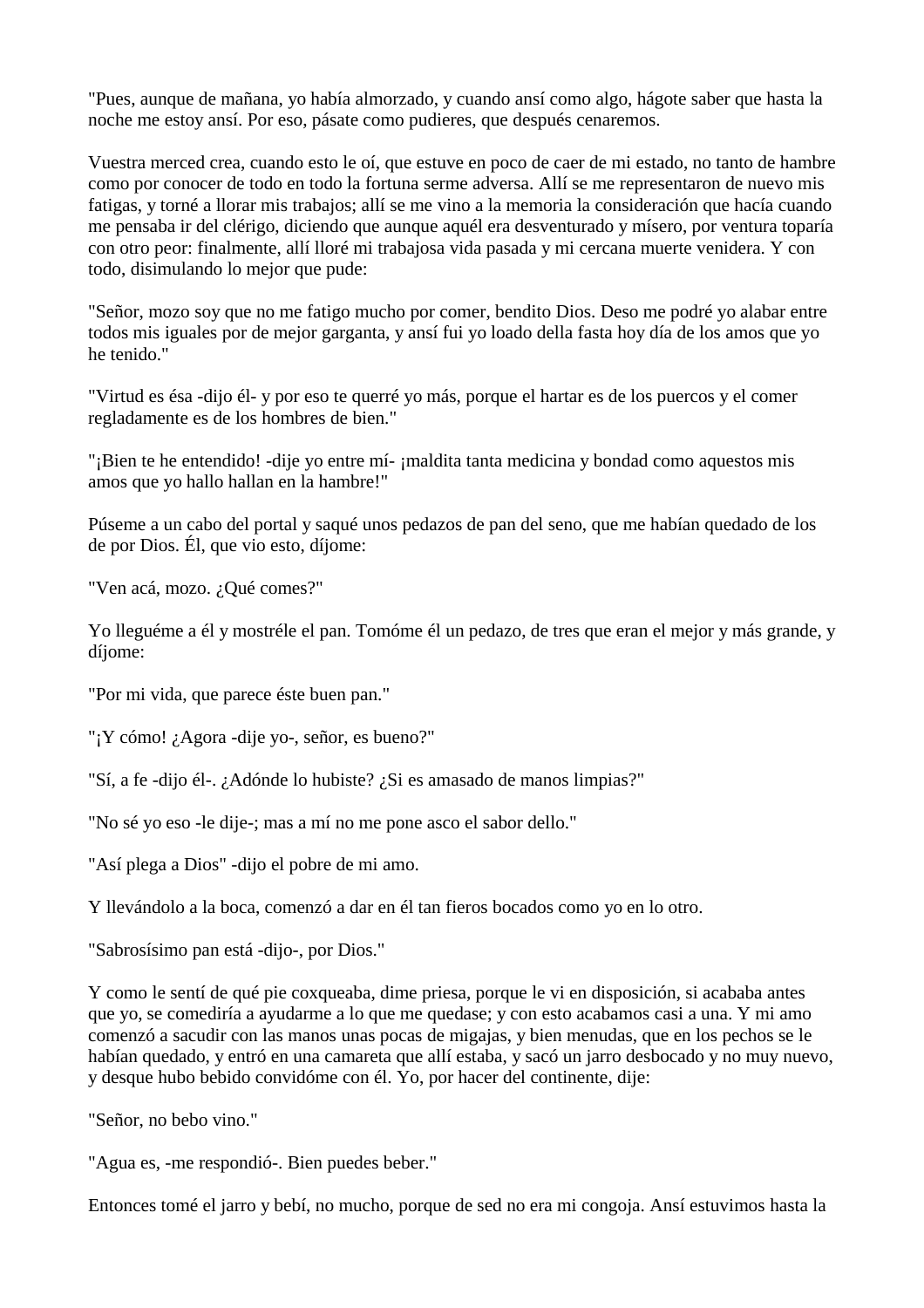"Pues, aunque de mañana, yo había almorzado, y cuando ansí como algo, hágote saber que hasta la noche me estoy ansí. Por eso, pásate como pudieres, que después cenaremos.

Vuestra merced crea, cuando esto le oí, que estuve en poco de caer de mi estado, no tanto de hambre como por conocer de todo en todo la fortuna serme adversa. Allí se me representaron de nuevo mis fatigas, y torné a llorar mis trabajos; allí se me vino a la memoria la consideración que hacía cuando me pensaba ir del clérigo, diciendo que aunque aquél era desventurado y mísero, por ventura toparía con otro peor: finalmente, allí lloré mi trabajosa vida pasada y mi cercana muerte venidera. Y con todo, disimulando lo mejor que pude:

"Señor, mozo soy que no me fatigo mucho por comer, bendito Dios. Deso me podré yo alabar entre todos mis iguales por de mejor garganta, y ansí fui yo loado della fasta hoy día de los amos que yo he tenido."

"Virtud es ésa -dijo él- y por eso te querré yo más, porque el hartar es de los puercos y el comer regladamente es de los hombres de bien."

"¡Bien te he entendido! -dije yo entre mí- ¡maldita tanta medicina y bondad como aquestos mis amos que yo hallo hallan en la hambre!"

Púseme a un cabo del portal y saqué unos pedazos de pan del seno, que me habían quedado de los de por Dios. Él, que vio esto, díjome:

"Ven acá, mozo. ¿Qué comes?"

Yo lleguéme a él y mostréle el pan. Tomóme él un pedazo, de tres que eran el mejor y más grande, y díjome:

"Por mi vida, que parece éste buen pan."

"¡Y cómo! ¿Agora -dije yo-, señor, es bueno?"

"Sí, a fe -dijo él-. ¿Adónde lo hubiste? ¿Si es amasado de manos limpias?"

"No sé yo eso -le dije-; mas a mí no me pone asco el sabor dello."

"Así plega a Dios" -dijo el pobre de mi amo.

Y llevándolo a la boca, comenzó a dar en él tan fieros bocados como yo en lo otro.

"Sabrosísimo pan está -dijo-, por Dios."

Y como le sentí de qué pie coxqueaba, dime priesa, porque le vi en disposición, si acababa antes que yo, se comediría a ayudarme a lo que me quedase; y con esto acabamos casi a una. Y mi amo comenzó a sacudir con las manos unas pocas de migajas, y bien menudas, que en los pechos se le habían quedado, y entró en una camareta que allí estaba, y sacó un jarro desbocado y no muy nuevo, y desque hubo bebido convidóme con él. Yo, por hacer del continente, dije:

"Señor, no bebo vino."

"Agua es, -me respondió-. Bien puedes beber."

Entonces tomé el jarro y bebí, no mucho, porque de sed no era mi congoja. Ansí estuvimos hasta la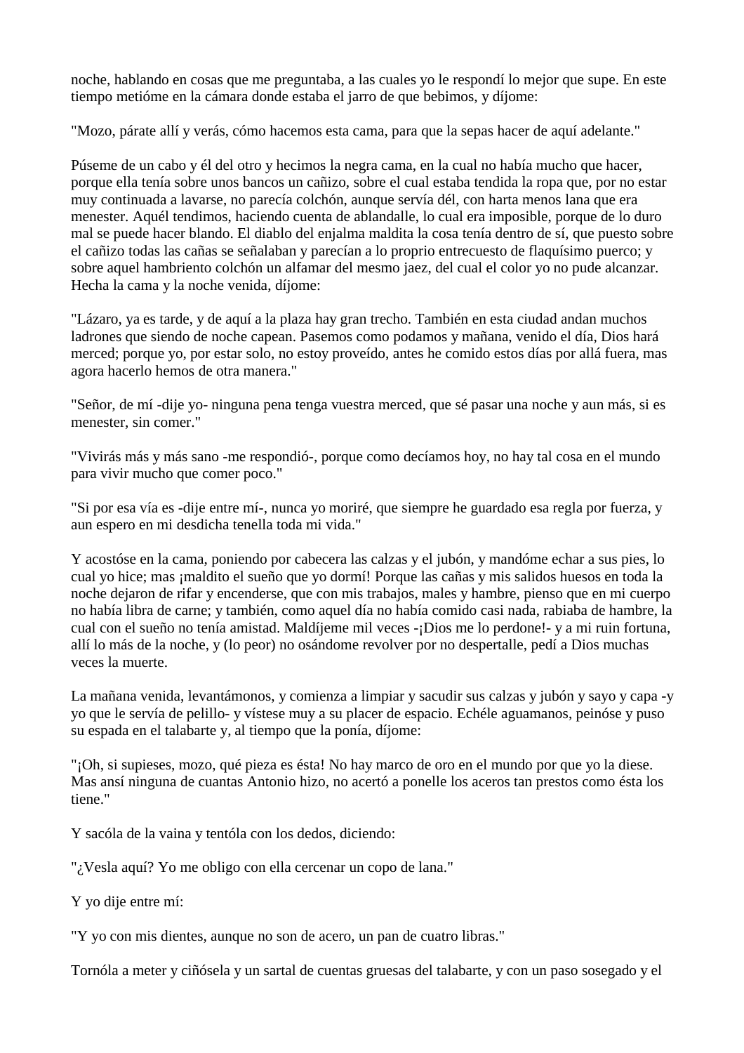noche, hablando en cosas que me preguntaba, a las cuales yo le respondí lo mejor que supe. En este tiempo metióme en la cámara donde estaba el jarro de que bebimos, y díjome:

"Mozo, párate allí y verás, cómo hacemos esta cama, para que la sepas hacer de aquí adelante."

Púseme de un cabo y él del otro y hecimos la negra cama, en la cual no había mucho que hacer, porque ella tenía sobre unos bancos un cañizo, sobre el cual estaba tendida la ropa que, por no estar muy continuada a lavarse, no parecía colchón, aunque servía dél, con harta menos lana que era menester. Aquél tendimos, haciendo cuenta de ablandalle, lo cual era imposible, porque de lo duro mal se puede hacer blando. El diablo del enjalma maldita la cosa tenía dentro de sí, que puesto sobre el cañizo todas las cañas se señalaban y parecían a lo proprio entrecuesto de flaquísimo puerco; y sobre aquel hambriento colchón un alfamar del mesmo jaez, del cual el color yo no pude alcanzar. Hecha la cama y la noche venida, díjome:

"Lázaro, ya es tarde, y de aquí a la plaza hay gran trecho. También en esta ciudad andan muchos ladrones que siendo de noche capean. Pasemos como podamos y mañana, venido el día, Dios hará merced; porque yo, por estar solo, no estoy proveído, antes he comido estos días por allá fuera, mas agora hacerlo hemos de otra manera."

"Señor, de mí -dije yo- ninguna pena tenga vuestra merced, que sé pasar una noche y aun más, si es menester, sin comer."

"Vivirás más y más sano -me respondió-, porque como decíamos hoy, no hay tal cosa en el mundo para vivir mucho que comer poco."

"Si por esa vía es -dije entre mí-, nunca yo moriré, que siempre he guardado esa regla por fuerza, y aun espero en mi desdicha tenella toda mi vida."

Y acostóse en la cama, poniendo por cabecera las calzas y el jubón, y mandóme echar a sus pies, lo cual yo hice; mas ¡maldito el sueño que yo dormí! Porque las cañas y mis salidos huesos en toda la noche dejaron de rifar y encenderse, que con mis trabajos, males y hambre, pienso que en mi cuerpo no había libra de carne; y también, como aquel día no había comido casi nada, rabiaba de hambre, la cual con el sueño no tenía amistad. Maldíjeme mil veces -¡Dios me lo perdone!- y a mi ruin fortuna, allí lo más de la noche, y (lo peor) no osándome revolver por no despertalle, pedí a Dios muchas veces la muerte.

La mañana venida, levantámonos, y comienza a limpiar y sacudir sus calzas y jubón y sayo y capa -y yo que le servía de pelillo- y vístese muy a su placer de espacio. Echéle aguamanos, peinóse y puso su espada en el talabarte y, al tiempo que la ponía, díjome:

"¡Oh, si supieses, mozo, qué pieza es ésta! No hay marco de oro en el mundo por que yo la diese. Mas ansí ninguna de cuantas Antonio hizo, no acertó a ponelle los aceros tan prestos como ésta los tiene."

Y sacóla de la vaina y tentóla con los dedos, diciendo:

"¿Vesla aquí? Yo me obligo con ella cercenar un copo de lana."

Y yo dije entre mí:

"Y yo con mis dientes, aunque no son de acero, un pan de cuatro libras."

Tornóla a meter y ciñósela y un sartal de cuentas gruesas del talabarte, y con un paso sosegado y el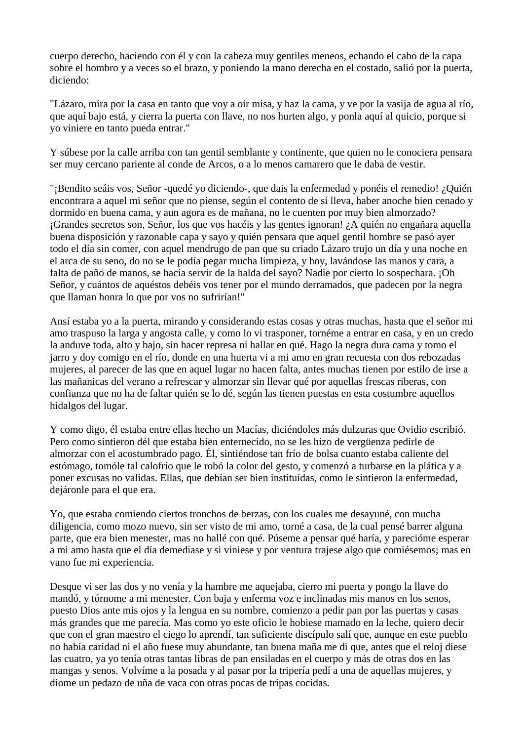cuerpo derecho, haciendo con él y con la cabeza muy gentiles meneos, echando el cabo de la capa sobre el hombro y a veces so el brazo, y poniendo la mano derecha en el costado, salió por la puerta, diciendo:

"Lázaro, mira por la casa en tanto que voy a oír misa, y haz la cama, y ve por la vasija de agua al río, que aquí bajo está, y cierra la puerta con llave, no nos hurten algo, y ponla aquí al quicio, porque si yo viniere en tanto pueda entrar."

Y súbese por la calle arriba con tan gentil semblante y continente, que quien no le conociera pensara ser muy cercano pariente al conde de Arcos, o a lo menos camarero que le daba de vestir.

"¡Bendito seáis vos, Señor -quedé yo diciendo-, que dais la enfermedad y ponéis el remedio! ¿Quién encontrara a aquel mi señor que no piense, según el contento de sí lleva, haber anoche bien cenado y dormido en buena cama, y aun agora es de mañana, no le cuenten por muy bien almorzado? ¡Grandes secretos son, Señor, los que vos hacéis y las gentes ignoran! ¿A quién no engañara aquella buena disposición y razonable capa y sayo y quién pensara que aquel gentil hombre se pasó ayer todo el día sin comer, con aquel mendrugo de pan que su criado Lázaro trujo un día y una noche en el arca de su seno, do no se le podía pegar mucha limpieza, y hoy, lavándose las manos y cara, a falta de paño de manos, se hacía servir de la halda del sayo? Nadie por cierto lo sospechara. ¡Oh Señor, y cuántos de aquéstos debéis vos tener por el mundo derramados, que padecen por la negra que llaman honra lo que por vos no sufrirían!"

Ansí estaba yo a la puerta, mirando y considerando estas cosas y otras muchas, hasta que el señor mi amo traspuso la larga y angosta calle, y como lo vi trasponer, tornéme a entrar en casa, y en un credo la anduve toda, alto y bajo, sin hacer represa ni hallar en qué. Hago la negra dura cama y tomo el jarro y doy comigo en el río, donde en una huerta vi a mi amo en gran recuesta con dos rebozadas mujeres, al parecer de las que en aquel lugar no hacen falta, antes muchas tienen por estilo de irse a las mañanicas del verano a refrescar y almorzar sin llevar qué por aquellas frescas riberas, con confianza que no ha de faltar quién se lo dé, según las tienen puestas en esta costumbre aquellos hidalgos del lugar.

Y como digo, él estaba entre ellas hecho un Macías, diciéndoles más dulzuras que Ovidio escribió. Pero como sintieron dél que estaba bien enternecido, no se les hizo de vergüenza pedirle de almorzar con el acostumbrado pago. Él, sintiéndose tan frío de bolsa cuanto estaba caliente del estómago, tomóle tal calofrío que le robó la color del gesto, y comenzó a turbarse en la plática y a poner excusas no validas. Ellas, que debían ser bien instituídas, como le sintieron la enfermedad, dejáronle para el que era.

Yo, que estaba comiendo ciertos tronchos de berzas, con los cuales me desayuné, con mucha diligencia, como mozo nuevo, sin ser visto de mi amo, torné a casa, de la cual pensé barrer alguna parte, que era bien menester, mas no hallé con qué. Púseme a pensar qué haría, y parecióme esperar a mi amo hasta que el día demediase y si viniese y por ventura trajese algo que comiésemos; mas en vano fue mi experiencia.

Desque vi ser las dos y no venía y la hambre me aquejaba, cierro mi puerta y pongo la llave do mandó, y tórnome a mi menester. Con baja y enferma voz e inclinadas mis manos en los senos, puesto Dios ante mis ojos y la lengua en su nombre, comienzo a pedir pan por las puertas y casas más grandes que me parecía. Mas como yo este oficio le hobiese mamado en la leche, quiero decir que con el gran maestro el ciego lo aprendí, tan suficiente discípulo salí que, aunque en este pueblo no había caridad ni el año fuese muy abundante, tan buena maña me di que, antes que el reloj diese las cuatro, ya yo tenía otras tantas libras de pan ensiladas en el cuerpo y más de otras dos en las mangas y senos. Volvíme a la posada y al pasar por la tripería pedí a una de aquellas mujeres, y diome un pedazo de uña de vaca con otras pocas de tripas cocidas.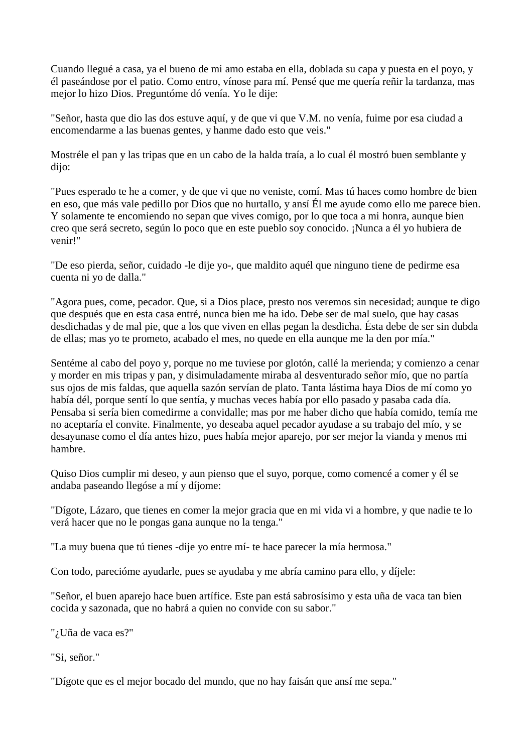Cuando llegué a casa, ya el bueno de mi amo estaba en ella, doblada su capa y puesta en el poyo, y él paseándose por el patio. Como entro, vínose para mí. Pensé que me quería reñir la tardanza, mas mejor lo hizo Dios. Preguntóme dó venía. Yo le dije:

"Señor, hasta que dio las dos estuve aquí, y de que vi que V.M. no venía, fuime por esa ciudad a encomendarme a las buenas gentes, y hanme dado esto que veis."

Mostréle el pan y las tripas que en un cabo de la halda traía, a lo cual él mostró buen semblante y dijo:

"Pues esperado te he a comer, y de que vi que no veniste, comí. Mas tú haces como hombre de bien en eso, que más vale pedillo por Dios que no hurtallo, y ansí Él me ayude como ello me parece bien. Y solamente te encomiendo no sepan que vives comigo, por lo que toca a mi honra, aunque bien creo que será secreto, según lo poco que en este pueblo soy conocido. ¡Nunca a él yo hubiera de venir!"

"De eso pierda, señor, cuidado -le dije yo-, que maldito aquél que ninguno tiene de pedirme esa cuenta ni yo de dalla."

"Agora pues, come, pecador. Que, si a Dios place, presto nos veremos sin necesidad; aunque te digo que después que en esta casa entré, nunca bien me ha ido. Debe ser de mal suelo, que hay casas desdichadas y de mal pie, que a los que viven en ellas pegan la desdicha. Ésta debe de ser sin dubda de ellas; mas yo te prometo, acabado el mes, no quede en ella aunque me la den por mía."

Sentéme al cabo del poyo y, porque no me tuviese por glotón, callé la merienda; y comienzo a cenar y morder en mis tripas y pan, y disimuladamente miraba al desventurado señor mío, que no partía sus ojos de mis faldas, que aquella sazón servían de plato. Tanta lástima haya Dios de mí como yo había dél, porque sentí lo que sentía, y muchas veces había por ello pasado y pasaba cada día. Pensaba si sería bien comedirme a convidalle; mas por me haber dicho que había comido, temía me no aceptaría el convite. Finalmente, yo deseaba aquel pecador ayudase a su trabajo del mío, y se desayunase como el día antes hizo, pues había mejor aparejo, por ser mejor la vianda y menos mi hambre.

Quiso Dios cumplir mi deseo, y aun pienso que el suyo, porque, como comencé a comer y él se andaba paseando llegóse a mí y díjome:

"Dígote, Lázaro, que tienes en comer la mejor gracia que en mi vida vi a hombre, y que nadie te lo verá hacer que no le pongas gana aunque no la tenga."

"La muy buena que tú tienes -dije yo entre mí- te hace parecer la mía hermosa."

Con todo, parecióme ayudarle, pues se ayudaba y me abría camino para ello, y díjele:

"Señor, el buen aparejo hace buen artífice. Este pan está sabrosísimo y esta uña de vaca tan bien cocida y sazonada, que no habrá a quien no convide con su sabor."

"¿Uña de vaca es?"

"Si, señor."

"Dígote que es el mejor bocado del mundo, que no hay faisán que ansí me sepa."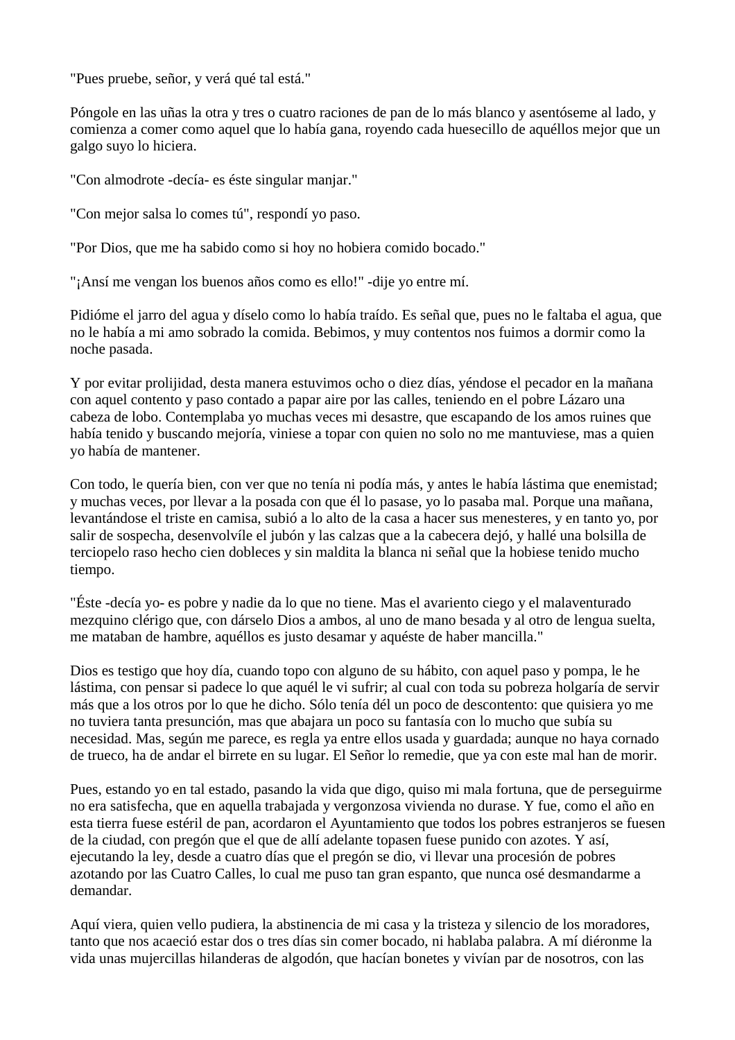"Pues pruebe, señor, y verá qué tal está."

Póngole en las uñas la otra y tres o cuatro raciones de pan de lo más blanco y asentóseme al lado, y comienza a comer como aquel que lo había gana, royendo cada huesecillo de aquéllos mejor que un galgo suyo lo hiciera.

"Con almodrote -decía- es éste singular manjar."

"Con mejor salsa lo comes tú", respondí yo paso.

"Por Dios, que me ha sabido como si hoy no hobiera comido bocado."

"¡Ansí me vengan los buenos años como es ello!" -dije yo entre mí.

Pidióme el jarro del agua y díselo como lo había traído. Es señal que, pues no le faltaba el agua, que no le había a mi amo sobrado la comida. Bebimos, y muy contentos nos fuimos a dormir como la noche pasada.

Y por evitar prolijidad, desta manera estuvimos ocho o diez días, yéndose el pecador en la mañana con aquel contento y paso contado a papar aire por las calles, teniendo en el pobre Lázaro una cabeza de lobo. Contemplaba yo muchas veces mi desastre, que escapando de los amos ruines que había tenido y buscando mejoría, viniese a topar con quien no solo no me mantuviese, mas a quien yo había de mantener.

Con todo, le quería bien, con ver que no tenía ni podía más, y antes le había lástima que enemistad; y muchas veces, por llevar a la posada con que él lo pasase, yo lo pasaba mal. Porque una mañana, levantándose el triste en camisa, subió a lo alto de la casa a hacer sus menesteres, y en tanto yo, por salir de sospecha, desenvolvíle el jubón y las calzas que a la cabecera dejó, y hallé una bolsilla de terciopelo raso hecho cien dobleces y sin maldita la blanca ni señal que la hobiese tenido mucho tiempo.

"Éste -decía yo- es pobre y nadie da lo que no tiene. Mas el avariento ciego y el malaventurado mezquino clérigo que, con dárselo Dios a ambos, al uno de mano besada y al otro de lengua suelta, me mataban de hambre, aquéllos es justo desamar y aquéste de haber mancilla."

Dios es testigo que hoy día, cuando topo con alguno de su hábito, con aquel paso y pompa, le he lástima, con pensar si padece lo que aquél le vi sufrir; al cual con toda su pobreza holgaría de servir más que a los otros por lo que he dicho. Sólo tenía dél un poco de descontento: que quisiera yo me no tuviera tanta presunción, mas que abajara un poco su fantasía con lo mucho que subía su necesidad. Mas, según me parece, es regla ya entre ellos usada y guardada; aunque no haya cornado de trueco, ha de andar el birrete en su lugar. El Señor lo remedie, que ya con este mal han de morir.

Pues, estando yo en tal estado, pasando la vida que digo, quiso mi mala fortuna, que de perseguirme no era satisfecha, que en aquella trabajada y vergonzosa vivienda no durase. Y fue, como el año en esta tierra fuese estéril de pan, acordaron el Ayuntamiento que todos los pobres estranjeros se fuesen de la ciudad, con pregón que el que de allí adelante topasen fuese punido con azotes. Y así, ejecutando la ley, desde a cuatro días que el pregón se dio, vi llevar una procesión de pobres azotando por las Cuatro Calles, lo cual me puso tan gran espanto, que nunca osé desmandarme a demandar.

Aquí viera, quien vello pudiera, la abstinencia de mi casa y la tristeza y silencio de los moradores, tanto que nos acaeció estar dos o tres días sin comer bocado, ni hablaba palabra. A mí diéronme la vida unas mujercillas hilanderas de algodón, que hacían bonetes y vivían par de nosotros, con las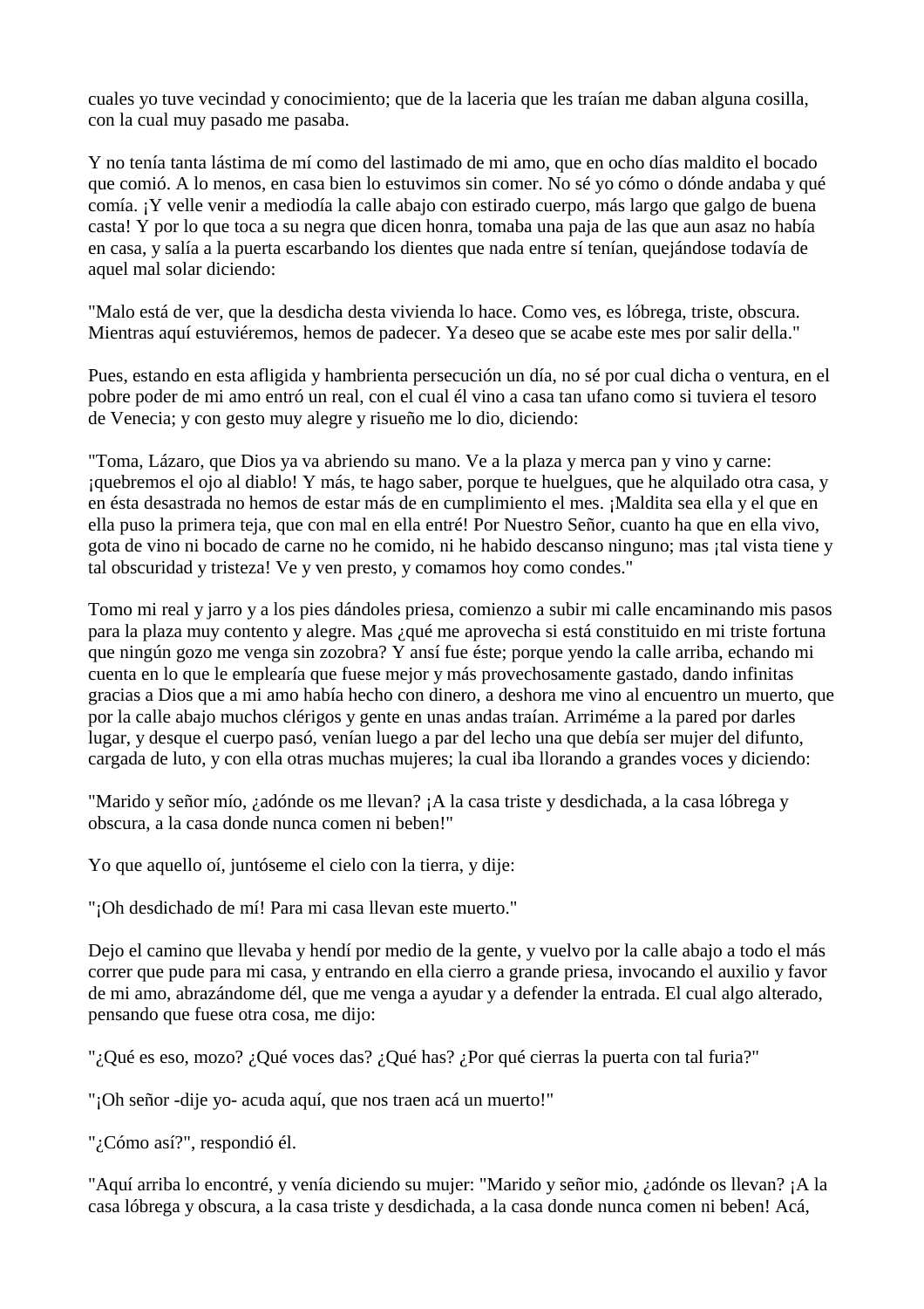cuales yo tuve vecindad y conocimiento; que de la laceria que les traían me daban alguna cosilla, con la cual muy pasado me pasaba.

Y no tenía tanta lástima de mí como del lastimado de mi amo, que en ocho días maldito el bocado que comió. A lo menos, en casa bien lo estuvimos sin comer. No sé yo cómo o dónde andaba y qué comía. ¡Y velle venir a mediodía la calle abajo con estirado cuerpo, más largo que galgo de buena casta! Y por lo que toca a su negra que dicen honra, tomaba una paja de las que aun asaz no había en casa, y salía a la puerta escarbando los dientes que nada entre sí tenían, quejándose todavía de aquel mal solar diciendo:

"Malo está de ver, que la desdicha desta vivienda lo hace. Como ves, es lóbrega, triste, obscura. Mientras aquí estuviéremos, hemos de padecer. Ya deseo que se acabe este mes por salir della."

Pues, estando en esta afligida y hambrienta persecución un día, no sé por cual dicha o ventura, en el pobre poder de mi amo entró un real, con el cual él vino a casa tan ufano como si tuviera el tesoro de Venecia; y con gesto muy alegre y risueño me lo dio, diciendo:

"Toma, Lázaro, que Dios ya va abriendo su mano. Ve a la plaza y merca pan y vino y carne: ¡quebremos el ojo al diablo! Y más, te hago saber, porque te huelgues, que he alquilado otra casa, y en ésta desastrada no hemos de estar más de en cumplimiento el mes. ¡Maldita sea ella y el que en ella puso la primera teja, que con mal en ella entré! Por Nuestro Señor, cuanto ha que en ella vivo, gota de vino ni bocado de carne no he comido, ni he habido descanso ninguno; mas ¡tal vista tiene y tal obscuridad y tristeza! Ve y ven presto, y comamos hoy como condes."

Tomo mi real y jarro y a los pies dándoles priesa, comienzo a subir mi calle encaminando mis pasos para la plaza muy contento y alegre. Mas ¿qué me aprovecha si está constituido en mi triste fortuna que ningún gozo me venga sin zozobra? Y ansí fue éste; porque yendo la calle arriba, echando mi cuenta en lo que le emplearía que fuese mejor y más provechosamente gastado, dando infinitas gracias a Dios que a mi amo había hecho con dinero, a deshora me vino al encuentro un muerto, que por la calle abajo muchos clérigos y gente en unas andas traían. Arriméme a la pared por darles lugar, y desque el cuerpo pasó, venían luego a par del lecho una que debía ser mujer del difunto, cargada de luto, y con ella otras muchas mujeres; la cual iba llorando a grandes voces y diciendo:

"Marido y señor mío, ¿adónde os me llevan? ¡A la casa triste y desdichada, a la casa lóbrega y obscura, a la casa donde nunca comen ni beben!"

Yo que aquello oí, juntóseme el cielo con la tierra, y dije:

"¡Oh desdichado de mí! Para mi casa llevan este muerto."

Dejo el camino que llevaba y hendí por medio de la gente, y vuelvo por la calle abajo a todo el más correr que pude para mi casa, y entrando en ella cierro a grande priesa, invocando el auxilio y favor de mi amo, abrazándome dél, que me venga a ayudar y a defender la entrada. El cual algo alterado, pensando que fuese otra cosa, me dijo:

"¿Qué es eso, mozo? ¿Qué voces das? ¿Qué has? ¿Por qué cierras la puerta con tal furia?"

"¡Oh señor -dije yo- acuda aquí, que nos traen acá un muerto!"

"¿Cómo así?", respondió él.

"Aquí arriba lo encontré, y venía diciendo su mujer: "Marido y señor mio, ¿adónde os llevan? ¡A la casa lóbrega y obscura, a la casa triste y desdichada, a la casa donde nunca comen ni beben! Acá,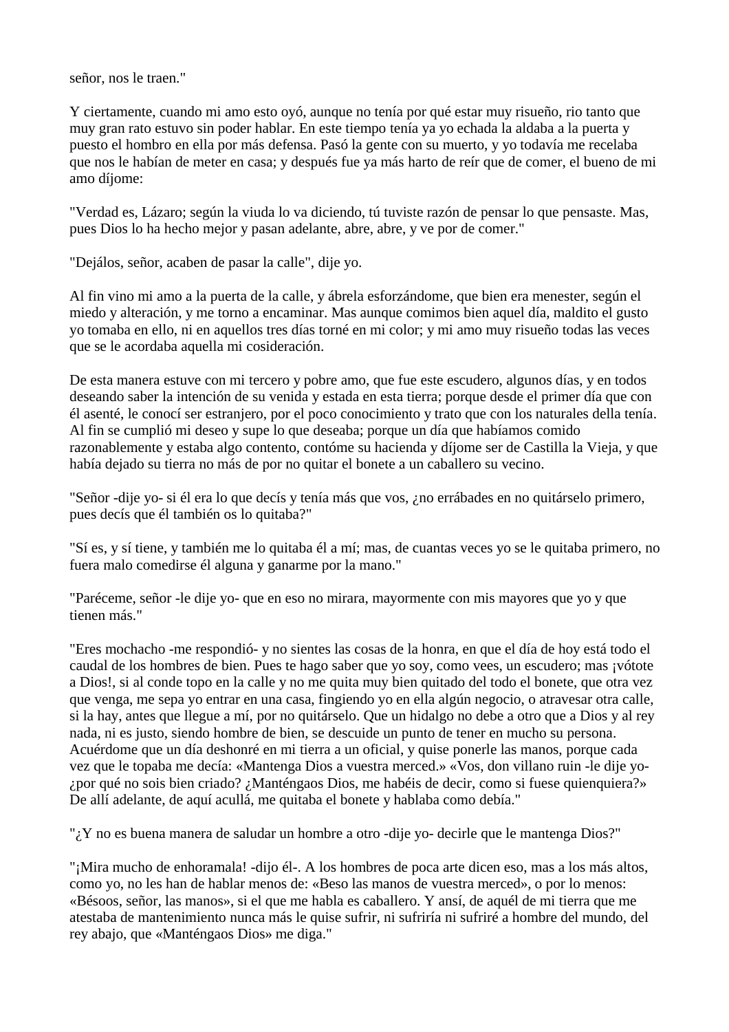señor, nos le traen."

Y ciertamente, cuando mi amo esto oyó, aunque no tenía por qué estar muy risueño, rio tanto que muy gran rato estuvo sin poder hablar. En este tiempo tenía ya yo echada la aldaba a la puerta y puesto el hombro en ella por más defensa. Pasó la gente con su muerto, y yo todavía me recelaba que nos le habían de meter en casa; y después fue ya más harto de reír que de comer, el bueno de mi amo díjome:

"Verdad es, Lázaro; según la viuda lo va diciendo, tú tuviste razón de pensar lo que pensaste. Mas, pues Dios lo ha hecho mejor y pasan adelante, abre, abre, y ve por de comer."

"Dejálos, señor, acaben de pasar la calle", dije yo.

Al fin vino mi amo a la puerta de la calle, y ábrela esforzándome, que bien era menester, según el miedo y alteración, y me torno a encaminar. Mas aunque comimos bien aquel día, maldito el gusto yo tomaba en ello, ni en aquellos tres días torné en mi color; y mi amo muy risueño todas las veces que se le acordaba aquella mi cosideración.

De esta manera estuve con mi tercero y pobre amo, que fue este escudero, algunos días, y en todos deseando saber la intención de su venida y estada en esta tierra; porque desde el primer día que con él asenté, le conocí ser estranjero, por el poco conocimiento y trato que con los naturales della tenía. Al fin se cumplió mi deseo y supe lo que deseaba; porque un día que habíamos comido razonablemente y estaba algo contento, contóme su hacienda y díjome ser de Castilla la Vieja, y que había dejado su tierra no más de por no quitar el bonete a un caballero su vecino.

"Señor -dije yo- si él era lo que decís y tenía más que vos, ¿no errábades en no quitárselo primero, pues decís que él también os lo quitaba?"

"Sí es, y sí tiene, y también me lo quitaba él a mí; mas, de cuantas veces yo se le quitaba primero, no fuera malo comedirse él alguna y ganarme por la mano."

"Paréceme, señor -le dije yo- que en eso no mirara, mayormente con mis mayores que yo y que tienen más."

"Eres mochacho -me respondió- y no sientes las cosas de la honra, en que el día de hoy está todo el caudal de los hombres de bien. Pues te hago saber que yo soy, como vees, un escudero; mas ¡vótote a Dios!, si al conde topo en la calle y no me quita muy bien quitado del todo el bonete, que otra vez que venga, me sepa yo entrar en una casa, fingiendo yo en ella algún negocio, o atravesar otra calle, si la hay, antes que llegue a mí, por no quitárselo. Que un hidalgo no debe a otro que a Dios y al rey nada, ni es justo, siendo hombre de bien, se descuide un punto de tener en mucho su persona. Acuérdome que un día deshonré en mi tierra a un oficial, y quise ponerle las manos, porque cada vez que le topaba me decía: «Mantenga Dios a vuestra merced.» «Vos, don villano ruin -le dije yo- ¿por qué no sois bien criado? ¿Manténgaos Dios, me habéis de decir, como si fuese quienquiera?» De allí adelante, de aquí acullá, me quitaba el bonete y hablaba como debía."

"¿Y no es buena manera de saludar un hombre a otro -dije yo- decirle que le mantenga Dios?"

"¡Mira mucho de enhoramala! -dijo él-. A los hombres de poca arte dicen eso, mas a los más altos, como yo, no les han de hablar menos de: «Beso las manos de vuestra merced», o por lo menos: «Bésoos, señor, las manos», si el que me habla es caballero. Y ansí, de aquél de mi tierra que me atestaba de mantenimiento nunca más le quise sufrir, ni sufriría ni sufriré a hombre del mundo, del rey abajo, que «Manténgaos Dios» me diga."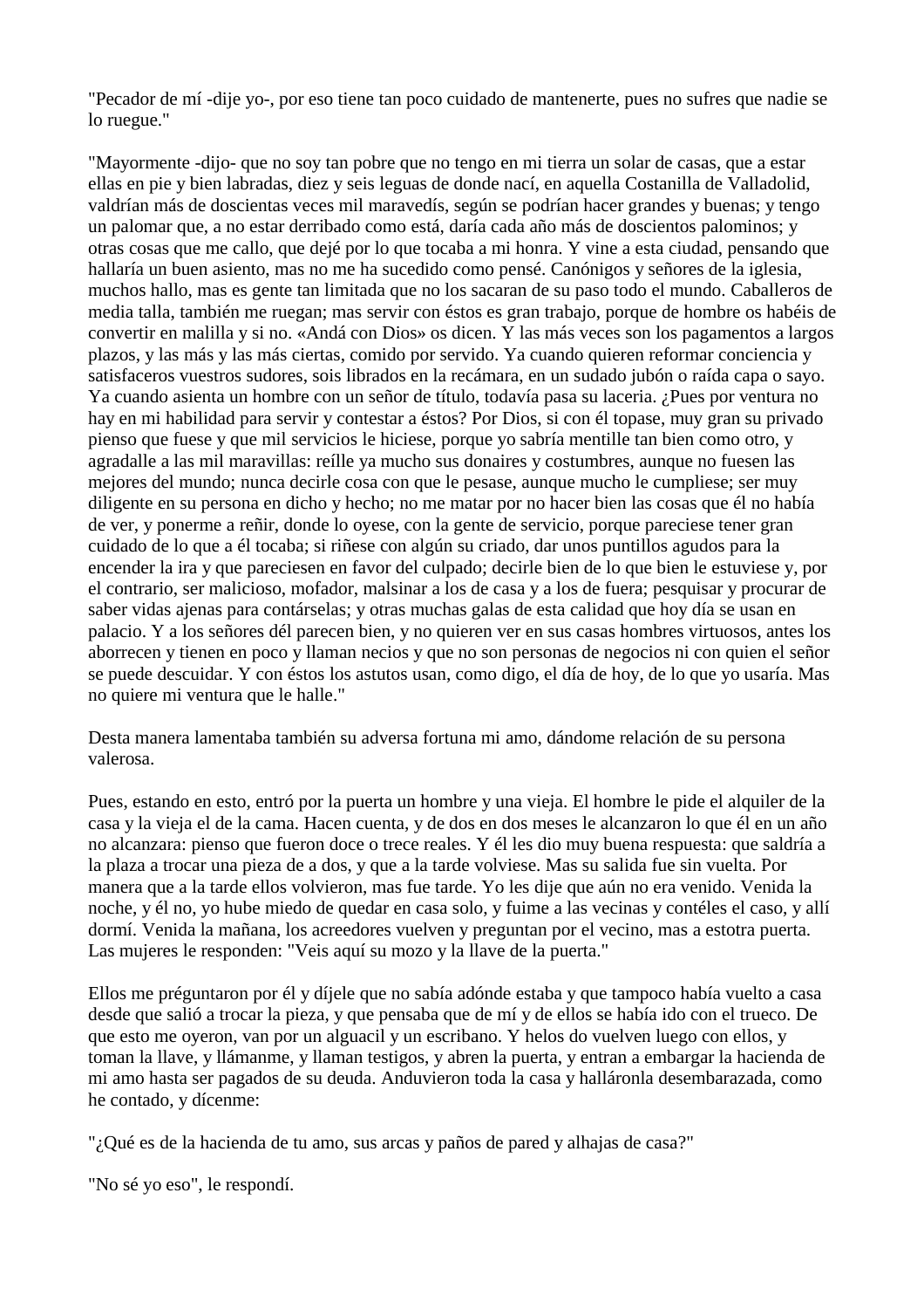"Pecador de mí -dije yo-, por eso tiene tan poco cuidado de mantenerte, pues no sufres que nadie se lo ruegue."

"Mayormente -dijo- que no soy tan pobre que no tengo en mi tierra un solar de casas, que a estar ellas en pie y bien labradas, diez y seis leguas de donde nací, en aquella Costanilla de Valladolid, valdrían más de doscientas veces mil maravedís, según se podrían hacer grandes y buenas; y tengo un palomar que, a no estar derribado como está, daría cada año más de doscientos palominos; y otras cosas que me callo, que dejé por lo que tocaba a mi honra. Y vine a esta ciudad, pensando que hallaría un buen asiento, mas no me ha sucedido como pensé. Canónigos y señores de la iglesia, muchos hallo, mas es gente tan limitada que no los sacaran de su paso todo el mundo. Caballeros de media talla, también me ruegan; mas servir con éstos es gran trabajo, porque de hombre os habéis de convertir en malilla y si no. «Andá con Dios» os dicen. Y las más veces son los pagamentos a largos plazos, y las más y las más ciertas, comido por servido. Ya cuando quieren reformar conciencia y satisfaceros vuestros sudores, sois librados en la recámara, en un sudado jubón o raída capa o sayo. Ya cuando asienta un hombre con un señor de título, todavía pasa su laceria. ¿Pues por ventura no hay en mi habilidad para servir y contestar a éstos? Por Dios, si con él topase, muy gran su privado pienso que fuese y que mil servicios le hiciese, porque yo sabría mentille tan bien como otro, y agradalle a las mil maravillas: reílle ya mucho sus donaires y costumbres, aunque no fuesen las mejores del mundo; nunca decirle cosa con que le pesase, aunque mucho le cumpliese; ser muy diligente en su persona en dicho y hecho; no me matar por no hacer bien las cosas que él no había de ver, y ponerme a reñir, donde lo oyese, con la gente de servicio, porque pareciese tener gran cuidado de lo que a él tocaba; si riñese con algún su criado, dar unos puntillos agudos para la encender la ira y que pareciesen en favor del culpado; decirle bien de lo que bien le estuviese y, por el contrario, ser malicioso, mofador, malsinar a los de casa y a los de fuera; pesquisar y procurar de saber vidas ajenas para contárselas; y otras muchas galas de esta calidad que hoy día se usan en palacio. Y a los señores dél parecen bien, y no quieren ver en sus casas hombres virtuosos, antes los aborrecen y tienen en poco y llaman necios y que no son personas de negocios ni con quien el señor se puede descuidar. Y con éstos los astutos usan, como digo, el día de hoy, de lo que yo usaría. Mas no quiere mi ventura que le halle."

Desta manera lamentaba también su adversa fortuna mi amo, dándome relación de su persona valerosa.

Pues, estando en esto, entró por la puerta un hombre y una vieja. El hombre le pide el alquiler de la casa y la vieja el de la cama. Hacen cuenta, y de dos en dos meses le alcanzaron lo que él en un año no alcanzara: pienso que fueron doce o trece reales. Y él les dio muy buena respuesta: que saldría a la plaza a trocar una pieza de a dos, y que a la tarde volviese. Mas su salida fue sin vuelta. Por manera que a la tarde ellos volvieron, mas fue tarde. Yo les dije que aún no era venido. Venida la noche, y él no, yo hube miedo de quedar en casa solo, y fuime a las vecinas y contéles el caso, y allí dormí. Venida la mañana, los acreedores vuelven y preguntan por el vecino, mas a estotra puerta. Las mujeres le responden: "Veis aquí su mozo y la llave de la puerta."

Ellos me préguntaron por él y díjele que no sabía adónde estaba y que tampoco había vuelto a casa desde que salió a trocar la pieza, y que pensaba que de mí y de ellos se había ido con el trueco. De que esto me oyeron, van por un alguacil y un escribano. Y helos do vuelven luego con ellos, y toman la llave, y llámanme, y llaman testigos, y abren la puerta, y entran a embargar la hacienda de mi amo hasta ser pagados de su deuda. Anduvieron toda la casa y halláronla desembarazada, como he contado, y dícenme:

"¿Qué es de la hacienda de tu amo, sus arcas y paños de pared y alhajas de casa?"

"No sé yo eso", le respondí.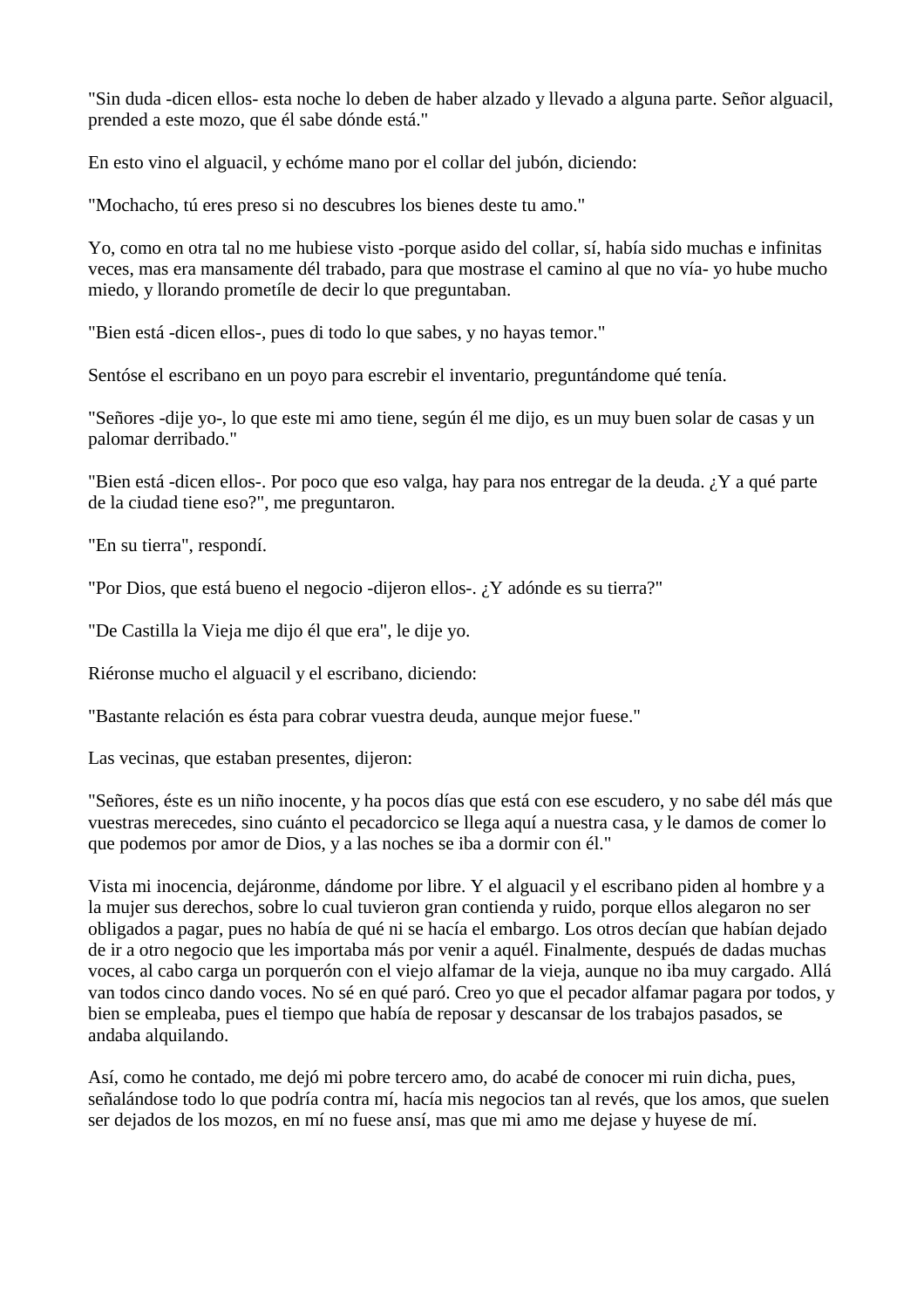"Sin duda -dicen ellos- esta noche lo deben de haber alzado y llevado a alguna parte. Señor alguacil, prended a este mozo, que él sabe dónde está."

En esto vino el alguacil, y echóme mano por el collar del jubón, diciendo:

"Mochacho, tú eres preso si no descubres los bienes deste tu amo."

Yo, como en otra tal no me hubiese visto -porque asido del collar, sí, había sido muchas e infinitas veces, mas era mansamente dél trabado, para que mostrase el camino al que no vía- yo hube mucho miedo, y llorando prometíle de decir lo que preguntaban.

"Bien está -dicen ellos-, pues di todo lo que sabes, y no hayas temor."

Sentóse el escribano en un poyo para escrebir el inventario, preguntándome qué tenía.

"Señores -dije yo-, lo que este mi amo tiene, según él me dijo, es un muy buen solar de casas y un palomar derribado."

"Bien está -dicen ellos-. Por poco que eso valga, hay para nos entregar de la deuda. ¿Y a qué parte de la ciudad tiene eso?", me preguntaron.

"En su tierra", respondí.

"Por Dios, que está bueno el negocio -dijeron ellos-. ¿Y adónde es su tierra?"

"De Castilla la Vieja me dijo él que era", le dije yo.

Riéronse mucho el alguacil y el escribano, diciendo:

"Bastante relación es ésta para cobrar vuestra deuda, aunque mejor fuese."

Las vecinas, que estaban presentes, dijeron:

"Señores, éste es un niño inocente, y ha pocos días que está con ese escudero, y no sabe dél más que vuestras merecedes, sino cuánto el pecadorcico se llega aquí a nuestra casa, y le damos de comer lo que podemos por amor de Dios, y a las noches se iba a dormir con él."

Vista mi inocencia, dejáronme, dándome por libre. Y el alguacil y el escribano piden al hombre y a la mujer sus derechos, sobre lo cual tuvieron gran contienda y ruido, porque ellos alegaron no ser obligados a pagar, pues no había de qué ni se hacía el embargo. Los otros decían que habían dejado de ir a otro negocio que les importaba más por venir a aquél. Finalmente, después de dadas muchas voces, al cabo carga un porquerón con el viejo alfamar de la vieja, aunque no iba muy cargado. Allá van todos cinco dando voces. No sé en qué paró. Creo yo que el pecador alfamar pagara por todos, y bien se empleaba, pues el tiempo que había de reposar y descansar de los trabajos pasados, se andaba alquilando.

Así, como he contado, me dejó mi pobre tercero amo, do acabé de conocer mi ruin dicha, pues, señalándose todo lo que podría contra mí, hacía mis negocios tan al revés, que los amos, que suelen ser dejados de los mozos, en mí no fuese ansí, mas que mi amo me dejase y huyese de mí.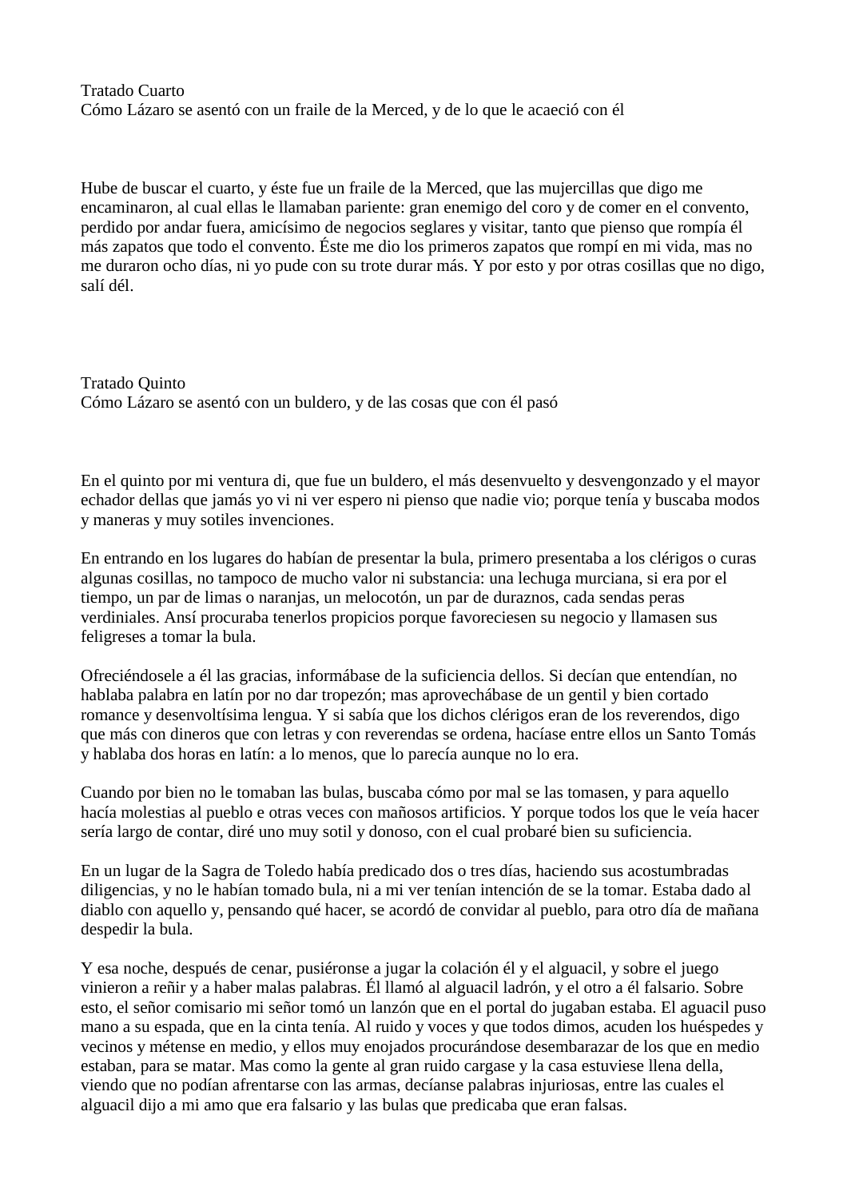## Tratado Cuarto
### Cómo Lázaro se asentó con un fraile de la Merced, y de lo que le acaeció con él

Hube de buscar el cuarto, y éste fue un fraile de la Merced, que las mujercillas que digo me encaminaron, al cual ellas le llamaban pariente: gran enemigo del coro y de comer en el convento, perdido por andar fuera, amicísimo de negocios seglares y visitar, tanto que pienso que rompía él más zapatos que todo el convento. Éste me dio los primeros zapatos que rompí en mi vida, mas no me duraron ocho días, ni yo pude con su trote durar más. Y por esto y por otras cosillas que no digo, salí dél.

## Tratado Quinto
### Cómo Lázaro se asentó con un buldero, y de las cosas que con él pasó

En el quinto por mi ventura di, que fue un buldero, el más desenvuelto y desvengonzado y el mayor echador dellas que jamás yo vi ni ver espero ni pienso que nadie vio; porque tenía y buscaba modos y maneras y muy sotiles invenciones.

En entrando en los lugares do habían de presentar la bula, primero presentaba a los clérigos o curas algunas cosillas, no tampoco de mucho valor ni substancia: una lechuga murciana, si era por el tiempo, un par de limas o naranjas, un melocotón, un par de duraznos, cada sendas peras verdiniales. Ansí procuraba tenerlos propicios porque favoreciesen su negocio y llamasen sus feligreses a tomar la bula.

Ofreciéndosele a él las gracias, informábase de la suficiencia dellos. Si decían que entendían, no hablaba palabra en latín por no dar tropezón; mas aprovechábase de un gentil y bien cortado romance y desenvoltísima lengua. Y si sabía que los dichos clérigos eran de los reverendos, digo que más con dineros que con letras y con reverendas se ordena, hacíase entre ellos un Santo Tomás y hablaba dos horas en latín: a lo menos, que lo parecía aunque no lo era.

Cuando por bien no le tomaban las bulas, buscaba cómo por mal se las tomasen, y para aquello hacía molestias al pueblo e otras veces con mañosos artificios. Y porque todos los que le veía hacer sería largo de contar, diré uno muy sotil y donoso, con el cual probaré bien su suficiencia.

En un lugar de la Sagra de Toledo había predicado dos o tres días, haciendo sus acostumbradas diligencias, y no le habían tomado bula, ni a mi ver tenían intención de se la tomar. Estaba dado al diablo con aquello y, pensando qué hacer, se acordó de convidar al pueblo, para otro día de mañana despedir la bula.

Y esa noche, después de cenar, pusiéronse a jugar la colación él y el alguacil, y sobre el juego vinieron a reñir y a haber malas palabras. Él llamó al alguacil ladrón, y el otro a él falsario. Sobre esto, el señor comisario mi señor tomó un lanzón que en el portal do jugaban estaba. El aguacil puso mano a su espada, que en la cinta tenía. Al ruido y voces y que todos dimos, acuden los huéspedes y vecinos y métense en medio, y ellos muy enojados procurándose desembarazar de los que en medio estaban, para se matar. Mas como la gente al gran ruido cargase y la casa estuviese llena della, viendo que no podían afrentarse con las armas, decíanse palabras injuriosas, entre las cuales el alguacil dijo a mi amo que era falsario y las bulas que predicaba que eran falsas.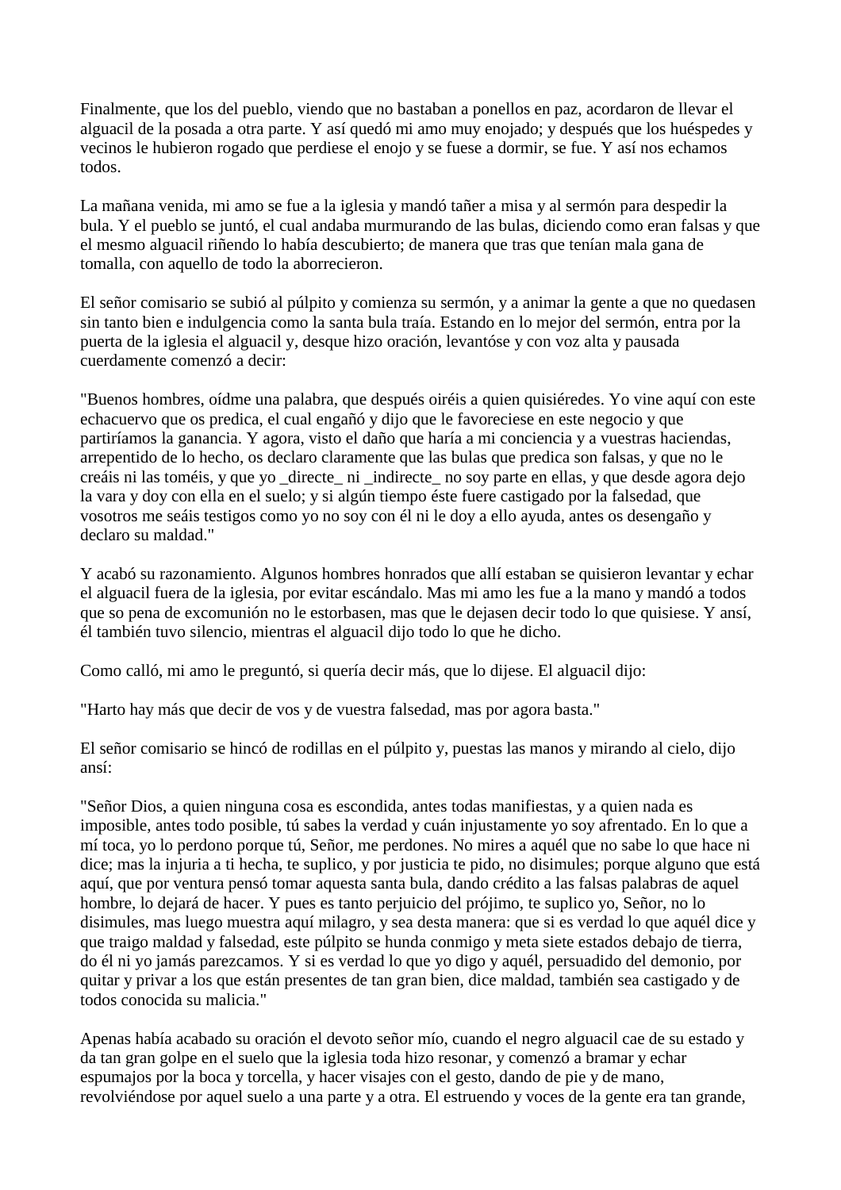Finalmente, que los del pueblo, viendo que no bastaban a ponellos en paz, acordaron de llevar el alguacil de la posada a otra parte. Y así quedó mi amo muy enojado; y después que los huéspedes y vecinos le hubieron rogado que perdiese el enojo y se fuese a dormir, se fue. Y así nos echamos todos.

La mañana venida, mi amo se fue a la iglesia y mandó tañer a misa y al sermón para despedir la bula. Y el pueblo se juntó, el cual andaba murmurando de las bulas, diciendo como eran falsas y que el mesmo alguacil riñendo lo había descubierto; de manera que tras que tenían mala gana de tomalla, con aquello de todo la aborrecieron.

El señor comisario se subió al púlpito y comienza su sermón, y a animar la gente a que no quedasen sin tanto bien e indulgencia como la santa bula traía. Estando en lo mejor del sermón, entra por la puerta de la iglesia el alguacil y, desque hizo oración, levantóse y con voz alta y pausada cuerdamente comenzó a decir:

"Buenos hombres, oídme una palabra, que después oiréis a quien quisiéredes. Yo vine aquí con este echacuervo que os predica, el cual engañó y dijo que le favoreciese en este negocio y que partiríamos la ganancia. Y agora, visto el daño que haría a mi conciencia y a vuestras haciendas, arrepentido de lo hecho, os declaro claramente que las bulas que predica son falsas, y que no le creáis ni las toméis, y que yo _directe_ ni _indirecte_ no soy parte en ellas, y que desde agora dejo la vara y doy con ella en el suelo; y si algún tiempo éste fuere castigado por la falsedad, que vosotros me seáis testigos como yo no soy con él ni le doy a ello ayuda, antes os desengaño y declaro su maldad."

Y acabó su razonamiento. Algunos hombres honrados que allí estaban se quisieron levantar y echar el alguacil fuera de la iglesia, por evitar escándalo. Mas mi amo les fue a la mano y mandó a todos que so pena de excomunión no le estorbasen, mas que le dejasen decir todo lo que quisiese. Y ansí, él también tuvo silencio, mientras el alguacil dijo todo lo que he dicho.

Como calló, mi amo le preguntó, si quería decir más, que lo dijese. El alguacil dijo:

"Harto hay más que decir de vos y de vuestra falsedad, mas por agora basta."

El señor comisario se hincó de rodillas en el púlpito y, puestas las manos y mirando al cielo, dijo ansí:

"Señor Dios, a quien ninguna cosa es escondida, antes todas manifiestas, y a quien nada es imposible, antes todo posible, tú sabes la verdad y cuán injustamente yo soy afrentado. En lo que a mí toca, yo lo perdono porque tú, Señor, me perdones. No mires a aquél que no sabe lo que hace ni dice; mas la injuria a ti hecha, te suplico, y por justicia te pido, no disimules; porque alguno que está aquí, que por ventura pensó tomar aquesta santa bula, dando crédito a las falsas palabras de aquel hombre, lo dejará de hacer. Y pues es tanto perjuicio del prójimo, te suplico yo, Señor, no lo disimules, mas luego muestra aquí milagro, y sea desta manera: que si es verdad lo que aquél dice y que traigo maldad y falsedad, este púlpito se hunda conmigo y meta siete estados debajo de tierra, do él ni yo jamás parezcamos. Y si es verdad lo que yo digo y aquél, persuadido del demonio, por quitar y privar a los que están presentes de tan gran bien, dice maldad, también sea castigado y de todos conocida su malicia."

Apenas había acabado su oración el devoto señor mío, cuando el negro alguacil cae de su estado y da tan gran golpe en el suelo que la iglesia toda hizo resonar, y comenzó a bramar y echar espumajos por la boca y torcella, y hacer visajes con el gesto, dando de pie y de mano, revolviéndose por aquel suelo a una parte y a otra. El estruendo y voces de la gente era tan grande,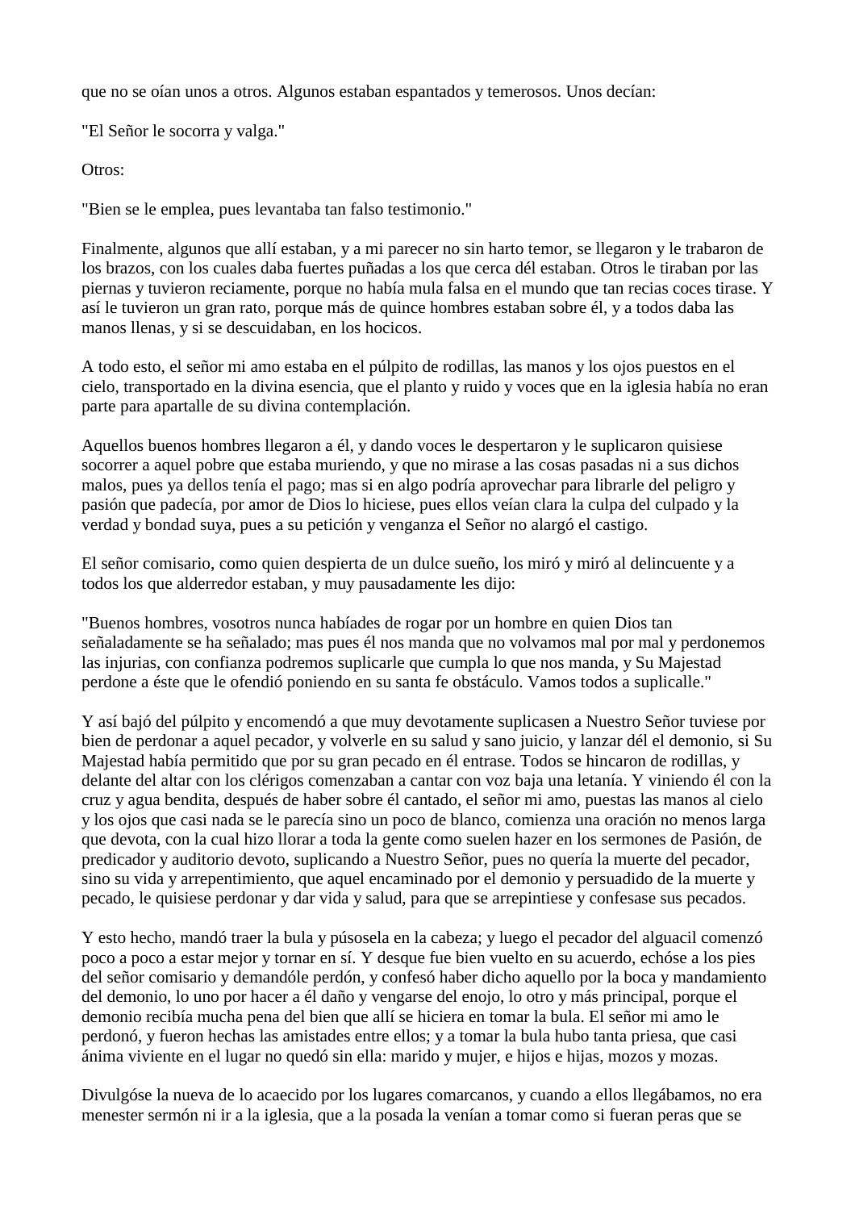que no se oían unos a otros. Algunos estaban espantados y temerosos. Unos decían:

"El Señor le socorra y valga."

Otros:

"Bien se le emplea, pues levantaba tan falso testimonio."

Finalmente, algunos que allí estaban, y a mi parecer no sin harto temor, se llegaron y le trabaron de los brazos, con los cuales daba fuertes puñadas a los que cerca dél estaban. Otros le tiraban por las piernas y tuvieron reciamente, porque no había mula falsa en el mundo que tan recias coces tirase. Y así le tuvieron un gran rato, porque más de quince hombres estaban sobre él, y a todos daba las manos llenas, y si se descuidaban, en los hocicos.

A todo esto, el señor mi amo estaba en el púlpito de rodillas, las manos y los ojos puestos en el cielo, transportado en la divina esencia, que el planto y ruido y voces que en la iglesia había no eran parte para apartalle de su divina contemplación.

Aquellos buenos hombres llegaron a él, y dando voces le despertaron y le suplicaron quisiese socorrer a aquel pobre que estaba muriendo, y que no mirase a las cosas pasadas ni a sus dichos malos, pues ya dellos tenía el pago; mas si en algo podría aprovechar para librarle del peligro y pasión que padecía, por amor de Dios lo hiciese, pues ellos veían clara la culpa del culpado y la verdad y bondad suya, pues a su petición y venganza el Señor no alargó el castigo.

El señor comisario, como quien despierta de un dulce sueño, los miró y miró al delincuente y a todos los que alderredor estaban, y muy pausadamente les dijo:

"Buenos hombres, vosotros nunca habíades de rogar por un hombre en quien Dios tan señaladamente se ha señalado; mas pues él nos manda que no volvamos mal por mal y perdonemos las injurias, con confianza podremos suplicarle que cumpla lo que nos manda, y Su Majestad perdone a éste que le ofendió poniendo en su santa fe obstáculo. Vamos todos a suplicalle."

Y así bajó del púlpito y encomendó a que muy devotamente suplicasen a Nuestro Señor tuviese por bien de perdonar a aquel pecador, y volverle en su salud y sano juicio, y lanzar dél el demonio, si Su Majestad había permitido que por su gran pecado en él entrase. Todos se hincaron de rodillas, y delante del altar con los clérigos comenzaban a cantar con voz baja una letanía. Y viniendo él con la cruz y agua bendita, después de haber sobre él cantado, el señor mi amo, puestas las manos al cielo y los ojos que casi nada se le parecía sino un poco de blanco, comienza una oración no menos larga que devota, con la cual hizo llorar a toda la gente como suelen hazer en los sermones de Pasión, de predicador y auditorio devoto, suplicando a Nuestro Señor, pues no quería la muerte del pecador, sino su vida y arrepentimiento, que aquel encaminado por el demonio y persuadido de la muerte y pecado, le quisiese perdonar y dar vida y salud, para que se arrepintiese y confesase sus pecados.

Y esto hecho, mandó traer la bula y púsosela en la cabeza; y luego el pecador del alguacil comenzó poco a poco a estar mejor y tornar en sí. Y desque fue bien vuelto en su acuerdo, echóse a los pies del señor comisario y demandóle perdón, y confesó haber dicho aquello por la boca y mandamiento del demonio, lo uno por hacer a él daño y vengarse del enojo, lo otro y más principal, porque el demonio recibía mucha pena del bien que allí se hiciera en tomar la bula. El señor mi amo le perdonó, y fueron hechas las amistades entre ellos; y a tomar la bula hubo tanta priesa, que casi ánima viviente en el lugar no quedó sin ella: marido y mujer, e hijos e hijas, mozos y mozas.

Divulgóse la nueva de lo acaecido por los lugares comarcanos, y cuando a ellos llegábamos, no era menester sermón ni ir a la iglesia, que a la posada la venían a tomar como si fueran peras que se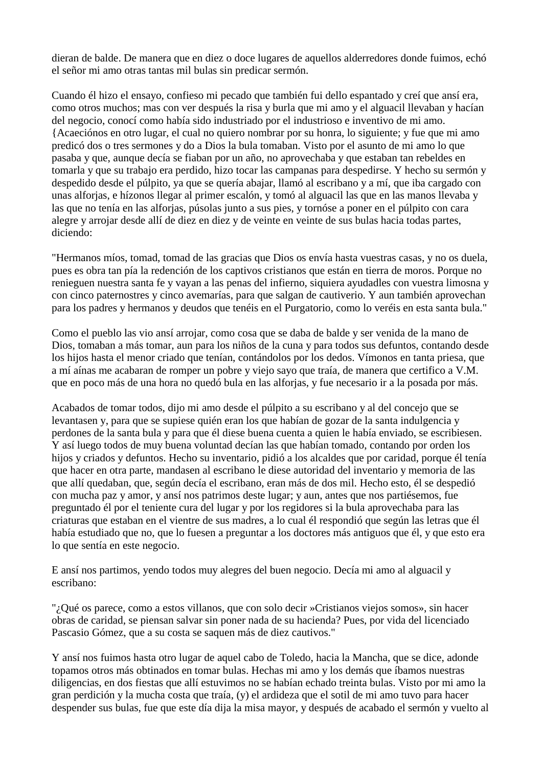dieran de balde. De manera que en diez o doce lugares de aquellos alderredores donde fuimos, echó el señor mi amo otras tantas mil bulas sin predicar sermón.

Cuando él hizo el ensayo, confieso mi pecado que también fui dello espantado y creí que ansí era, como otros muchos; mas con ver después la risa y burla que mi amo y el alguacil llevaban y hacían del negocio, conocí como había sido industriado por el industrioso e inventivo de mi amo. {Acaeciónos en otro lugar, el cual no quiero nombrar por su honra, lo siguiente; y fue que mi amo predicó dos o tres sermones y do a Dios la bula tomaban. Visto por el asunto de mi amo lo que pasaba y que, aunque decía se fiaban por un año, no aprovechaba y que estaban tan rebeldes en tomarla y que su trabajo era perdido, hizo tocar las campanas para despedirse. Y hecho su sermón y despedido desde el púlpito, ya que se quería abajar, llamó al escribano y a mí, que iba cargado con unas alforjas, e hízonos llegar al primer escalón, y tomó al alguacil las que en las manos llevaba y las que no tenía en las alforjas, púsolas junto a sus pies, y tornóse a poner en el púlpito con cara alegre y arrojar desde allí de diez en diez y de veinte en veinte de sus bulas hacia todas partes, diciendo:

"Hermanos míos, tomad, tomad de las gracias que Dios os envía hasta vuestras casas, y no os duela, pues es obra tan pía la redención de los captivos cristianos que están en tierra de moros. Porque no renieguen nuestra santa fe y vayan a las penas del infierno, siquiera ayudadles con vuestra limosna y con cinco paternostres y cinco avemarías, para que salgan de cautiverio. Y aun también aprovechan para los padres y hermanos y deudos que tenéis en el Purgatorio, como lo veréis en esta santa bula."

Como el pueblo las vio ansí arrojar, como cosa que se daba de balde y ser venida de la mano de Dios, tomaban a más tomar, aun para los niños de la cuna y para todos sus defuntos, contando desde los hijos hasta el menor criado que tenían, contándolos por los dedos. Vímonos en tanta priesa, que a mí aínas me acabaran de romper un pobre y viejo sayo que traía, de manera que certifico a V.M. que en poco más de una hora no quedó bula en las alforjas, y fue necesario ir a la posada por más.

Acabados de tomar todos, dijo mi amo desde el púlpito a su escribano y al del concejo que se levantasen y, para que se supiese quién eran los que habían de gozar de la santa indulgencia y perdones de la santa bula y para que él diese buena cuenta a quien le había enviado, se escribiesen. Y así luego todos de muy buena voluntad decían las que habían tomado, contando por orden los hijos y criados y defuntos. Hecho su inventario, pidió a los alcaldes que por caridad, porque él tenía que hacer en otra parte, mandasen al escribano le diese autoridad del inventario y memoria de las que allí quedaban, que, según decía el escribano, eran más de dos mil. Hecho esto, él se despidió con mucha paz y amor, y ansí nos patrimos deste lugar; y aun, antes que nos partiésemos, fue preguntado él por el teniente cura del lugar y por los regidores si la bula aprovechaba para las criaturas que estaban en el vientre de sus madres, a lo cual él respondió que según las letras que él había estudiado que no, que lo fuesen a preguntar a los doctores más antiguos que él, y que esto era lo que sentía en este negocio.

E ansí nos partimos, yendo todos muy alegres del buen negocio. Decía mi amo al alguacil y escribano:

"¿Qué os parece, como a estos villanos, que con solo decir »Cristianos viejos somos», sin hacer obras de caridad, se piensan salvar sin poner nada de su hacienda? Pues, por vida del licenciado Pascasio Gómez, que a su costa se saquen más de diez cautivos."

Y ansí nos fuimos hasta otro lugar de aquel cabo de Toledo, hacia la Mancha, que se dice, adonde topamos otros más obtinados en tomar bulas. Hechas mi amo y los demás que íbamos nuestras diligencias, en dos fiestas que allí estuvimos no se habían echado treinta bulas. Visto por mi amo la gran perdición y la mucha costa que traía, (y) el ardideza que el sotil de mi amo tuvo para hacer despender sus bulas, fue que este día dija la misa mayor, y después de acabado el sermón y vuelto al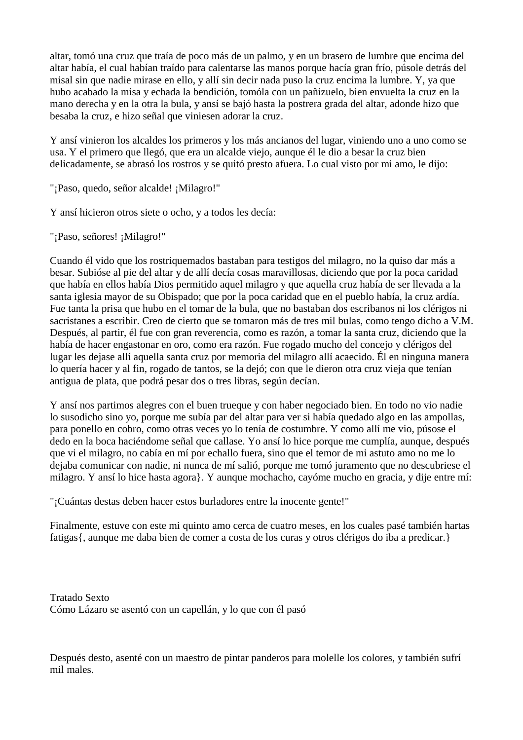altar, tomó una cruz que traía de poco más de un palmo, y en un brasero de lumbre que encima del altar había, el cual habían traído para calentarse las manos porque hacía gran frío, púsole detrás del misal sin que nadie mirase en ello, y allí sin decir nada puso la cruz encima la lumbre. Y, ya que hubo acabado la misa y echada la bendición, tomóla con un pañizuelo, bien envuelta la cruz en la mano derecha y en la otra la bula, y ansí se bajó hasta la postrera grada del altar, adonde hizo que besaba la cruz, e hizo señal que viniesen adorar la cruz.

Y ansí vinieron los alcaldes los primeros y los más ancianos del lugar, viniendo uno a uno como se usa. Y el primero que llegó, que era un alcalde viejo, aunque él le dio a besar la cruz bien delicadamente, se abrasó los rostros y se quitó presto afuera. Lo cual visto por mi amo, le dijo:

"¡Paso, quedo, señor alcalde! ¡Milagro!"

Y ansí hicieron otros siete o ocho, y a todos les decía:

"¡Paso, señores! ¡Milagro!"

Cuando él vido que los rostriquemados bastaban para testigos del milagro, no la quiso dar más a besar. Subióse al pie del altar y de allí decía cosas maravillosas, diciendo que por la poca caridad que había en ellos había Dios permitido aquel milagro y que aquella cruz había de ser llevada a la santa iglesia mayor de su Obispado; que por la poca caridad que en el pueblo había, la cruz ardía. Fue tanta la prisa que hubo en el tomar de la bula, que no bastaban dos escribanos ni los clérigos ni sacristanes a escribir. Creo de cierto que se tomaron más de tres mil bulas, como tengo dicho a V.M. Después, al partir, él fue con gran reverencia, como es razón, a tomar la santa cruz, diciendo que la había de hacer engastonar en oro, como era razón. Fue rogado mucho del concejo y clérigos del lugar les dejase allí aquella santa cruz por memoria del milagro allí acaecido. Él en ninguna manera lo quería hacer y al fin, rogado de tantos, se la dejó; con que le dieron otra cruz vieja que tenían antigua de plata, que podrá pesar dos o tres libras, según decían.

Y ansí nos partimos alegres con el buen trueque y con haber negociado bien. En todo no vio nadie lo susodicho sino yo, porque me subía par del altar para ver si había quedado algo en las ampollas, para ponello en cobro, como otras veces yo lo tenía de costumbre. Y como allí me vio, púsose el dedo en la boca haciéndome señal que callase. Yo ansí lo hice porque me cumplía, aunque, después que vi el milagro, no cabía en mí por echallo fuera, sino que el temor de mi astuto amo no me lo dejaba comunicar con nadie, ni nunca de mí salió, porque me tomó juramento que no descubriese el milagro. Y ansí lo hice hasta agora}. Y aunque mochacho, cayóme mucho en gracia, y dije entre mí:

"¡Cuántas destas deben hacer estos burladores entre la inocente gente!"

Finalmente, estuve con este mi quinto amo cerca de cuatro meses, en los cuales pasé también hartas fatigas{, aunque me daba bien de comer a costa de los curas y otros clérigos do iba a predicar.}

## Tratado Sexto
## Cómo Lázaro se asentó con un capellán, y lo que con él pasó

Después desto, asenté con un maestro de pintar panderos para molelle los colores, y también sufrí mil males.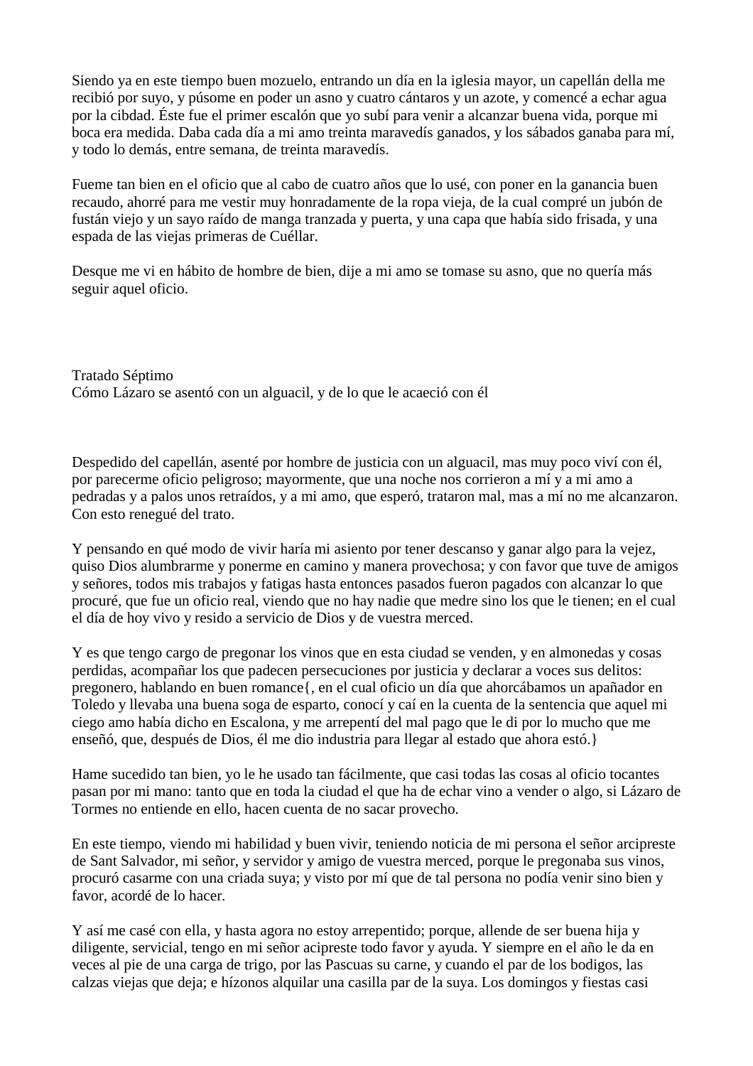Siendo ya en este tiempo buen mozuelo, entrando un día en la iglesia mayor, un capellán della me recibió por suyo, y púsome en poder un asno y cuatro cántaros y un azote, y comencé a echar agua por la cibdad. Éste fue el primer escalón que yo subí para venir a alcanzar buena vida, porque mi boca era medida. Daba cada día a mi amo treinta maravedís ganados, y los sábados ganaba para mí, y todo lo demás, entre semana, de treinta maravedís.

Fueme tan bien en el oficio que al cabo de cuatro años que lo usé, con poner en la ganancia buen recaudo, ahorré para me vestir muy honradamente de la ropa vieja, de la cual compré un jubón de fustán viejo y un sayo raído de manga tranzada y puerta, y una capa que había sido frisada, y una espada de las viejas primeras de Cuéllar.

Desque me vi en hábito de hombre de bien, dije a mi amo se tomase su asno, que no quería más seguir aquel oficio.

## Tratado Séptimo
## Cómo Lázaro se asentó con un alguacil, y de lo que le acaeció con él

Despedido del capellán, asenté por hombre de justicia con un alguacil, mas muy poco viví con él, por parecerme oficio peligroso; mayormente, que una noche nos corrieron a mí y a mi amo a pedradas y a palos unos retraídos, y a mi amo, que esperó, trataron mal, mas a mí no me alcanzaron. Con esto renegué del trato.

Y pensando en qué modo de vivir haría mi asiento por tener descanso y ganar algo para la vejez, quiso Dios alumbrarme y ponerme en camino y manera provechosa; y con favor que tuve de amigos y señores, todos mis trabajos y fatigas hasta entonces pasados fueron pagados con alcanzar lo que procuré, que fue un oficio real, viendo que no hay nadie que medre sino los que le tienen; en el cual el día de hoy vivo y resido a servicio de Dios y de vuestra merced.

Y es que tengo cargo de pregonar los vinos que en esta ciudad se venden, y en almonedas y cosas perdidas, acompañar los que padecen persecuciones por justicia y declarar a voces sus delitos: pregonero, hablando en buen romance{, en el cual oficio un día que ahorcábamos un apañador en Toledo y llevaba una buena soga de esparto, conocí y caí en la cuenta de la sentencia que aquel mi ciego amo había dicho en Escalona, y me arrepentí del mal pago que le di por lo mucho que me enseñó, que, después de Dios, él me dio industria para llegar al estado que ahora estó.}

Hame sucedido tan bien, yo le he usado tan fácilmente, que casi todas las cosas al oficio tocantes pasan por mi mano: tanto que en toda la ciudad el que ha de echar vino a vender o algo, si Lázaro de Tormes no entiende en ello, hacen cuenta de no sacar provecho.

En este tiempo, viendo mi habilidad y buen vivir, teniendo noticia de mi persona el señor arcipreste de Sant Salvador, mi señor, y servidor y amigo de vuestra merced, porque le pregonaba sus vinos, procuró casarme con una criada suya; y visto por mí que de tal persona no podía venir sino bien y favor, acordé de lo hacer.

Y así me casé con ella, y hasta agora no estoy arrepentido; porque, allende de ser buena hija y diligente, servicial, tengo en mi señor acipreste todo favor y ayuda. Y siempre en el año le da en veces al pie de una carga de trigo, por las Pascuas su carne, y cuando el par de los bodigos, las calzas viejas que deja; e hízonos alquilar una casilla par de la suya. Los domingos y fiestas casi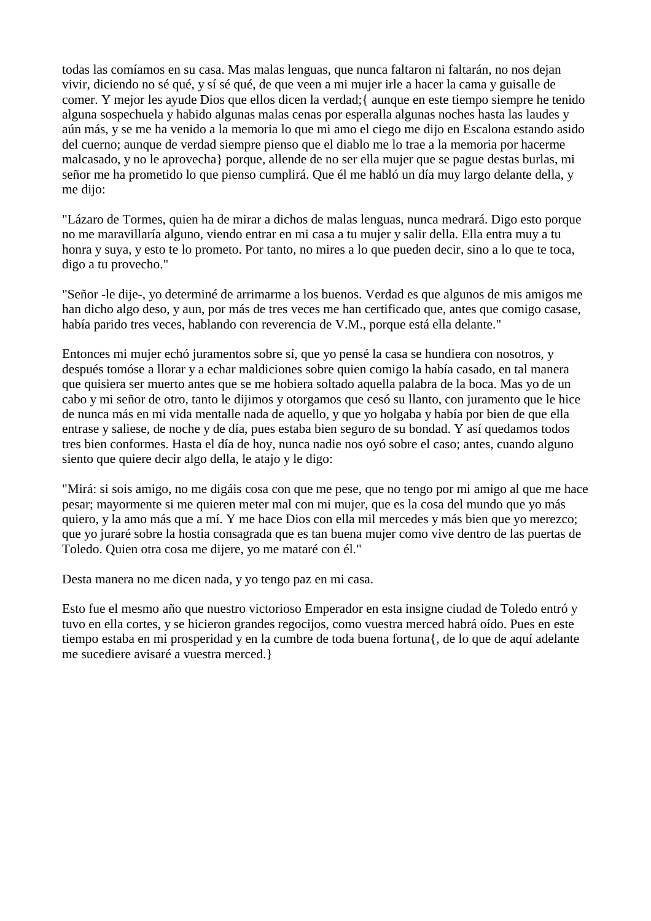todas las comíamos en su casa. Mas malas lenguas, que nunca faltaron ni faltarán, no nos dejan vivir, diciendo no sé qué, y sí sé qué, de que veen a mi mujer irle a hacer la cama y guisalle de comer. Y mejor les ayude Dios que ellos dicen la verdad;{ aunque en este tiempo siempre he tenido alguna sospechuela y habido algunas malas cenas por esperalla algunas noches hasta las laudes y aún más, y se me ha venido a la memoria lo que mi amo el ciego me dijo en Escalona estando asido del cuerno; aunque de verdad siempre pienso que el diablo me lo trae a la memoria por hacerme malcasado, y no le aprovecha} porque, allende de no ser ella mujer que se pague destas burlas, mi señor me ha prometido lo que pienso cumplirá. Que él me habló un día muy largo delante della, y me dijo:

"Lázaro de Tormes, quien ha de mirar a dichos de malas lenguas, nunca medrará. Digo esto porque no me maravillaría alguno, viendo entrar en mi casa a tu mujer y salir della. Ella entra muy a tu honra y suya, y esto te lo prometo. Por tanto, no mires a lo que pueden decir, sino a lo que te toca, digo a tu provecho."

"Señor -le dije-, yo determiné de arrimarme a los buenos. Verdad es que algunos de mis amigos me han dicho algo deso, y aun, por más de tres veces me han certificado que, antes que comigo casase, había parido tres veces, hablando con reverencia de V.M., porque está ella delante."

Entonces mi mujer echó juramentos sobre sí, que yo pensé la casa se hundiera con nosotros, y después tomóse a llorar y a echar maldiciones sobre quien comigo la había casado, en tal manera que quisiera ser muerto antes que se me hobiera soltado aquella palabra de la boca. Mas yo de un cabo y mi señor de otro, tanto le dijimos y otorgamos que cesó su llanto, con juramento que le hice de nunca más en mi vida mentalle nada de aquello, y que yo holgaba y había por bien de que ella entrase y saliese, de noche y de día, pues estaba bien seguro de su bondad. Y así quedamos todos tres bien conformes. Hasta el día de hoy, nunca nadie nos oyó sobre el caso; antes, cuando alguno siento que quiere decir algo della, le atajo y le digo:

"Mirá: si sois amigo, no me digáis cosa con que me pese, que no tengo por mi amigo al que me hace pesar; mayormente si me quieren meter mal con mi mujer, que es la cosa del mundo que yo más quiero, y la amo más que a mí. Y me hace Dios con ella mil mercedes y más bien que yo merezco; que yo juraré sobre la hostia consagrada que es tan buena mujer como vive dentro de las puertas de Toledo. Quien otra cosa me dijere, yo me mataré con él."

Desta manera no me dicen nada, y yo tengo paz en mi casa.

Esto fue el mesmo año que nuestro victorioso Emperador en esta insigne ciudad de Toledo entró y tuvo en ella cortes, y se hicieron grandes regocijos, como vuestra merced habrá oído. Pues en este tiempo estaba en mi prosperidad y en la cumbre de toda buena fortuna{, de lo que de aquí adelante me sucediere avisaré a vuestra merced.}